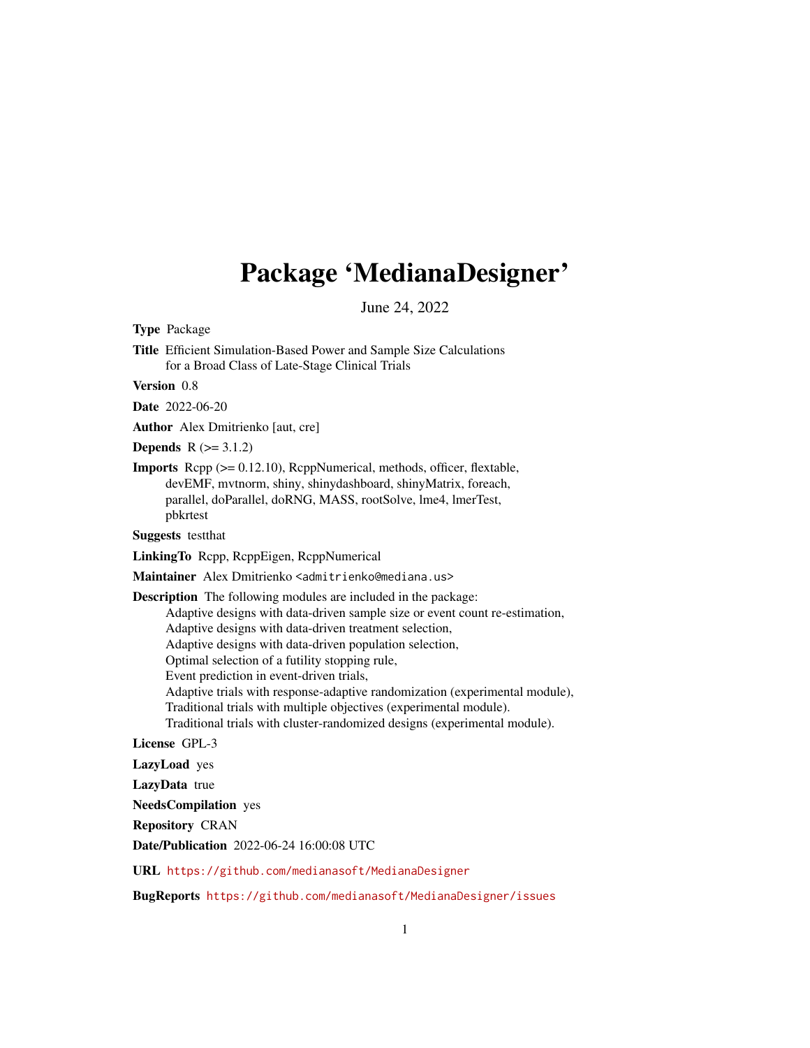# Package 'MedianaDesigner'

June 24, 2022

**Type** Package

**Title** Efficient Simulation-Based Power and Sample Size Calculations for a Broad Class of Late-Stage Clinical Trials

**Version** 0.8

**Date** 2022-06-20

**Author** Alex Dmitrienko [aut, cre]

**Depends** R (>= 3.1.2)

**Imports** Rcpp (>= 0.12.10), RcppNumerical, methods, officer, flextable, devEMF, mvtnorm, shiny, shinydashboard, shinyMatrix, foreach, parallel, doParallel, doRNG, MASS, rootSolve, lme4, lmerTest, pbkrtest

**Suggests** testthat

**LinkingTo** Rcpp, RcppEigen, RcppNumerical

**Maintainer** Alex Dmitrienko <admitrienko@mediana.us>

**Description** The following modules are included in the package:
Adaptive designs with data-driven sample size or event count re-estimation,
Adaptive designs with data-driven treatment selection,
Adaptive designs with data-driven population selection,
Optimal selection of a futility stopping rule,
Event prediction in event-driven trials,
Adaptive trials with response-adaptive randomization (experimental module),
Traditional trials with multiple objectives (experimental module).
Traditional trials with cluster-randomized designs (experimental module).

**License** GPL-3

**LazyLoad** yes

**LazyData** true

**NeedsCompilation** yes

**Repository** CRAN

**Date/Publication** 2022-06-24 16:00:08 UTC

**URL** https://github.com/medianasoft/MedianaDesigner

**BugReports** https://github.com/medianasoft/MedianaDesigner/issues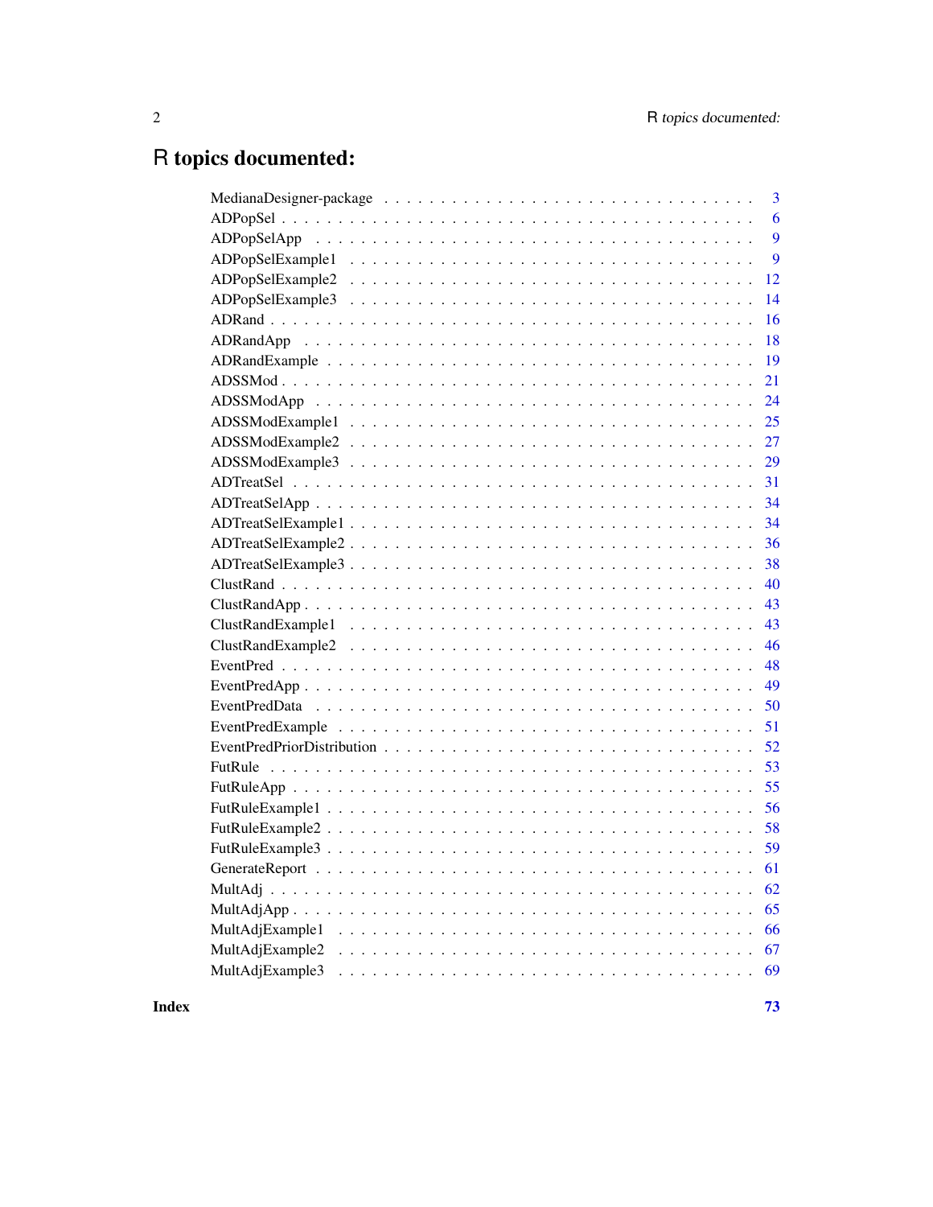# R topics documented:

| | |
|---|---|
| MedianaDesigner-package | 3 |
| ADPopSel | 6 |
| ADPopSelApp | 9 |
| ADPopSelExample1 | 9 |
| ADPopSelExample2 | 12 |
| ADPopSelExample3 | 14 |
| ADRand | 16 |
| ADRandApp | 18 |
| ADRandExample | 19 |
| ADSSMod | 21 |
| ADSSModApp | 24 |
| ADSSModExample1 | 25 |
| ADSSModExample2 | 27 |
| ADSSModExample3 | 29 |
| ADTreatSel | 31 |
| ADTreatSelApp | 34 |
| ADTreatSelExample1 | 34 |
| ADTreatSelExample2 | 36 |
| ADTreatSelExample3 | 38 |
| ClustRand | 40 |
| ClustRandApp | 43 |
| ClustRandExample1 | 43 |
| ClustRandExample2 | 46 |
| EventPred | 48 |
| EventPredApp | 49 |
| EventPredData | 50 |
| EventPredExample | 51 |
| EventPredPriorDistribution | 52 |
| FutRule | 53 |
| FutRuleApp | 55 |
| FutRuleExample1 | 56 |
| FutRuleExample2 | 58 |
| FutRuleExample3 | 59 |
| GenerateReport | 61 |
| MultAdj | 62 |
| MultAdjApp | 65 |
| MultAdjExample1 | 66 |
| MultAdjExample2 | 67 |
| MultAdjExample3 | 69 |

**Index** **73**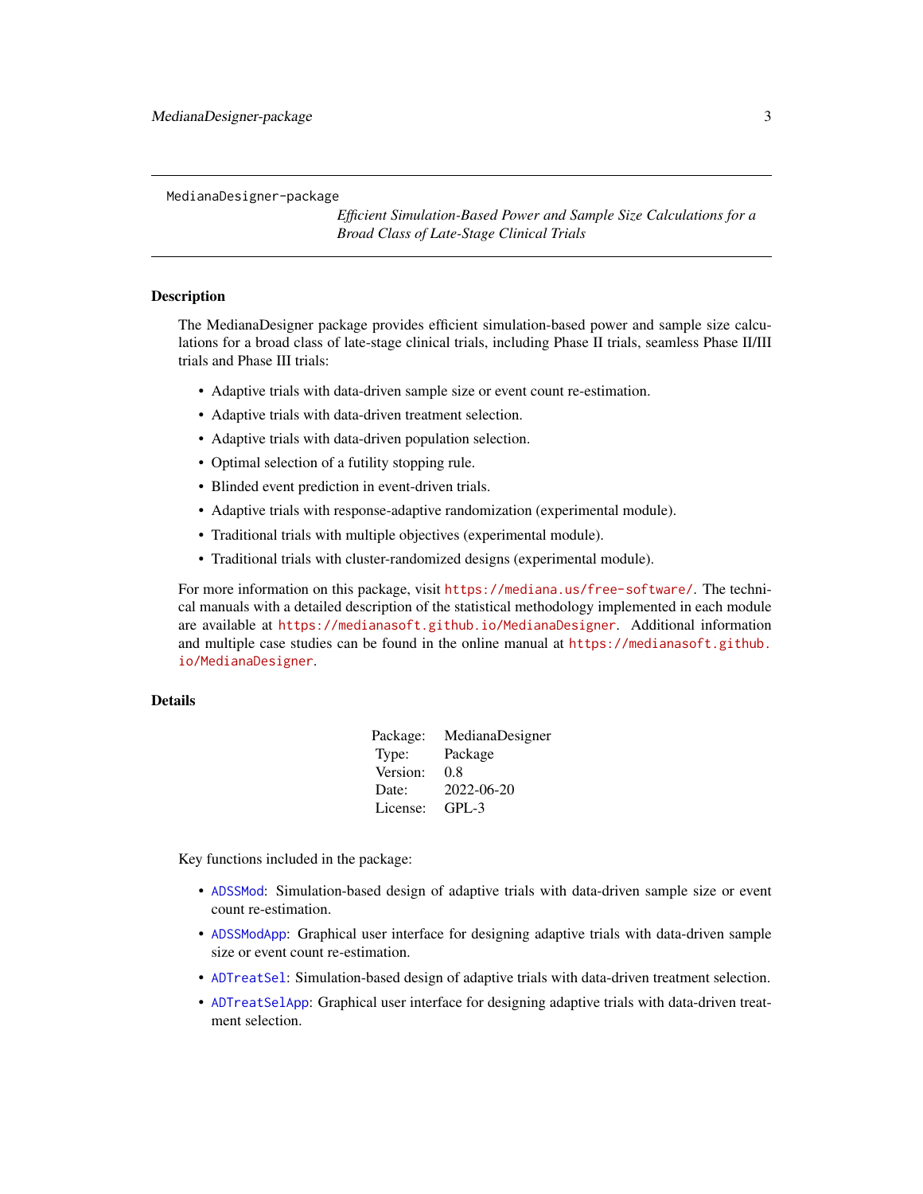MedianaDesigner-package

*Efficient Simulation-Based Power and Sample Size Calculations for a Broad Class of Late-Stage Clinical Trials*

## Description

The MedianaDesigner package provides efficient simulation-based power and sample size calculations for a broad class of late-stage clinical trials, including Phase II trials, seamless Phase II/III trials and Phase III trials:

- Adaptive trials with data-driven sample size or event count re-estimation.
- Adaptive trials with data-driven treatment selection.
- Adaptive trials with data-driven population selection.
- Optimal selection of a futility stopping rule.
- Blinded event prediction in event-driven trials.
- Adaptive trials with response-adaptive randomization (experimental module).
- Traditional trials with multiple objectives (experimental module).
- Traditional trials with cluster-randomized designs (experimental module).

For more information on this package, visit https://mediana.us/free-software/. The technical manuals with a detailed description of the statistical methodology implemented in each module are available at https://medianasoft.github.io/MedianaDesigner. Additional information and multiple case studies can be found in the online manual at https://medianasoft.github.io/MedianaDesigner.

## Details

| | |
|---|---|
| Package: | MedianaDesigner |
| Type: | Package |
| Version: | 0.8 |
| Date: | 2022-06-20 |
| License: | GPL-3 |

Key functions included in the package:

- `ADSSMod`: Simulation-based design of adaptive trials with data-driven sample size or event count re-estimation.
- `ADSSModApp`: Graphical user interface for designing adaptive trials with data-driven sample size or event count re-estimation.
- `ADTreatSel`: Simulation-based design of adaptive trials with data-driven treatment selection.
- `ADTreatSelApp`: Graphical user interface for designing adaptive trials with data-driven treatment selection.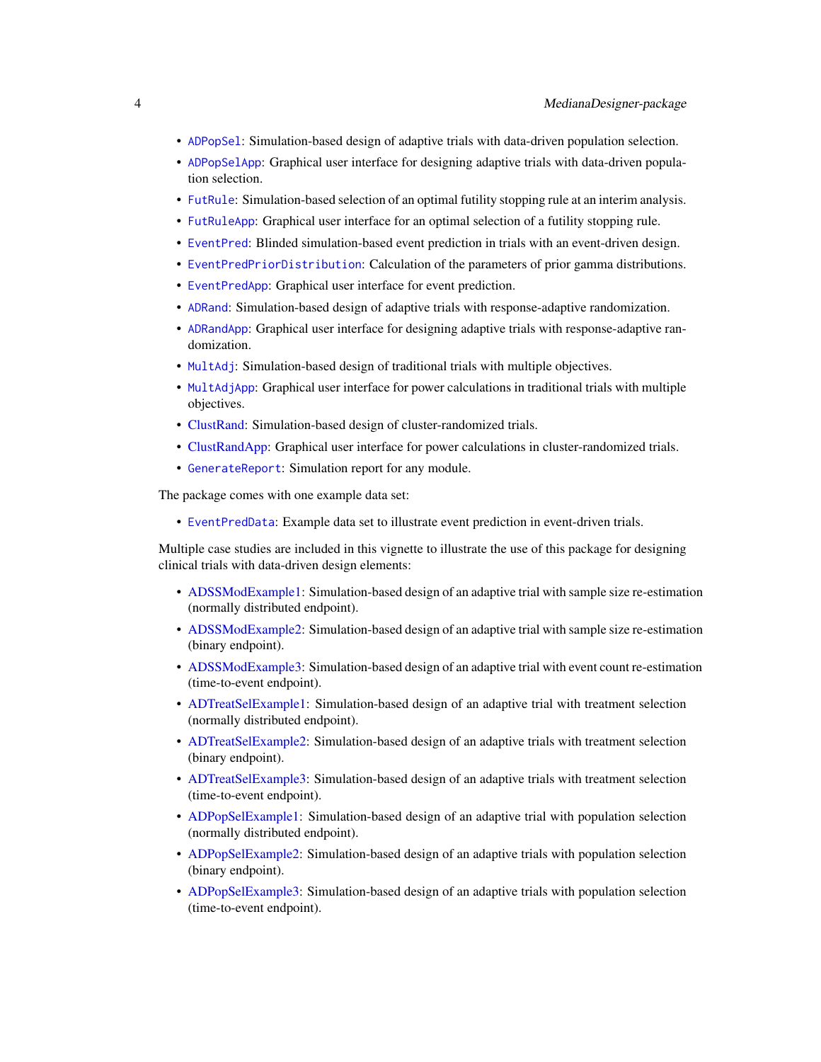- ADPopSel: Simulation-based design of adaptive trials with data-driven population selection.
- ADPopSelApp: Graphical user interface for designing adaptive trials with data-driven population selection.
- FutRule: Simulation-based selection of an optimal futility stopping rule at an interim analysis.
- FutRuleApp: Graphical user interface for an optimal selection of a futility stopping rule.
- EventPred: Blinded simulation-based event prediction in trials with an event-driven design.
- EventPredPriorDistribution: Calculation of the parameters of prior gamma distributions.
- EventPredApp: Graphical user interface for event prediction.
- ADRand: Simulation-based design of adaptive trials with response-adaptive randomization.
- ADRandApp: Graphical user interface for designing adaptive trials with response-adaptive randomization.
- MultAdj: Simulation-based design of traditional trials with multiple objectives.
- MultAdjApp: Graphical user interface for power calculations in traditional trials with multiple objectives.
- ClustRand: Simulation-based design of cluster-randomized trials.
- ClustRandApp: Graphical user interface for power calculations in cluster-randomized trials.
- GenerateReport: Simulation report for any module.

The package comes with one example data set:

- EventPredData: Example data set to illustrate event prediction in event-driven trials.

Multiple case studies are included in this vignette to illustrate the use of this package for designing clinical trials with data-driven design elements:

- ADSSModExample1: Simulation-based design of an adaptive trial with sample size re-estimation (normally distributed endpoint).
- ADSSModExample2: Simulation-based design of an adaptive trial with sample size re-estimation (binary endpoint).
- ADSSModExample3: Simulation-based design of an adaptive trial with event count re-estimation (time-to-event endpoint).
- ADTreatSelExample1: Simulation-based design of an adaptive trial with treatment selection (normally distributed endpoint).
- ADTreatSelExample2: Simulation-based design of an adaptive trials with treatment selection (binary endpoint).
- ADTreatSelExample3: Simulation-based design of an adaptive trials with treatment selection (time-to-event endpoint).
- ADPopSelExample1: Simulation-based design of an adaptive trial with population selection (normally distributed endpoint).
- ADPopSelExample2: Simulation-based design of an adaptive trials with population selection (binary endpoint).
- ADPopSelExample3: Simulation-based design of an adaptive trials with population selection (time-to-event endpoint).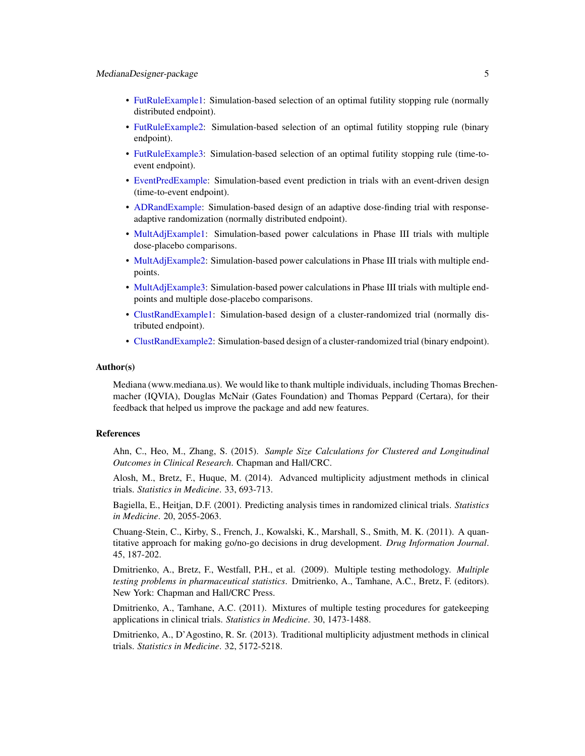- FutRuleExample1: Simulation-based selection of an optimal futility stopping rule (normally distributed endpoint).
- FutRuleExample2: Simulation-based selection of an optimal futility stopping rule (binary endpoint).
- FutRuleExample3: Simulation-based selection of an optimal futility stopping rule (time-to-event endpoint).
- EventPredExample: Simulation-based event prediction in trials with an event-driven design (time-to-event endpoint).
- ADRandExample: Simulation-based design of an adaptive dose-finding trial with response-adaptive randomization (normally distributed endpoint).
- MultAdjExample1: Simulation-based power calculations in Phase III trials with multiple dose-placebo comparisons.
- MultAdjExample2: Simulation-based power calculations in Phase III trials with multiple endpoints.
- MultAdjExample3: Simulation-based power calculations in Phase III trials with multiple endpoints and multiple dose-placebo comparisons.
- ClustRandExample1: Simulation-based design of a cluster-randomized trial (normally distributed endpoint).
- ClustRandExample2: Simulation-based design of a cluster-randomized trial (binary endpoint).

### Author(s)

Mediana (www.mediana.us). We would like to thank multiple individuals, including Thomas Brechenmacher (IQVIA), Douglas McNair (Gates Foundation) and Thomas Peppard (Certara), for their feedback that helped us improve the package and add new features.

### References

Ahn, C., Heo, M., Zhang, S. (2015). *Sample Size Calculations for Clustered and Longitudinal Outcomes in Clinical Research*. Chapman and Hall/CRC.

Alosh, M., Bretz, F., Huque, M. (2014). Advanced multiplicity adjustment methods in clinical trials. *Statistics in Medicine*. 33, 693-713.

Bagiella, E., Heitjan, D.F. (2001). Predicting analysis times in randomized clinical trials. *Statistics in Medicine*. 20, 2055-2063.

Chuang-Stein, C., Kirby, S., French, J., Kowalski, K., Marshall, S., Smith, M. K. (2011). A quantitative approach for making go/no-go decisions in drug development. *Drug Information Journal*. 45, 187-202.

Dmitrienko, A., Bretz, F., Westfall, P.H., et al. (2009). Multiple testing methodology. *Multiple testing problems in pharmaceutical statistics*. Dmitrienko, A., Tamhane, A.C., Bretz, F. (editors). New York: Chapman and Hall/CRC Press.

Dmitrienko, A., Tamhane, A.C. (2011). Mixtures of multiple testing procedures for gatekeeping applications in clinical trials. *Statistics in Medicine*. 30, 1473-1488.

Dmitrienko, A., D'Agostino, R. Sr. (2013). Traditional multiplicity adjustment methods in clinical trials. *Statistics in Medicine*. 32, 5172-5218.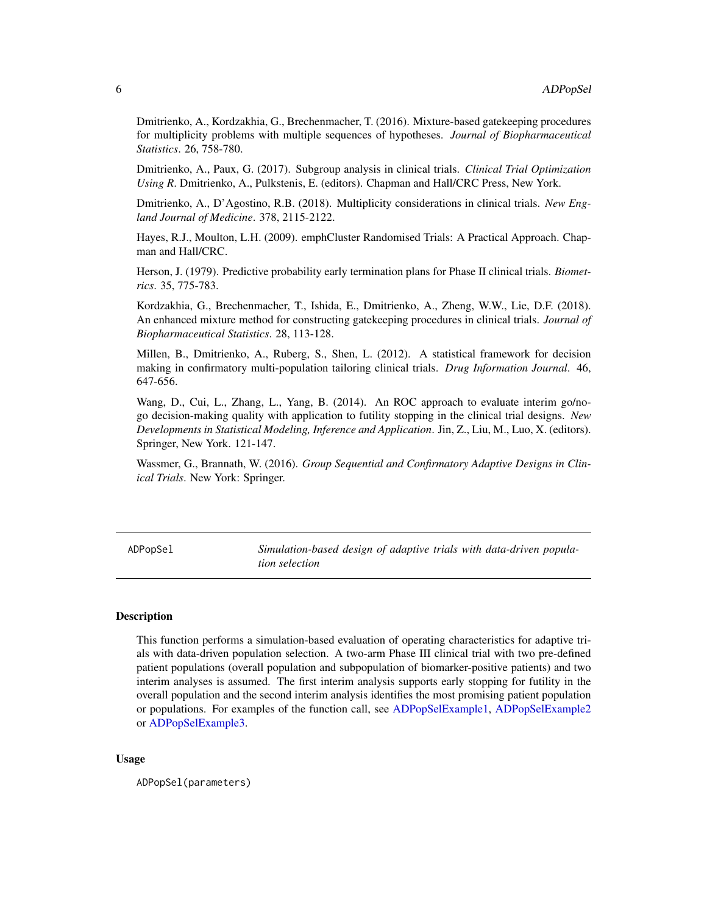Dmitrienko, A., Kordzakhia, G., Brechenmacher, T. (2016). Mixture-based gatekeeping procedures for multiplicity problems with multiple sequences of hypotheses. *Journal of Biopharmaceutical Statistics*. 26, 758-780.

Dmitrienko, A., Paux, G. (2017). Subgroup analysis in clinical trials. *Clinical Trial Optimization Using R*. Dmitrienko, A., Pulkstenis, E. (editors). Chapman and Hall/CRC Press, New York.

Dmitrienko, A., D'Agostino, R.B. (2018). Multiplicity considerations in clinical trials. *New England Journal of Medicine*. 378, 2115-2122.

Hayes, R.J., Moulton, L.H. (2009). emphCluster Randomised Trials: A Practical Approach. Chapman and Hall/CRC.

Herson, J. (1979). Predictive probability early termination plans for Phase II clinical trials. *Biometrics*. 35, 775-783.

Kordzakhia, G., Brechenmacher, T., Ishida, E., Dmitrienko, A., Zheng, W.W., Lie, D.F. (2018). An enhanced mixture method for constructing gatekeeping procedures in clinical trials. *Journal of Biopharmaceutical Statistics*. 28, 113-128.

Millen, B., Dmitrienko, A., Ruberg, S., Shen, L. (2012). A statistical framework for decision making in confirmatory multi-population tailoring clinical trials. *Drug Information Journal*. 46, 647-656.

Wang, D., Cui, L., Zhang, L., Yang, B. (2014). An ROC approach to evaluate interim go/no-go decision-making quality with application to futility stopping in the clinical trial designs. *New Developments in Statistical Modeling, Inference and Application*. Jin, Z., Liu, M., Luo, X. (editors). Springer, New York. 121-147.

Wassmer, G., Brannath, W. (2016). *Group Sequential and Confirmatory Adaptive Designs in Clinical Trials*. New York: Springer.

---

`ADPopSel` *Simulation-based design of adaptive trials with data-driven population selection*

---

## Description

This function performs a simulation-based evaluation of operating characteristics for adaptive trials with data-driven population selection. A two-arm Phase III clinical trial with two pre-defined patient populations (overall population and subpopulation of biomarker-positive patients) and two interim analyses is assumed. The first interim analysis supports early stopping for futility in the overall population and the second interim analysis identifies the most promising patient population or populations. For examples of the function call, see ADPopSelExample1, ADPopSelExample2 or ADPopSelExample3.

## Usage

```
ADPopSel(parameters)
```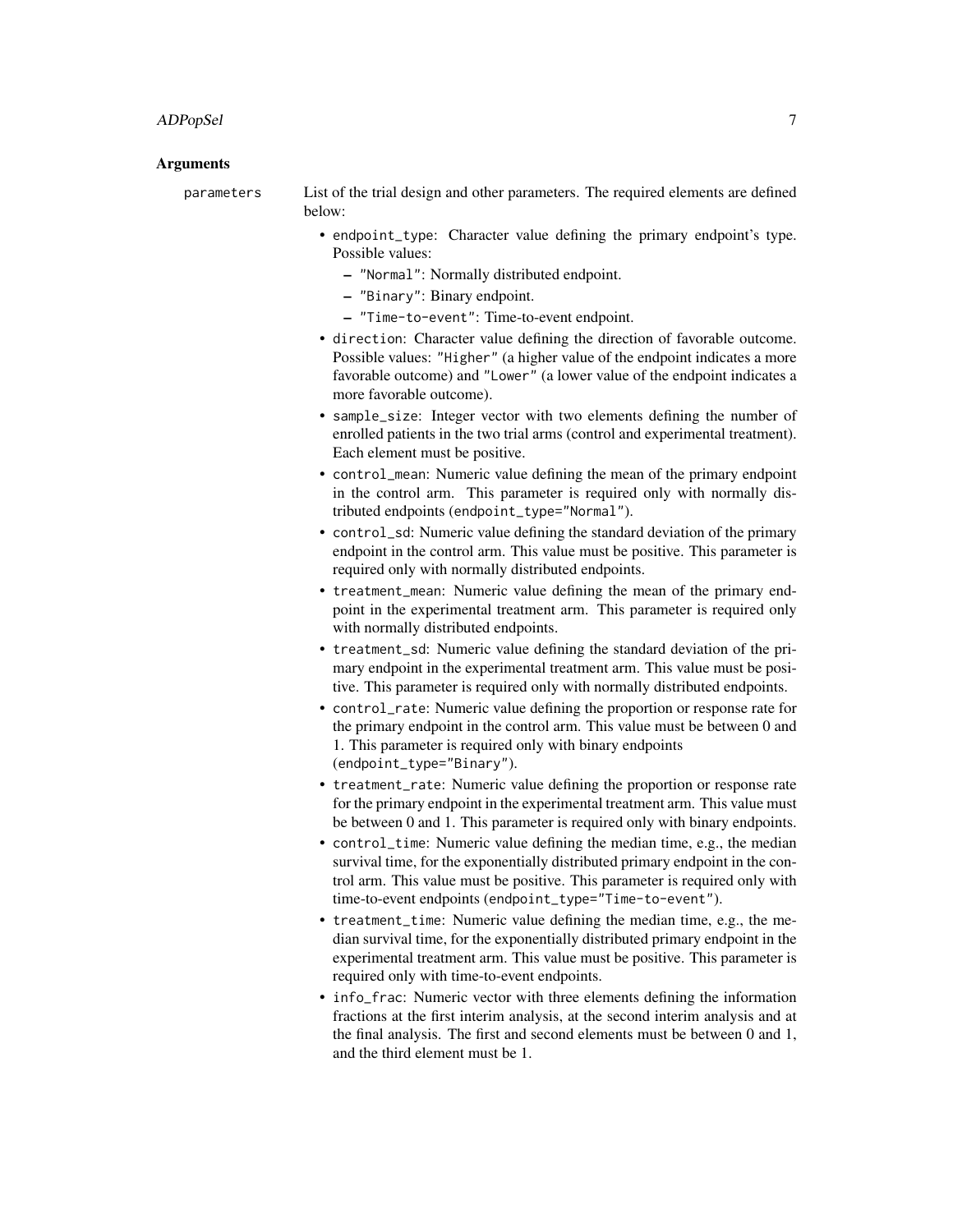## Arguments

`parameters` List of the trial design and other parameters. The required elements are defined below:

- `endpoint_type`: Character value defining the primary endpoint's type. Possible values:
  - `"Normal"`: Normally distributed endpoint.
  - `"Binary"`: Binary endpoint.
  - `"Time-to-event"`: Time-to-event endpoint.
- `direction`: Character value defining the direction of favorable outcome. Possible values: `"Higher"` (a higher value of the endpoint indicates a more favorable outcome) and `"Lower"` (a lower value of the endpoint indicates a more favorable outcome).
- `sample_size`: Integer vector with two elements defining the number of enrolled patients in the two trial arms (control and experimental treatment). Each element must be positive.
- `control_mean`: Numeric value defining the mean of the primary endpoint in the control arm. This parameter is required only with normally distributed endpoints (`endpoint_type="Normal"`).
- `control_sd`: Numeric value defining the standard deviation of the primary endpoint in the control arm. This value must be positive. This parameter is required only with normally distributed endpoints.
- `treatment_mean`: Numeric value defining the mean of the primary endpoint in the experimental treatment arm. This parameter is required only with normally distributed endpoints.
- `treatment_sd`: Numeric value defining the standard deviation of the primary endpoint in the experimental treatment arm. This value must be positive. This parameter is required only with normally distributed endpoints.
- `control_rate`: Numeric value defining the proportion or response rate for the primary endpoint in the control arm. This value must be between 0 and 1. This parameter is required only with binary endpoints (`endpoint_type="Binary"`).
- `treatment_rate`: Numeric value defining the proportion or response rate for the primary endpoint in the experimental treatment arm. This value must be between 0 and 1. This parameter is required only with binary endpoints.
- `control_time`: Numeric value defining the median time, e.g., the median survival time, for the exponentially distributed primary endpoint in the control arm. This value must be positive. This parameter is required only with time-to-event endpoints (`endpoint_type="Time-to-event"`).
- `treatment_time`: Numeric value defining the median time, e.g., the median survival time, for the exponentially distributed primary endpoint in the experimental treatment arm. This value must be positive. This parameter is required only with time-to-event endpoints.
- `info_frac`: Numeric vector with three elements defining the information fractions at the first interim analysis, at the second interim analysis and at the final analysis. The first and second elements must be between 0 and 1, and the third element must be 1.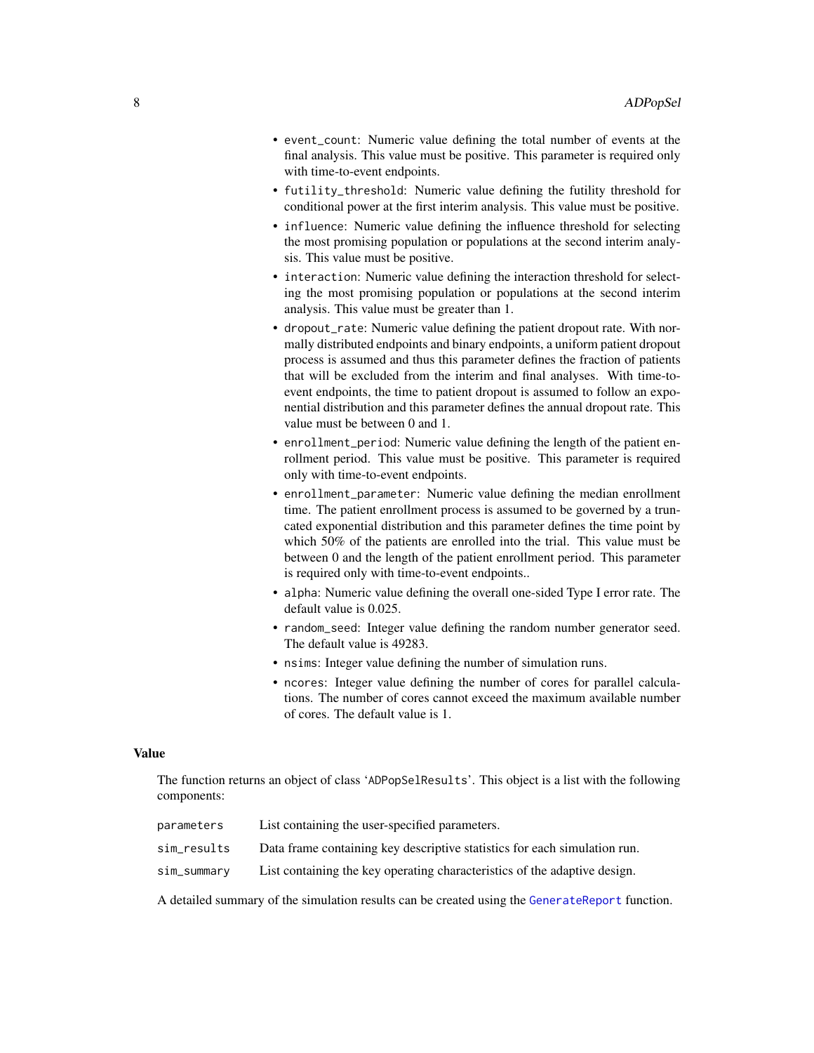- `event_count`: Numeric value defining the total number of events at the final analysis. This value must be positive. This parameter is required only with time-to-event endpoints.
- `futility_threshold`: Numeric value defining the futility threshold for conditional power at the first interim analysis. This value must be positive.
- `influence`: Numeric value defining the influence threshold for selecting the most promising population or populations at the second interim analysis. This value must be positive.
- `interaction`: Numeric value defining the interaction threshold for selecting the most promising population or populations at the second interim analysis. This value must be greater than 1.
- `dropout_rate`: Numeric value defining the patient dropout rate. With normally distributed endpoints and binary endpoints, a uniform patient dropout process is assumed and thus this parameter defines the fraction of patients that will be excluded from the interim and final analyses. With time-to-event endpoints, the time to patient dropout is assumed to follow an exponential distribution and this parameter defines the annual dropout rate. This value must be between 0 and 1.
- `enrollment_period`: Numeric value defining the length of the patient enrollment period. This value must be positive. This parameter is required only with time-to-event endpoints.
- `enrollment_parameter`: Numeric value defining the median enrollment time. The patient enrollment process is assumed to be governed by a truncated exponential distribution and this parameter defines the time point by which 50% of the patients are enrolled into the trial. This value must be between 0 and the length of the patient enrollment period. This parameter is required only with time-to-event endpoints..
- `alpha`: Numeric value defining the overall one-sided Type I error rate. The default value is 0.025.
- `random_seed`: Integer value defining the random number generator seed. The default value is 49283.
- `nsims`: Integer value defining the number of simulation runs.
- `ncores`: Integer value defining the number of cores for parallel calculations. The number of cores cannot exceed the maximum available number of cores. The default value is 1.

## Value

The function returns an object of class 'ADPopSelResults'. This object is a list with the following components:

| | |
|---|---|
| `parameters` | List containing the user-specified parameters. |
| `sim_results` | Data frame containing key descriptive statistics for each simulation run. |
| `sim_summary` | List containing the key operating characteristics of the adaptive design. |

A detailed summary of the simulation results can be created using the `GenerateReport` function.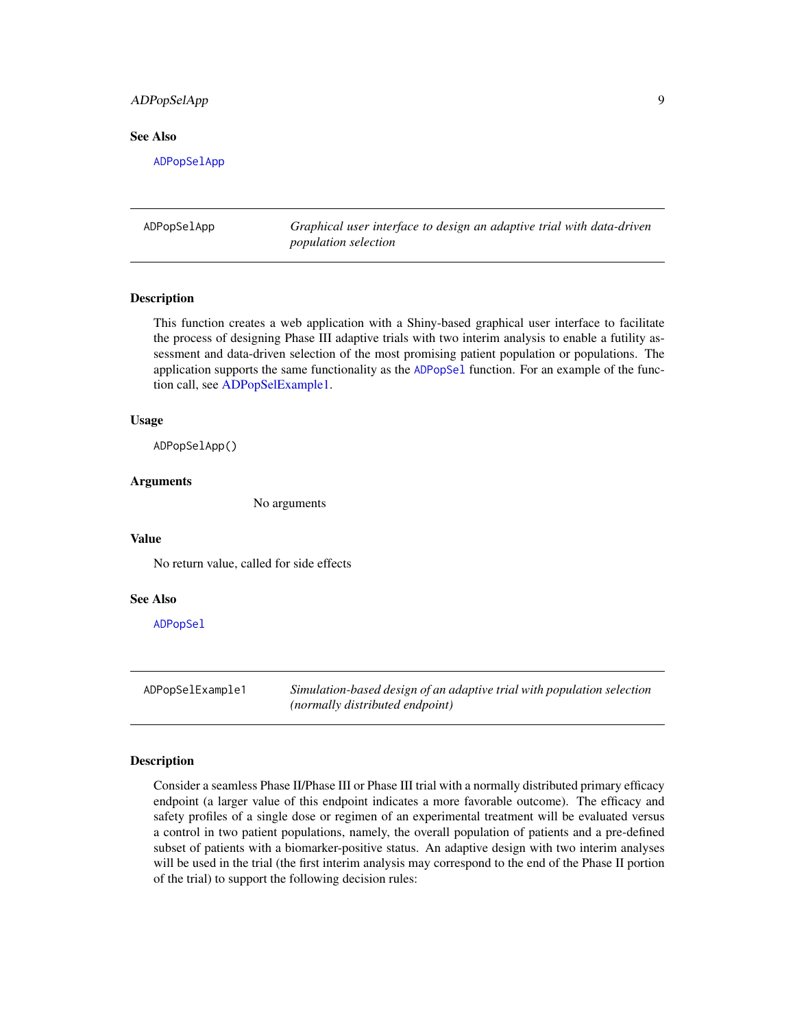## See Also

ADPopSelApp

---

**ADPopSelApp** — *Graphical user interface to design an adaptive trial with data-driven population selection*

### Description

This function creates a web application with a Shiny-based graphical user interface to facilitate the process of designing Phase III adaptive trials with two interim analysis to enable a futility assessment and data-driven selection of the most promising patient population or populations. The application supports the same functionality as the ADPopSel function. For an example of the function call, see ADPopSelExample1.

### Usage

```
ADPopSelApp()
```

### Arguments

No arguments

### Value

No return value, called for side effects

### See Also

ADPopSel

---

**ADPopSelExample1** — *Simulation-based design of an adaptive trial with population selection (normally distributed endpoint)*

### Description

Consider a seamless Phase II/Phase III or Phase III trial with a normally distributed primary efficacy endpoint (a larger value of this endpoint indicates a more favorable outcome). The efficacy and safety profiles of a single dose or regimen of an experimental treatment will be evaluated versus a control in two patient populations, namely, the overall population of patients and a pre-defined subset of patients with a biomarker-positive status. An adaptive design with two interim analyses will be used in the trial (the first interim analysis may correspond to the end of the Phase II portion of the trial) to support the following decision rules: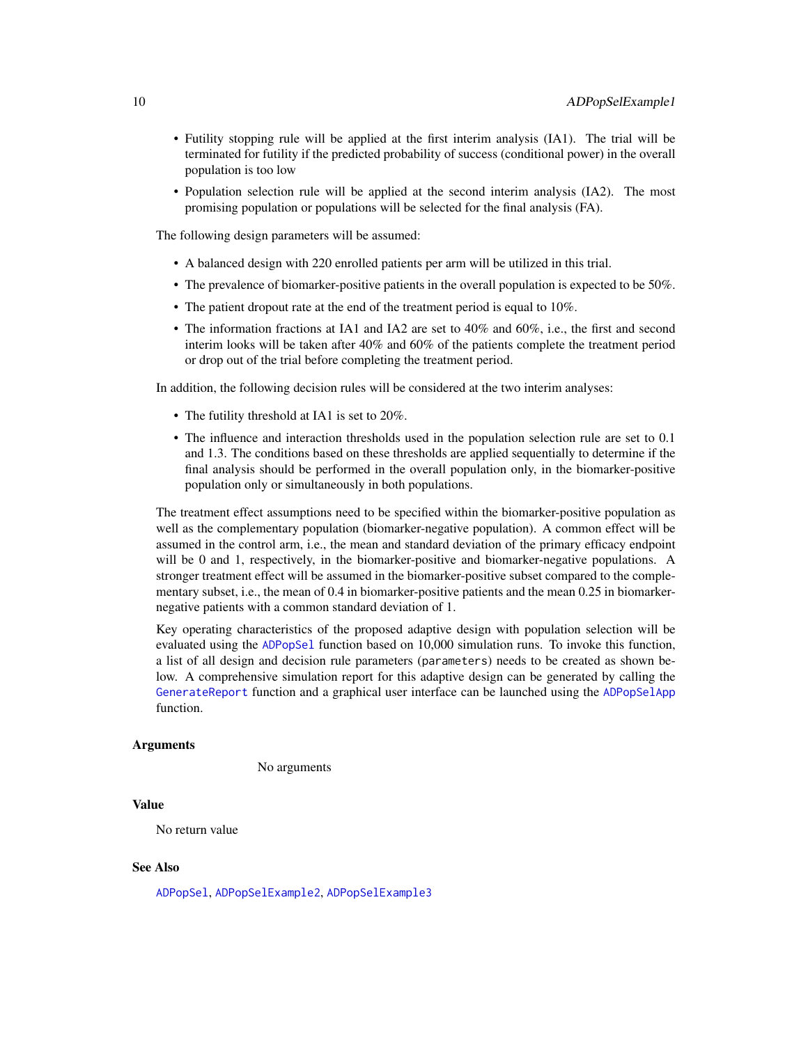- Futility stopping rule will be applied at the first interim analysis (IA1). The trial will be terminated for futility if the predicted probability of success (conditional power) in the overall population is too low
- Population selection rule will be applied at the second interim analysis (IA2). The most promising population or populations will be selected for the final analysis (FA).

The following design parameters will be assumed:

- A balanced design with 220 enrolled patients per arm will be utilized in this trial.
- The prevalence of biomarker-positive patients in the overall population is expected to be 50%.
- The patient dropout rate at the end of the treatment period is equal to 10%.
- The information fractions at IA1 and IA2 are set to 40% and 60%, i.e., the first and second interim looks will be taken after 40% and 60% of the patients complete the treatment period or drop out of the trial before completing the treatment period.

In addition, the following decision rules will be considered at the two interim analyses:

- The futility threshold at IA1 is set to 20%.
- The influence and interaction thresholds used in the population selection rule are set to 0.1 and 1.3. The conditions based on these thresholds are applied sequentially to determine if the final analysis should be performed in the overall population only, in the biomarker-positive population only or simultaneously in both populations.

The treatment effect assumptions need to be specified within the biomarker-positive population as well as the complementary population (biomarker-negative population). A common effect will be assumed in the control arm, i.e., the mean and standard deviation of the primary efficacy endpoint will be 0 and 1, respectively, in the biomarker-positive and biomarker-negative populations. A stronger treatment effect will be assumed in the biomarker-positive subset compared to the complementary subset, i.e., the mean of 0.4 in biomarker-positive patients and the mean 0.25 in biomarker-negative patients with a common standard deviation of 1.

Key operating characteristics of the proposed adaptive design with population selection will be evaluated using the `ADPopSel` function based on 10,000 simulation runs. To invoke this function, a list of all design and decision rule parameters (`parameters`) needs to be created as shown below. A comprehensive simulation report for this adaptive design can be generated by calling the `GenerateReport` function and a graphical user interface can be launched using the `ADPopSelApp` function.

### Arguments

No arguments

### Value

No return value

### See Also

`ADPopSel`, `ADPopSelExample2`, `ADPopSelExample3`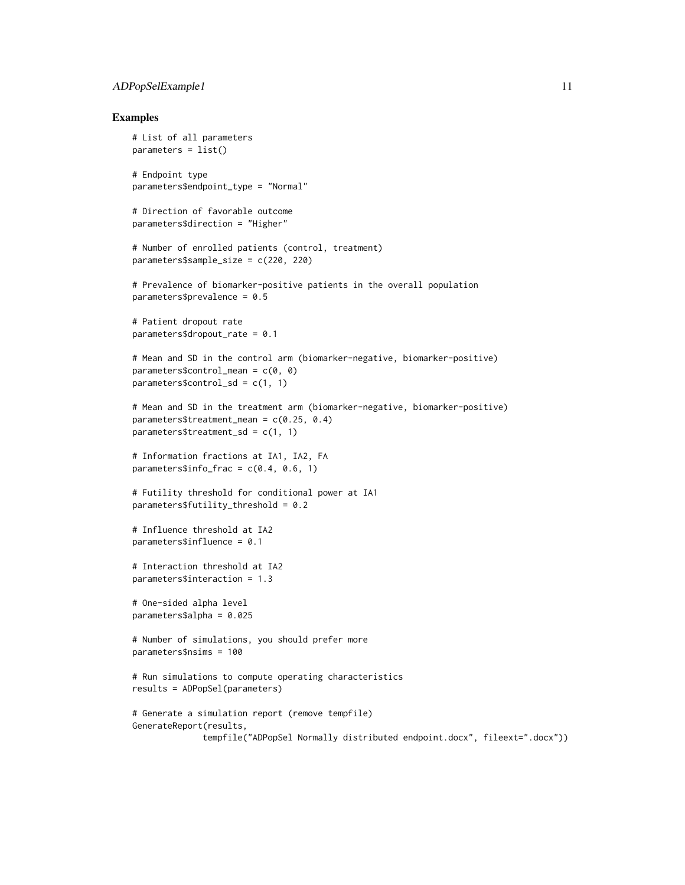## Examples

```
# List of all parameters
parameters = list()

# Endpoint type
parameters$endpoint_type = "Normal"

# Direction of favorable outcome
parameters$direction = "Higher"

# Number of enrolled patients (control, treatment)
parameters$sample_size = c(220, 220)

# Prevalence of biomarker-positive patients in the overall population
parameters$prevalence = 0.5

# Patient dropout rate
parameters$dropout_rate = 0.1

# Mean and SD in the control arm (biomarker-negative, biomarker-positive)
parameters$control_mean = c(0, 0)
parameters$control_sd = c(1, 1)

# Mean and SD in the treatment arm (biomarker-negative, biomarker-positive)
parameters$treatment_mean = c(0.25, 0.4)
parameters$treatment_sd = c(1, 1)

# Information fractions at IA1, IA2, FA
parameters$info_frac = c(0.4, 0.6, 1)

# Futility threshold for conditional power at IA1
parameters$futility_threshold = 0.2

# Influence threshold at IA2
parameters$influence = 0.1

# Interaction threshold at IA2
parameters$interaction = 1.3

# One-sided alpha level
parameters$alpha = 0.025

# Number of simulations, you should prefer more
parameters$nsims = 100

# Run simulations to compute operating characteristics
results = ADPopSel(parameters)

# Generate a simulation report (remove tempfile)
GenerateReport(results,
              tempfile("ADPopSel Normally distributed endpoint.docx", fileext=".docx"))
```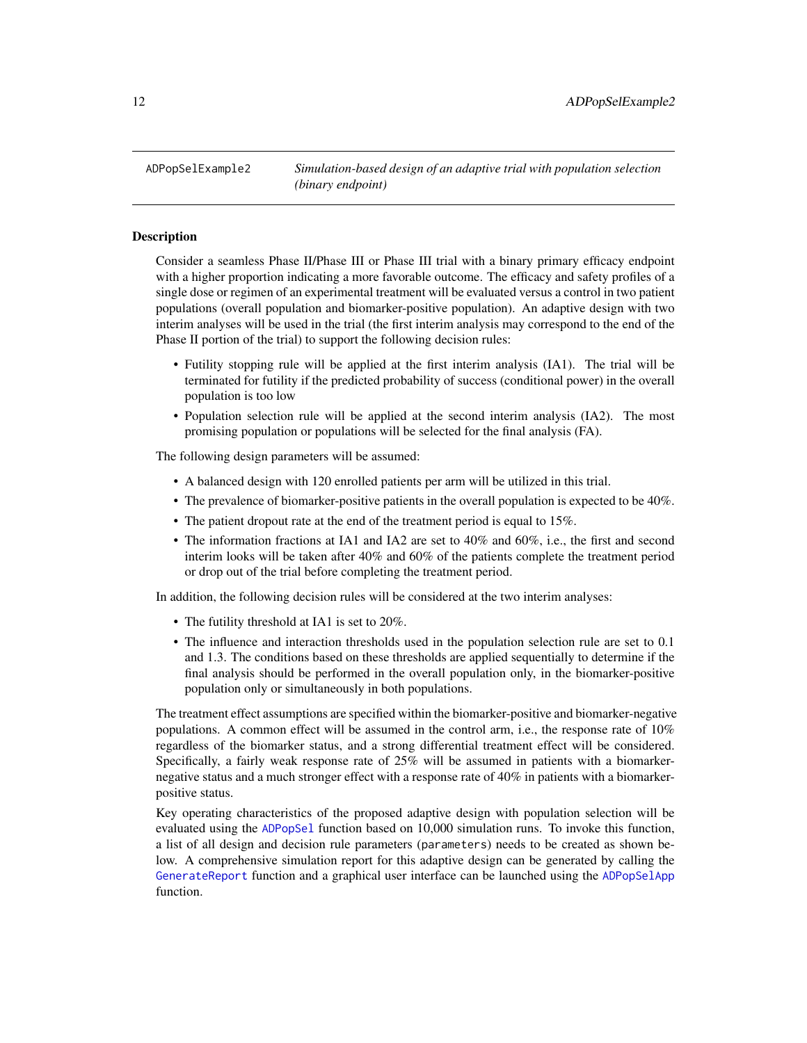## ADPopSelExample2 — *Simulation-based design of an adaptive trial with population selection (binary endpoint)*

### Description

Consider a seamless Phase II/Phase III or Phase III trial with a binary primary efficacy endpoint with a higher proportion indicating a more favorable outcome. The efficacy and safety profiles of a single dose or regimen of an experimental treatment will be evaluated versus a control in two patient populations (overall population and biomarker-positive population). An adaptive design with two interim analyses will be used in the trial (the first interim analysis may correspond to the end of the Phase II portion of the trial) to support the following decision rules:

- Futility stopping rule will be applied at the first interim analysis (IA1). The trial will be terminated for futility if the predicted probability of success (conditional power) in the overall population is too low
- Population selection rule will be applied at the second interim analysis (IA2). The most promising population or populations will be selected for the final analysis (FA).

The following design parameters will be assumed:

- A balanced design with 120 enrolled patients per arm will be utilized in this trial.
- The prevalence of biomarker-positive patients in the overall population is expected to be 40%.
- The patient dropout rate at the end of the treatment period is equal to 15%.
- The information fractions at IA1 and IA2 are set to 40% and 60%, i.e., the first and second interim looks will be taken after 40% and 60% of the patients complete the treatment period or drop out of the trial before completing the treatment period.

In addition, the following decision rules will be considered at the two interim analyses:

- The futility threshold at IA1 is set to 20%.
- The influence and interaction thresholds used in the population selection rule are set to 0.1 and 1.3. The conditions based on these thresholds are applied sequentially to determine if the final analysis should be performed in the overall population only, in the biomarker-positive population only or simultaneously in both populations.

The treatment effect assumptions are specified within the biomarker-positive and biomarker-negative populations. A common effect will be assumed in the control arm, i.e., the response rate of 10% regardless of the biomarker status, and a strong differential treatment effect will be considered. Specifically, a fairly weak response rate of 25% will be assumed in patients with a biomarker-negative status and a much stronger effect with a response rate of 40% in patients with a biomarker-positive status.

Key operating characteristics of the proposed adaptive design with population selection will be evaluated using the `ADPopSel` function based on 10,000 simulation runs. To invoke this function, a list of all design and decision rule parameters (`parameters`) needs to be created as shown below. A comprehensive simulation report for this adaptive design can be generated by calling the `GenerateReport` function and a graphical user interface can be launched using the `ADPopSelApp` function.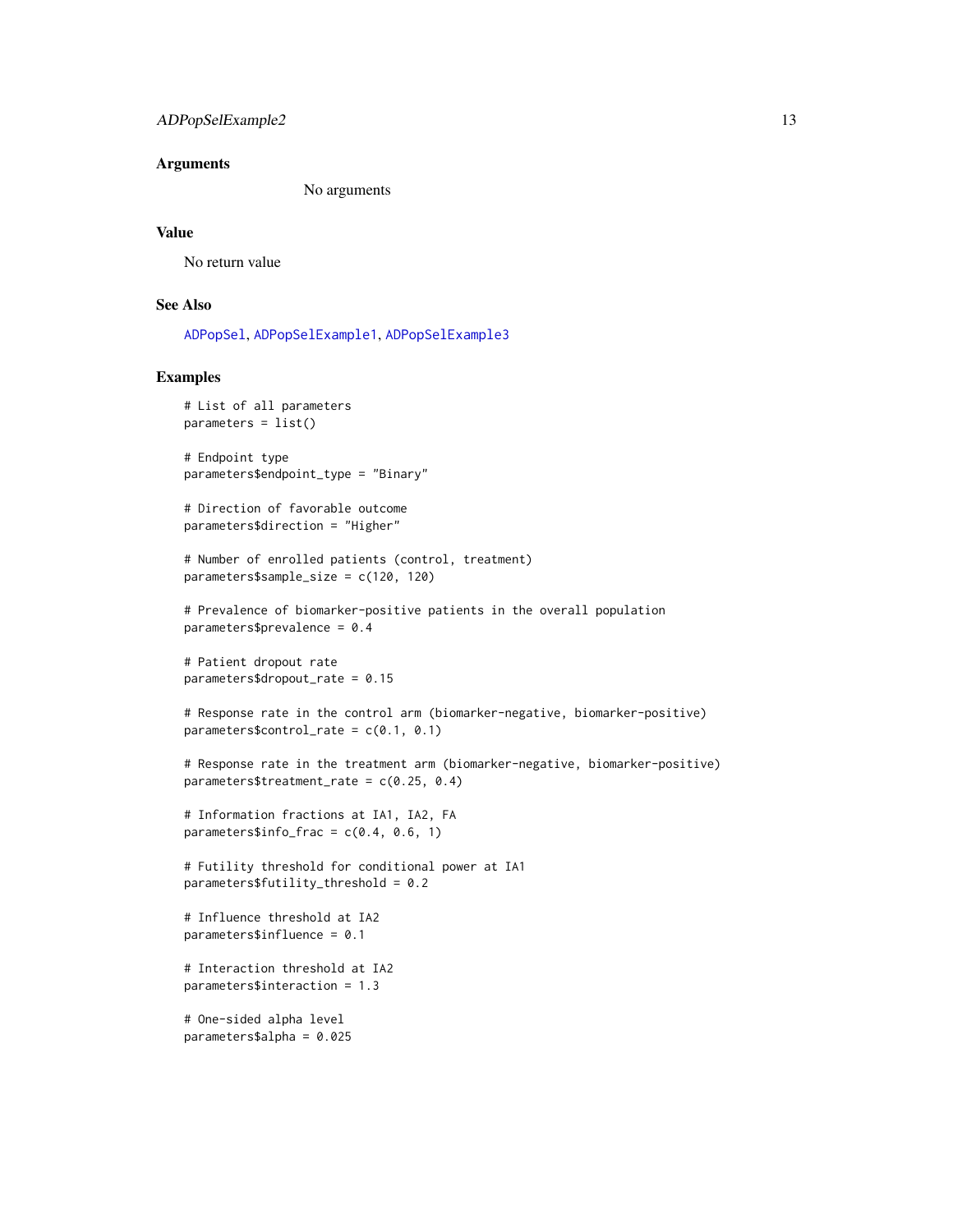## Arguments

No arguments

## Value

No return value

## See Also

ADPopSel, ADPopSelExample1, ADPopSelExample3

## Examples

```
# List of all parameters
parameters = list()

# Endpoint type
parameters$endpoint_type = "Binary"

# Direction of favorable outcome
parameters$direction = "Higher"

# Number of enrolled patients (control, treatment)
parameters$sample_size = c(120, 120)

# Prevalence of biomarker-positive patients in the overall population
parameters$prevalence = 0.4

# Patient dropout rate
parameters$dropout_rate = 0.15

# Response rate in the control arm (biomarker-negative, biomarker-positive)
parameters$control_rate = c(0.1, 0.1)

# Response rate in the treatment arm (biomarker-negative, biomarker-positive)
parameters$treatment_rate = c(0.25, 0.4)

# Information fractions at IA1, IA2, FA
parameters$info_frac = c(0.4, 0.6, 1)

# Futility threshold for conditional power at IA1
parameters$futility_threshold = 0.2

# Influence threshold at IA2
parameters$influence = 0.1

# Interaction threshold at IA2
parameters$interaction = 1.3

# One-sided alpha level
parameters$alpha = 0.025
```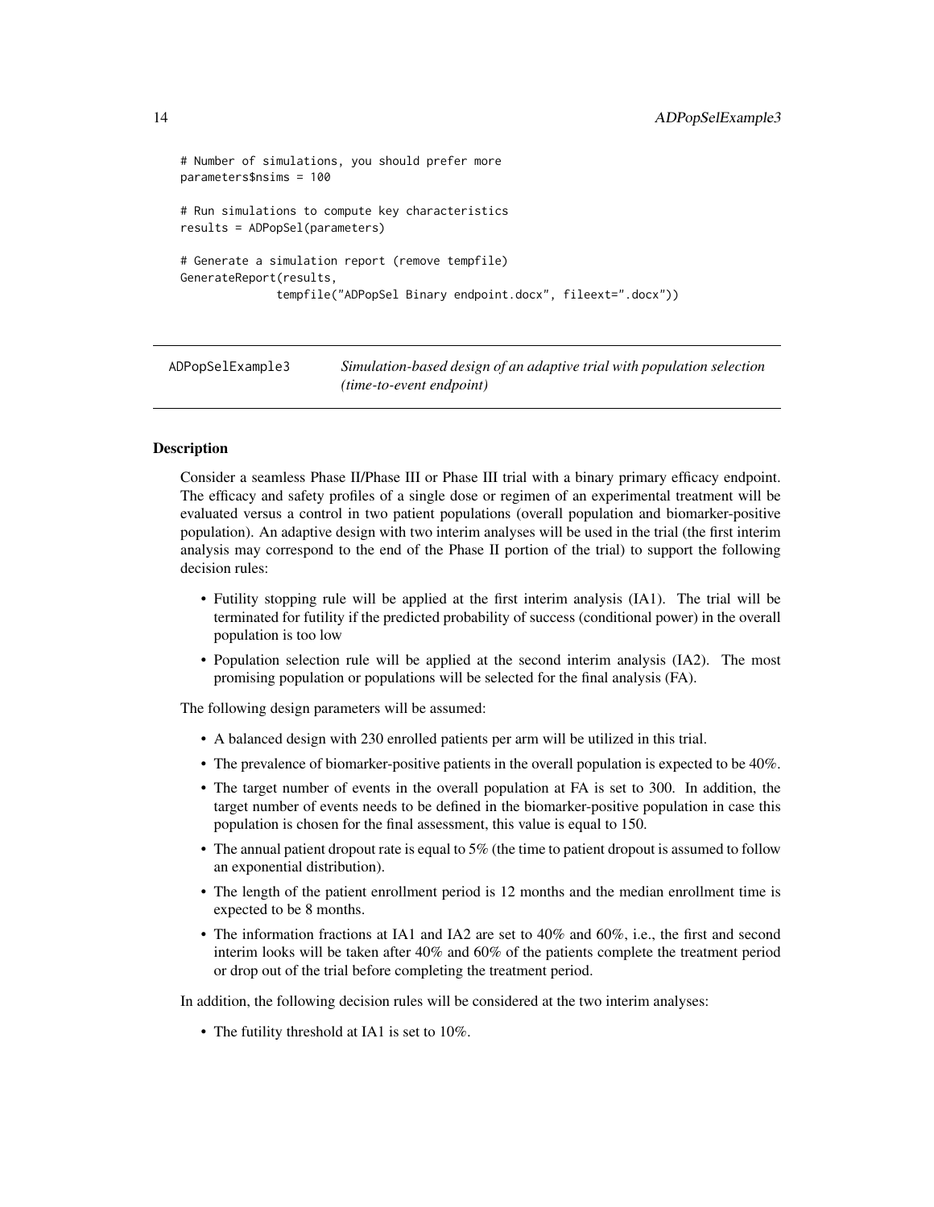```
# Number of simulations, you should prefer more
parameters$nsims = 100

# Run simulations to compute key characteristics
results = ADPopSel(parameters)

# Generate a simulation report (remove tempfile)
GenerateReport(results,
              tempfile("ADPopSel Binary endpoint.docx", fileext=".docx"))
```

---

ADPopSelExample3 — *Simulation-based design of an adaptive trial with population selection (time-to-event endpoint)*

---

### Description

Consider a seamless Phase II/Phase III or Phase III trial with a binary primary efficacy endpoint. The efficacy and safety profiles of a single dose or regimen of an experimental treatment will be evaluated versus a control in two patient populations (overall population and biomarker-positive population). An adaptive design with two interim analyses will be used in the trial (the first interim analysis may correspond to the end of the Phase II portion of the trial) to support the following decision rules:

- Futility stopping rule will be applied at the first interim analysis (IA1). The trial will be terminated for futility if the predicted probability of success (conditional power) in the overall population is too low
- Population selection rule will be applied at the second interim analysis (IA2). The most promising population or populations will be selected for the final analysis (FA).

The following design parameters will be assumed:

- A balanced design with 230 enrolled patients per arm will be utilized in this trial.
- The prevalence of biomarker-positive patients in the overall population is expected to be 40%.
- The target number of events in the overall population at FA is set to 300. In addition, the target number of events needs to be defined in the biomarker-positive population in case this population is chosen for the final assessment, this value is equal to 150.
- The annual patient dropout rate is equal to 5% (the time to patient dropout is assumed to follow an exponential distribution).
- The length of the patient enrollment period is 12 months and the median enrollment time is expected to be 8 months.
- The information fractions at IA1 and IA2 are set to 40% and 60%, i.e., the first and second interim looks will be taken after 40% and 60% of the patients complete the treatment period or drop out of the trial before completing the treatment period.

In addition, the following decision rules will be considered at the two interim analyses:

- The futility threshold at IA1 is set to 10%.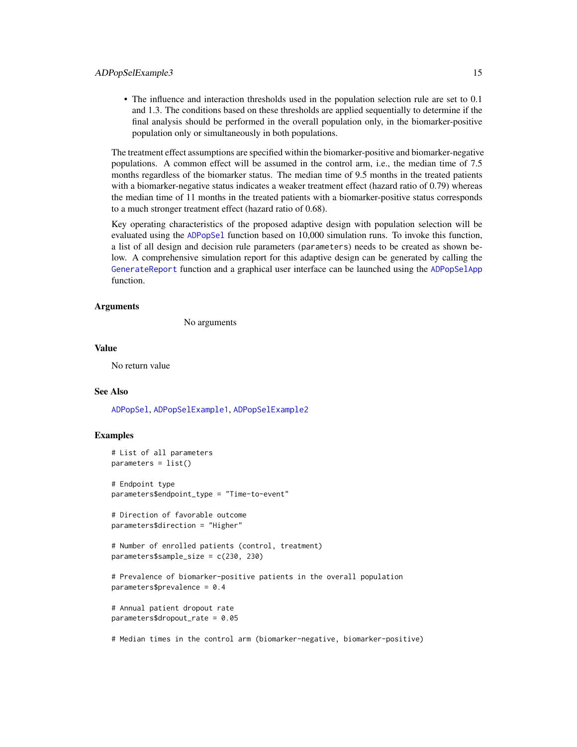- The influence and interaction thresholds used in the population selection rule are set to 0.1 and 1.3. The conditions based on these thresholds are applied sequentially to determine if the final analysis should be performed in the overall population only, in the biomarker-positive population only or simultaneously in both populations.

The treatment effect assumptions are specified within the biomarker-positive and biomarker-negative populations. A common effect will be assumed in the control arm, i.e., the median time of 7.5 months regardless of the biomarker status. The median time of 9.5 months in the treated patients with a biomarker-negative status indicates a weaker treatment effect (hazard ratio of 0.79) whereas the median time of 11 months in the treated patients with a biomarker-positive status corresponds to a much stronger treatment effect (hazard ratio of 0.68).

Key operating characteristics of the proposed adaptive design with population selection will be evaluated using the `ADPopSel` function based on 10,000 simulation runs. To invoke this function, a list of all design and decision rule parameters (`parameters`) needs to be created as shown below. A comprehensive simulation report for this adaptive design can be generated by calling the `GenerateReport` function and a graphical user interface can be launched using the `ADPopSelApp` function.

### Arguments

No arguments

### Value

No return value

### See Also

`ADPopSel`, `ADPopSelExample1`, `ADPopSelExample2`

### Examples

```
# List of all parameters
parameters = list()

# Endpoint type
parameters$endpoint_type = "Time-to-event"

# Direction of favorable outcome
parameters$direction = "Higher"

# Number of enrolled patients (control, treatment)
parameters$sample_size = c(230, 230)

# Prevalence of biomarker-positive patients in the overall population
parameters$prevalence = 0.4

# Annual patient dropout rate
parameters$dropout_rate = 0.05

# Median times in the control arm (biomarker-negative, biomarker-positive)
```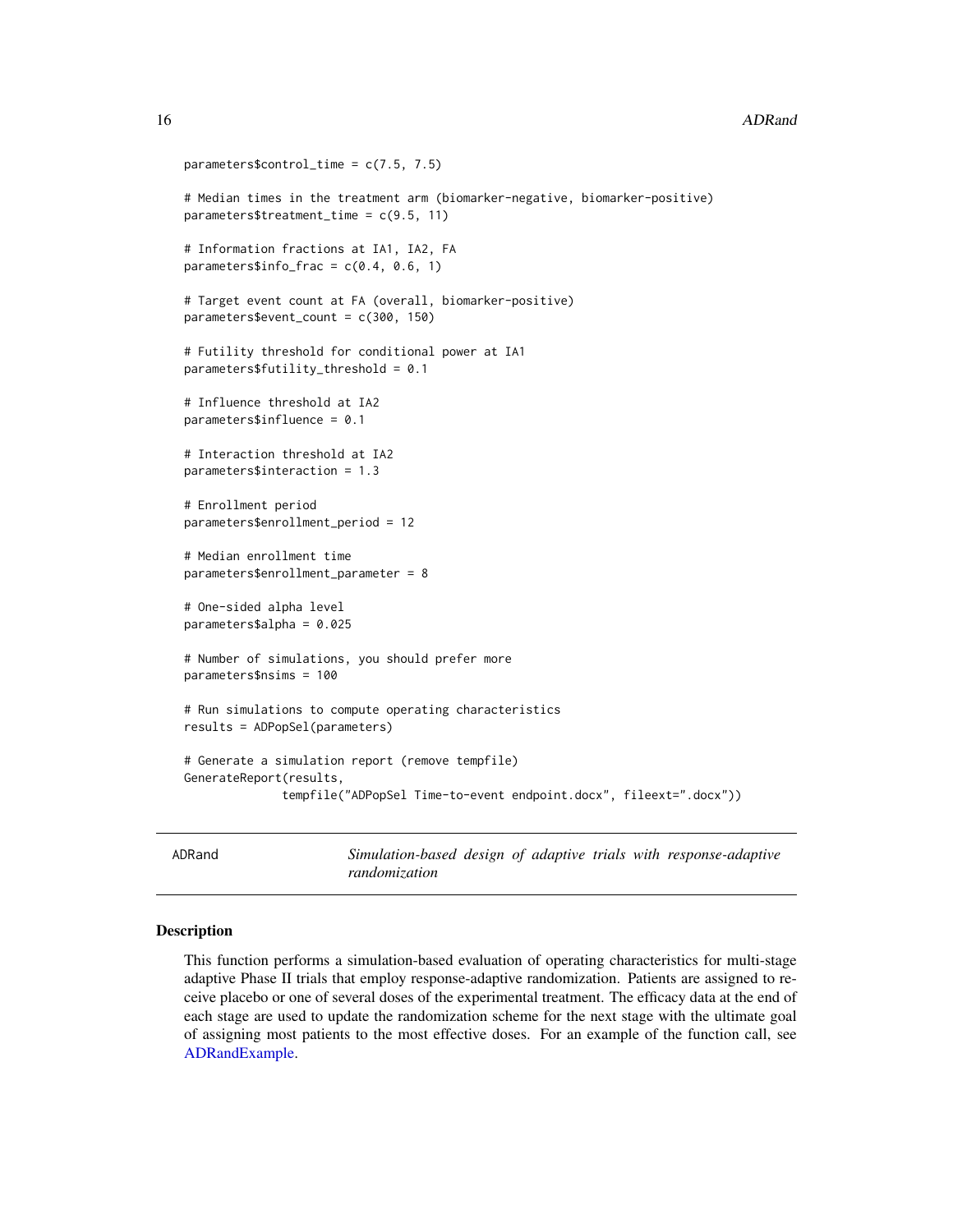```
parameters$control_time = c(7.5, 7.5)

# Median times in the treatment arm (biomarker-negative, biomarker-positive)
parameters$treatment_time = c(9.5, 11)

# Information fractions at IA1, IA2, FA
parameters$info_frac = c(0.4, 0.6, 1)

# Target event count at FA (overall, biomarker-positive)
parameters$event_count = c(300, 150)

# Futility threshold for conditional power at IA1
parameters$futility_threshold = 0.1

# Influence threshold at IA2
parameters$influence = 0.1

# Interaction threshold at IA2
parameters$interaction = 1.3

# Enrollment period
parameters$enrollment_period = 12

# Median enrollment time
parameters$enrollment_parameter = 8

# One-sided alpha level
parameters$alpha = 0.025

# Number of simulations, you should prefer more
parameters$nsims = 100

# Run simulations to compute operating characteristics
results = ADPopSel(parameters)

# Generate a simulation report (remove tempfile)
GenerateReport(results,
              tempfile("ADPopSel Time-to-event endpoint.docx", fileext=".docx"))
```

## ADRand — *Simulation-based design of adaptive trials with response-adaptive randomization*

### Description

This function performs a simulation-based evaluation of operating characteristics for multi-stage adaptive Phase II trials that employ response-adaptive randomization. Patients are assigned to receive placebo or one of several doses of the experimental treatment. The efficacy data at the end of each stage are used to update the randomization scheme for the next stage with the ultimate goal of assigning most patients to the most effective doses. For an example of the function call, see ADRandExample.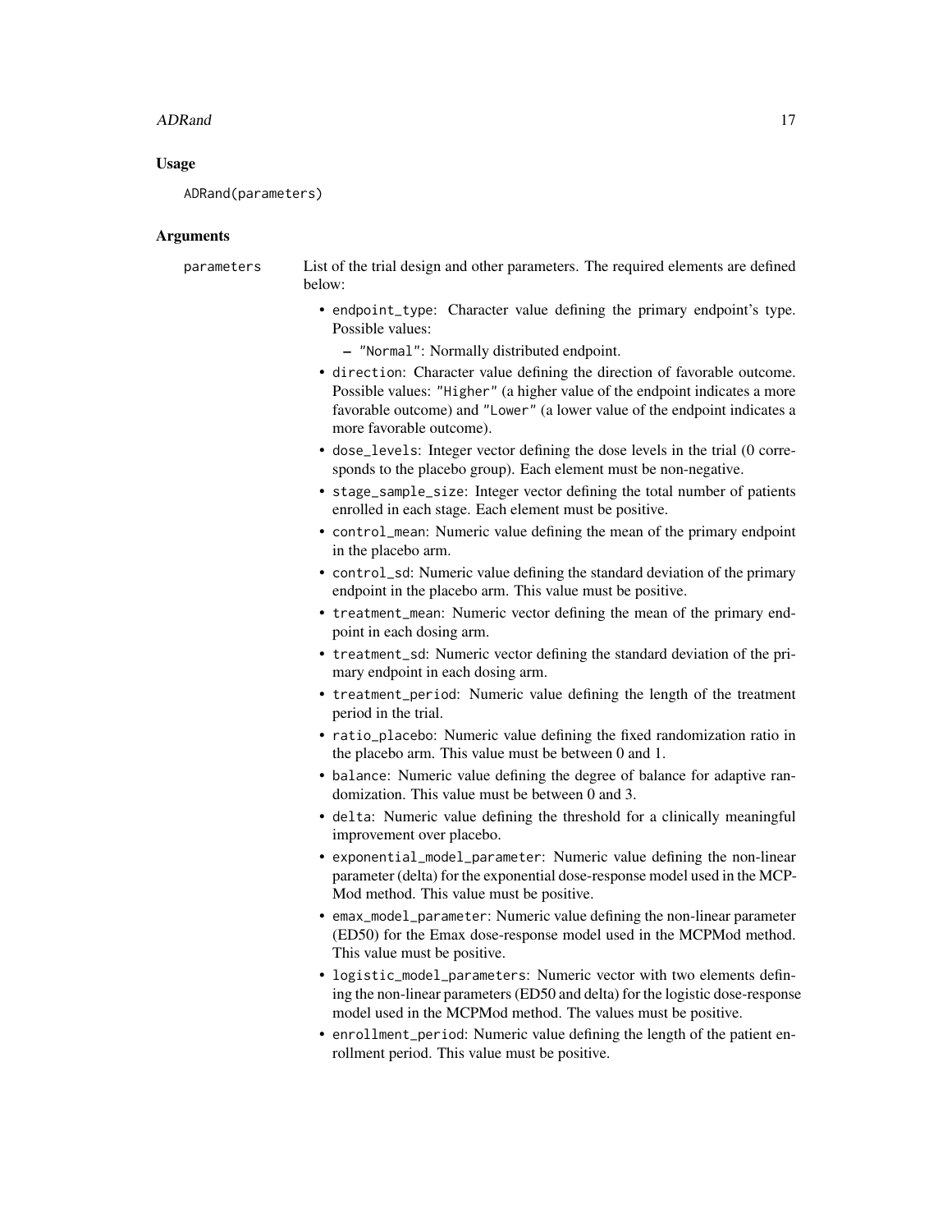### Usage

```
ADRand(parameters)
```

### Arguments

`parameters` List of the trial design and other parameters. The required elements are defined below:

- `endpoint_type`: Character value defining the primary endpoint's type. Possible values:
  - `"Normal"`: Normally distributed endpoint.
- `direction`: Character value defining the direction of favorable outcome. Possible values: `"Higher"` (a higher value of the endpoint indicates a more favorable outcome) and `"Lower"` (a lower value of the endpoint indicates a more favorable outcome).
- `dose_levels`: Integer vector defining the dose levels in the trial (0 corresponds to the placebo group). Each element must be non-negative.
- `stage_sample_size`: Integer vector defining the total number of patients enrolled in each stage. Each element must be positive.
- `control_mean`: Numeric value defining the mean of the primary endpoint in the placebo arm.
- `control_sd`: Numeric value defining the standard deviation of the primary endpoint in the placebo arm. This value must be positive.
- `treatment_mean`: Numeric vector defining the mean of the primary endpoint in each dosing arm.
- `treatment_sd`: Numeric vector defining the standard deviation of the primary endpoint in each dosing arm.
- `treatment_period`: Numeric value defining the length of the treatment period in the trial.
- `ratio_placebo`: Numeric value defining the fixed randomization ratio in the placebo arm. This value must be between 0 and 1.
- `balance`: Numeric value defining the degree of balance for adaptive randomization. This value must be between 0 and 3.
- `delta`: Numeric value defining the threshold for a clinically meaningful improvement over placebo.
- `exponential_model_parameter`: Numeric value defining the non-linear parameter (delta) for the exponential dose-response model used in the MCPMod method. This value must be positive.
- `emax_model_parameter`: Numeric value defining the non-linear parameter (ED50) for the Emax dose-response model used in the MCPMod method. This value must be positive.
- `logistic_model_parameters`: Numeric vector with two elements defining the non-linear parameters (ED50 and delta) for the logistic dose-response model used in the MCPMod method. The values must be positive.
- `enrollment_period`: Numeric value defining the length of the patient enrollment period. This value must be positive.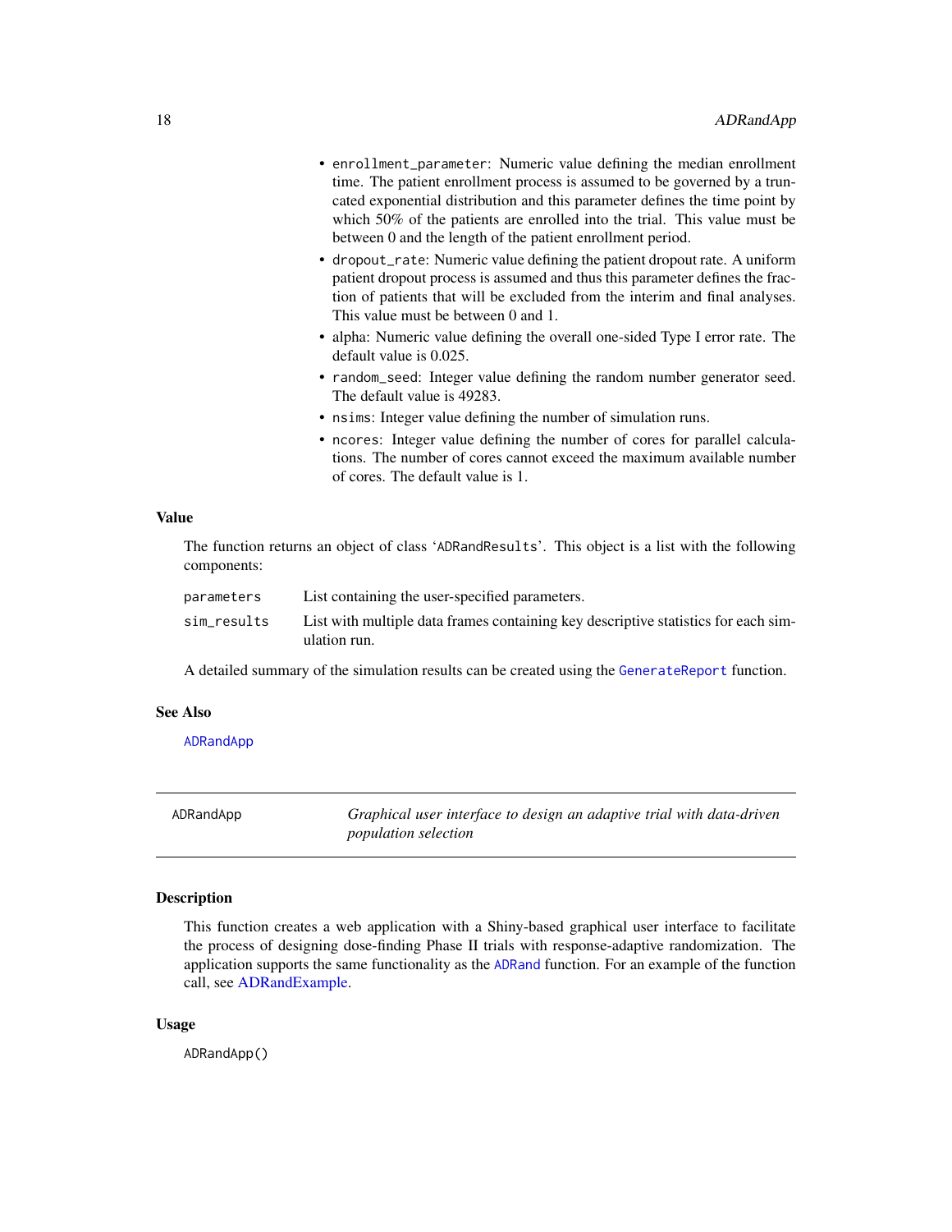- `enrollment_parameter`: Numeric value defining the median enrollment time. The patient enrollment process is assumed to be governed by a truncated exponential distribution and this parameter defines the time point by which 50% of the patients are enrolled into the trial. This value must be between 0 and the length of the patient enrollment period.
- `dropout_rate`: Numeric value defining the patient dropout rate. A uniform patient dropout process is assumed and thus this parameter defines the fraction of patients that will be excluded from the interim and final analyses. This value must be between 0 and 1.
- alpha: Numeric value defining the overall one-sided Type I error rate. The default value is 0.025.
- `random_seed`: Integer value defining the random number generator seed. The default value is 49283.
- `nsims`: Integer value defining the number of simulation runs.
- `ncores`: Integer value defining the number of cores for parallel calculations. The number of cores cannot exceed the maximum available number of cores. The default value is 1.

### Value

The function returns an object of class '`ADRandResults`'. This object is a list with the following components:

| | |
|---|---|
| `parameters` | List containing the user-specified parameters. |
| `sim_results` | List with multiple data frames containing key descriptive statistics for each simulation run. |

A detailed summary of the simulation results can be created using the `GenerateReport` function.

### See Also

`ADRandApp`

---

## ADRandApp — *Graphical user interface to design an adaptive trial with data-driven population selection*

---

### Description

This function creates a web application with a Shiny-based graphical user interface to facilitate the process of designing dose-finding Phase II trials with response-adaptive randomization. The application supports the same functionality as the `ADRand` function. For an example of the function call, see ADRandExample.

### Usage

```
ADRandApp()
```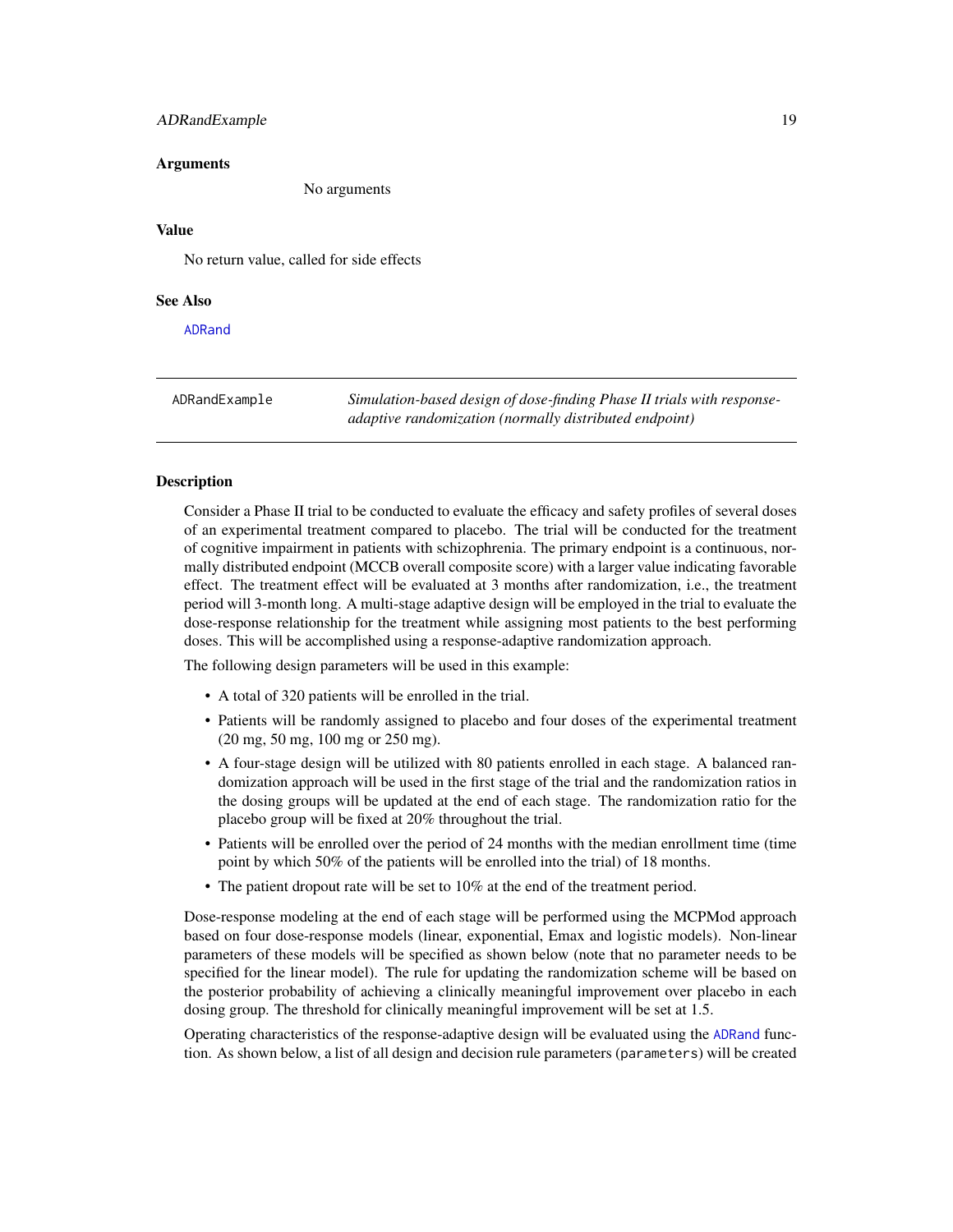### Arguments

No arguments

### Value

No return value, called for side effects

### See Also

ADRand

---

## ADRandExample — *Simulation-based design of dose-finding Phase II trials with response-adaptive randomization (normally distributed endpoint)*

### Description

Consider a Phase II trial to be conducted to evaluate the efficacy and safety profiles of several doses of an experimental treatment compared to placebo. The trial will be conducted for the treatment of cognitive impairment in patients with schizophrenia. The primary endpoint is a continuous, normally distributed endpoint (MCCB overall composite score) with a larger value indicating favorable effect. The treatment effect will be evaluated at 3 months after randomization, i.e., the treatment period will 3-month long. A multi-stage adaptive design will be employed in the trial to evaluate the dose-response relationship for the treatment while assigning most patients to the best performing doses. This will be accomplished using a response-adaptive randomization approach.

The following design parameters will be used in this example:

- A total of 320 patients will be enrolled in the trial.
- Patients will be randomly assigned to placebo and four doses of the experimental treatment (20 mg, 50 mg, 100 mg or 250 mg).
- A four-stage design will be utilized with 80 patients enrolled in each stage. A balanced randomization approach will be used in the first stage of the trial and the randomization ratios in the dosing groups will be updated at the end of each stage. The randomization ratio for the placebo group will be fixed at 20% throughout the trial.
- Patients will be enrolled over the period of 24 months with the median enrollment time (time point by which 50% of the patients will be enrolled into the trial) of 18 months.
- The patient dropout rate will be set to 10% at the end of the treatment period.

Dose-response modeling at the end of each stage will be performed using the MCPMod approach based on four dose-response models (linear, exponential, Emax and logistic models). Non-linear parameters of these models will be specified as shown below (note that no parameter needs to be specified for the linear model). The rule for updating the randomization scheme will be based on the posterior probability of achieving a clinically meaningful improvement over placebo in each dosing group. The threshold for clinically meaningful improvement will be set at 1.5.

Operating characteristics of the response-adaptive design will be evaluated using the ADRand function. As shown below, a list of all design and decision rule parameters (parameters) will be created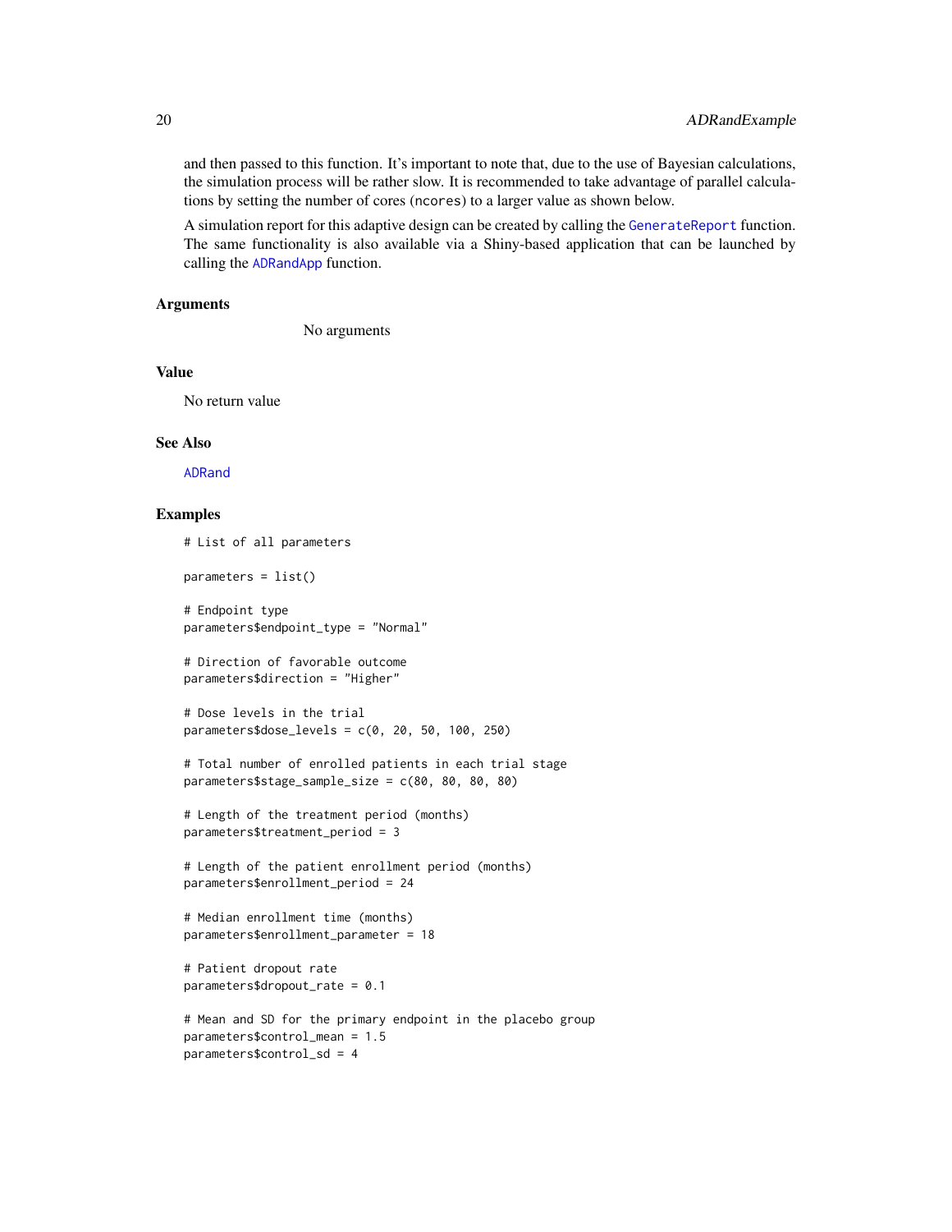and then passed to this function. It's important to note that, due to the use of Bayesian calculations, the simulation process will be rather slow. It is recommended to take advantage of parallel calculations by setting the number of cores (`ncores`) to a larger value as shown below.

A simulation report for this adaptive design can be created by calling the `GenerateReport` function. The same functionality is also available via a Shiny-based application that can be launched by calling the `ADRandApp` function.

### Arguments

No arguments

### Value

No return value

### See Also

`ADRand`

### Examples

```
# List of all parameters

parameters = list()

# Endpoint type
parameters$endpoint_type = "Normal"

# Direction of favorable outcome
parameters$direction = "Higher"

# Dose levels in the trial
parameters$dose_levels = c(0, 20, 50, 100, 250)

# Total number of enrolled patients in each trial stage
parameters$stage_sample_size = c(80, 80, 80, 80)

# Length of the treatment period (months)
parameters$treatment_period = 3

# Length of the patient enrollment period (months)
parameters$enrollment_period = 24

# Median enrollment time (months)
parameters$enrollment_parameter = 18

# Patient dropout rate
parameters$dropout_rate = 0.1

# Mean and SD for the primary endpoint in the placebo group
parameters$control_mean = 1.5
parameters$control_sd = 4
```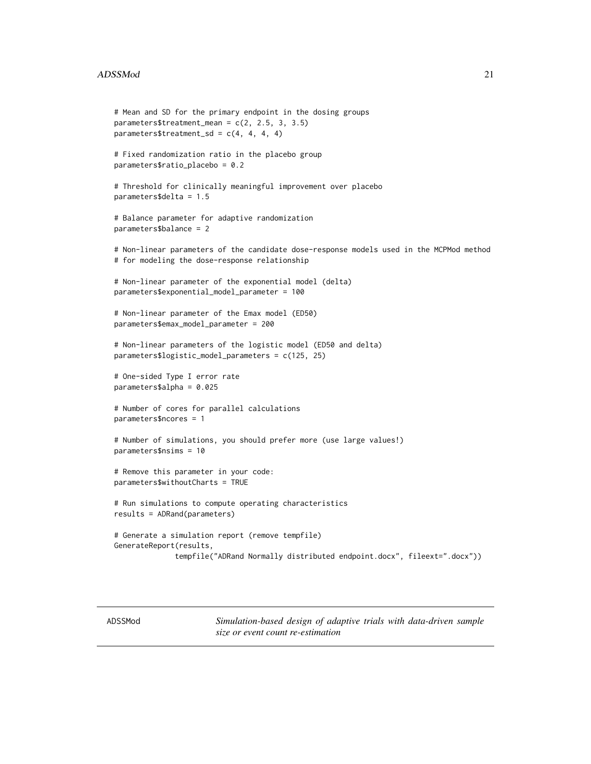```
# Mean and SD for the primary endpoint in the dosing groups
parameters$treatment_mean = c(2, 2.5, 3, 3.5)
parameters$treatment_sd = c(4, 4, 4, 4)

# Fixed randomization ratio in the placebo group
parameters$ratio_placebo = 0.2

# Threshold for clinically meaningful improvement over placebo
parameters$delta = 1.5

# Balance parameter for adaptive randomization
parameters$balance = 2

# Non-linear parameters of the candidate dose-response models used in the MCPMod method
# for modeling the dose-response relationship

# Non-linear parameter of the exponential model (delta)
parameters$exponential_model_parameter = 100

# Non-linear parameter of the Emax model (ED50)
parameters$emax_model_parameter = 200

# Non-linear parameters of the logistic model (ED50 and delta)
parameters$logistic_model_parameters = c(125, 25)

# One-sided Type I error rate
parameters$alpha = 0.025

# Number of cores for parallel calculations
parameters$ncores = 1

# Number of simulations, you should prefer more (use large values!)
parameters$nsims = 10

# Remove this parameter in your code:
parameters$withoutCharts = TRUE

# Run simulations to compute operating characteristics
results = ADRand(parameters)

# Generate a simulation report (remove tempfile)
GenerateReport(results,
              tempfile("ADRand Normally distributed endpoint.docx", fileext=".docx"))
```

## ADSSMod — *Simulation-based design of adaptive trials with data-driven sample size or event count re-estimation*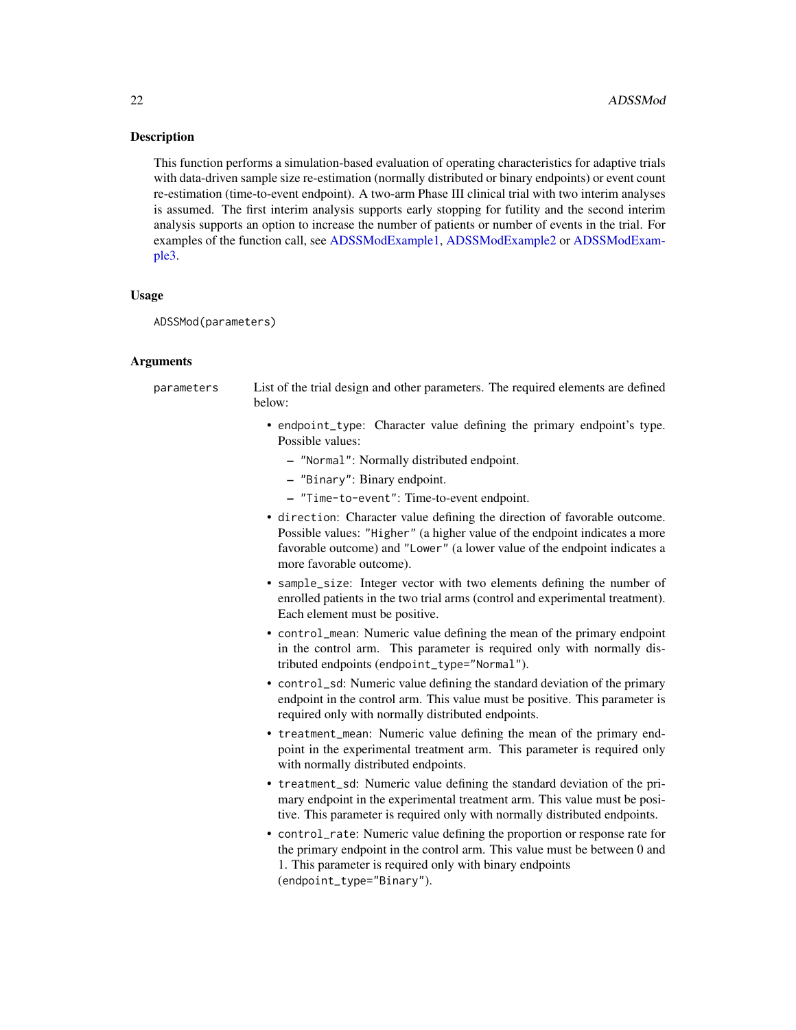### Description

This function performs a simulation-based evaluation of operating characteristics for adaptive trials with data-driven sample size re-estimation (normally distributed or binary endpoints) or event count re-estimation (time-to-event endpoint). A two-arm Phase III clinical trial with two interim analyses is assumed. The first interim analysis supports early stopping for futility and the second interim analysis supports an option to increase the number of patients or number of events in the trial. For examples of the function call, see ADSSModExample1, ADSSModExample2 or ADSSModExample3.

### Usage

```
ADSSMod(parameters)
```

### Arguments

`parameters` List of the trial design and other parameters. The required elements are defined below:

- `endpoint_type`: Character value defining the primary endpoint's type. Possible values:
  - `"Normal"`: Normally distributed endpoint.
  - `"Binary"`: Binary endpoint.
  - `"Time-to-event"`: Time-to-event endpoint.
- `direction`: Character value defining the direction of favorable outcome. Possible values: `"Higher"` (a higher value of the endpoint indicates a more favorable outcome) and `"Lower"` (a lower value of the endpoint indicates a more favorable outcome).
- `sample_size`: Integer vector with two elements defining the number of enrolled patients in the two trial arms (control and experimental treatment). Each element must be positive.
- `control_mean`: Numeric value defining the mean of the primary endpoint in the control arm. This parameter is required only with normally distributed endpoints (`endpoint_type="Normal"`).
- `control_sd`: Numeric value defining the standard deviation of the primary endpoint in the control arm. This value must be positive. This parameter is required only with normally distributed endpoints.
- `treatment_mean`: Numeric value defining the mean of the primary endpoint in the experimental treatment arm. This parameter is required only with normally distributed endpoints.
- `treatment_sd`: Numeric value defining the standard deviation of the primary endpoint in the experimental treatment arm. This value must be positive. This parameter is required only with normally distributed endpoints.
- `control_rate`: Numeric value defining the proportion or response rate for the primary endpoint in the control arm. This value must be between 0 and 1. This parameter is required only with binary endpoints (`endpoint_type="Binary"`).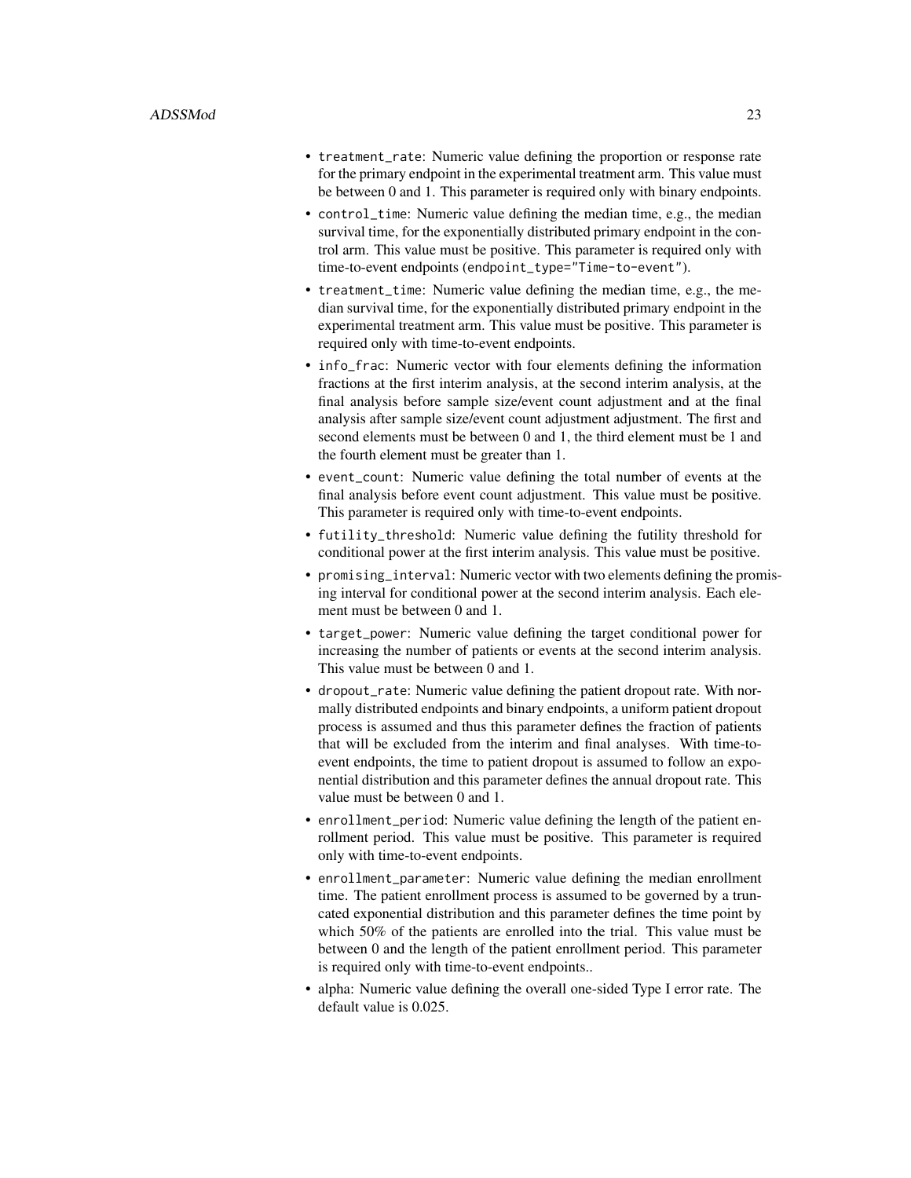- `treatment_rate`: Numeric value defining the proportion or response rate for the primary endpoint in the experimental treatment arm. This value must be between 0 and 1. This parameter is required only with binary endpoints.
- `control_time`: Numeric value defining the median time, e.g., the median survival time, for the exponentially distributed primary endpoint in the control arm. This value must be positive. This parameter is required only with time-to-event endpoints (`endpoint_type="Time-to-event"`).
- `treatment_time`: Numeric value defining the median time, e.g., the median survival time, for the exponentially distributed primary endpoint in the experimental treatment arm. This value must be positive. This parameter is required only with time-to-event endpoints.
- `info_frac`: Numeric vector with four elements defining the information fractions at the first interim analysis, at the second interim analysis, at the final analysis before sample size/event count adjustment and at the final analysis after sample size/event count adjustment adjustment. The first and second elements must be between 0 and 1, the third element must be 1 and the fourth element must be greater than 1.
- `event_count`: Numeric value defining the total number of events at the final analysis before event count adjustment. This value must be positive. This parameter is required only with time-to-event endpoints.
- `futility_threshold`: Numeric value defining the futility threshold for conditional power at the first interim analysis. This value must be positive.
- `promising_interval`: Numeric vector with two elements defining the promising interval for conditional power at the second interim analysis. Each element must be between 0 and 1.
- `target_power`: Numeric value defining the target conditional power for increasing the number of patients or events at the second interim analysis. This value must be between 0 and 1.
- `dropout_rate`: Numeric value defining the patient dropout rate. With normally distributed endpoints and binary endpoints, a uniform patient dropout process is assumed and thus this parameter defines the fraction of patients that will be excluded from the interim and final analyses. With time-to-event endpoints, the time to patient dropout is assumed to follow an exponential distribution and this parameter defines the annual dropout rate. This value must be between 0 and 1.
- `enrollment_period`: Numeric value defining the length of the patient enrollment period. This value must be positive. This parameter is required only with time-to-event endpoints.
- `enrollment_parameter`: Numeric value defining the median enrollment time. The patient enrollment process is assumed to be governed by a truncated exponential distribution and this parameter defines the time point by which 50% of the patients are enrolled into the trial. This value must be between 0 and the length of the patient enrollment period. This parameter is required only with time-to-event endpoints..
- alpha: Numeric value defining the overall one-sided Type I error rate. The default value is 0.025.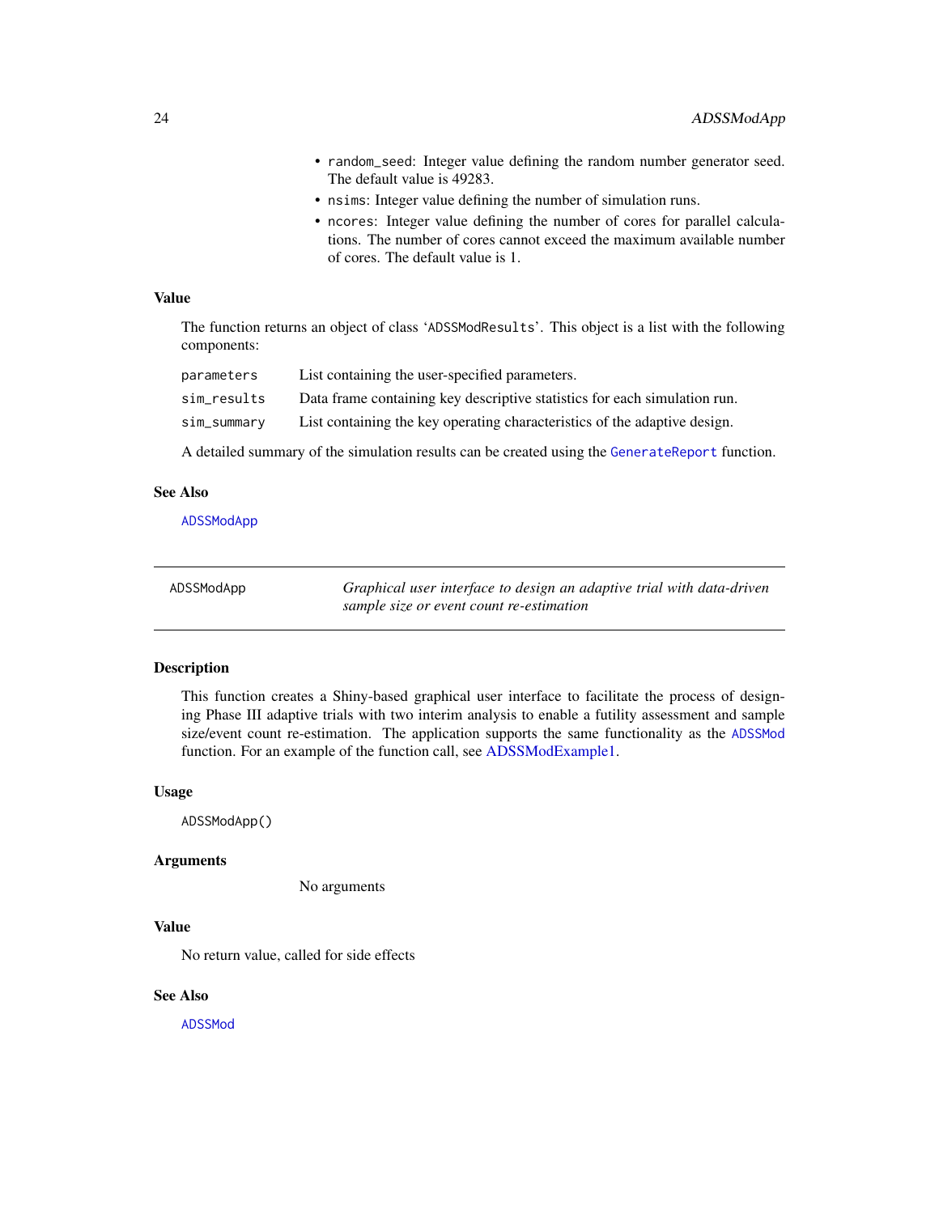- `random_seed`: Integer value defining the random number generator seed. The default value is 49283.
- `nsims`: Integer value defining the number of simulation runs.
- `ncores`: Integer value defining the number of cores for parallel calculations. The number of cores cannot exceed the maximum available number of cores. The default value is 1.

### Value

The function returns an object of class 'ADSSModResults'. This object is a list with the following components:

| | |
|---|---|
| `parameters` | List containing the user-specified parameters. |
| `sim_results` | Data frame containing key descriptive statistics for each simulation run. |
| `sim_summary` | List containing the key operating characteristics of the adaptive design. |

A detailed summary of the simulation results can be created using the `GenerateReport` function.

### See Also

`ADSSModApp`

---

## ADSSModApp — *Graphical user interface to design an adaptive trial with data-driven sample size or event count re-estimation*

### Description

This function creates a Shiny-based graphical user interface to facilitate the process of designing Phase III adaptive trials with two interim analysis to enable a futility assessment and sample size/event count re-estimation. The application supports the same functionality as the `ADSSMod` function. For an example of the function call, see ADSSModExample1.

### Usage

```
ADSSModApp()
```

### Arguments

No arguments

### Value

No return value, called for side effects

### See Also

`ADSSMod`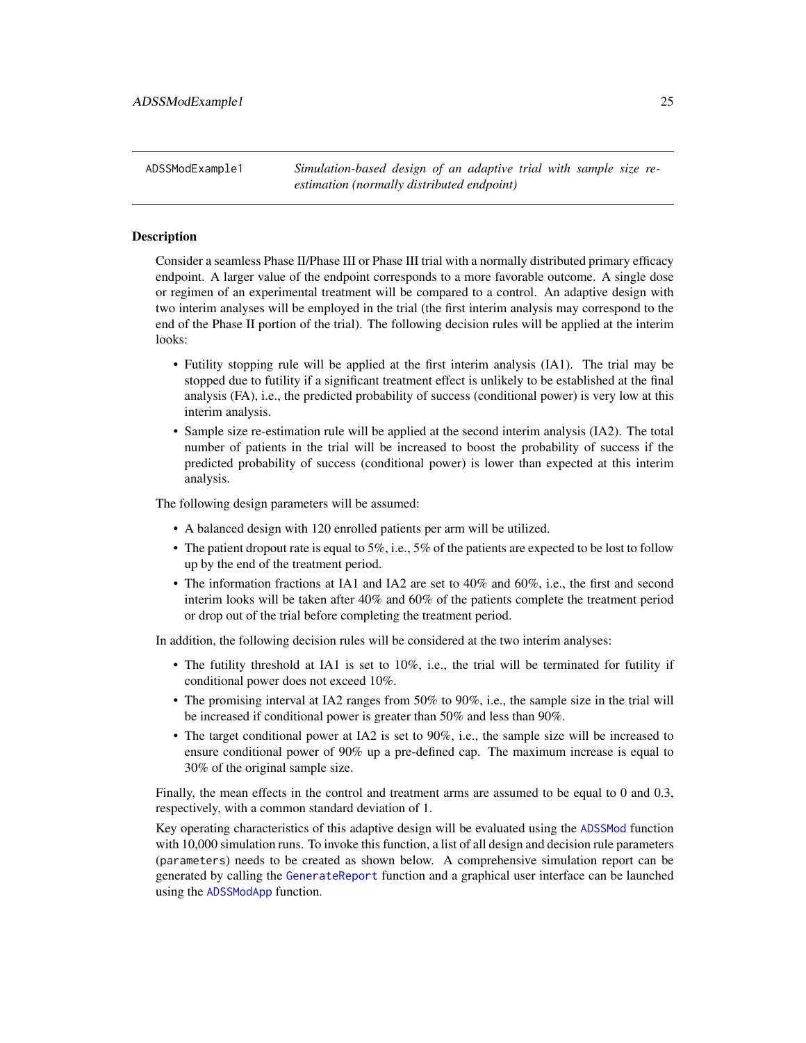ADSSModExample1 *Simulation-based design of an adaptive trial with sample size re-estimation (normally distributed endpoint)*

## Description

Consider a seamless Phase II/Phase III or Phase III trial with a normally distributed primary efficacy endpoint. A larger value of the endpoint corresponds to a more favorable outcome. A single dose or regimen of an experimental treatment will be compared to a control. An adaptive design with two interim analyses will be employed in the trial (the first interim analysis may correspond to the end of the Phase II portion of the trial). The following decision rules will be applied at the interim looks:

- Futility stopping rule will be applied at the first interim analysis (IA1). The trial may be stopped due to futility if a significant treatment effect is unlikely to be established at the final analysis (FA), i.e., the predicted probability of success (conditional power) is very low at this interim analysis.
- Sample size re-estimation rule will be applied at the second interim analysis (IA2). The total number of patients in the trial will be increased to boost the probability of success if the predicted probability of success (conditional power) is lower than expected at this interim analysis.

The following design parameters will be assumed:

- A balanced design with 120 enrolled patients per arm will be utilized.
- The patient dropout rate is equal to 5%, i.e., 5% of the patients are expected to be lost to follow up by the end of the treatment period.
- The information fractions at IA1 and IA2 are set to 40% and 60%, i.e., the first and second interim looks will be taken after 40% and 60% of the patients complete the treatment period or drop out of the trial before completing the treatment period.

In addition, the following decision rules will be considered at the two interim analyses:

- The futility threshold at IA1 is set to 10%, i.e., the trial will be terminated for futility if conditional power does not exceed 10%.
- The promising interval at IA2 ranges from 50% to 90%, i.e., the sample size in the trial will be increased if conditional power is greater than 50% and less than 90%.
- The target conditional power at IA2 is set to 90%, i.e., the sample size will be increased to ensure conditional power of 90% up a pre-defined cap. The maximum increase is equal to 30% of the original sample size.

Finally, the mean effects in the control and treatment arms are assumed to be equal to 0 and 0.3, respectively, with a common standard deviation of 1.

Key operating characteristics of this adaptive design will be evaluated using the `ADSSMod` function with 10,000 simulation runs. To invoke this function, a list of all design and decision rule parameters (`parameters`) needs to be created as shown below. A comprehensive simulation report can be generated by calling the `GenerateReport` function and a graphical user interface can be launched using the `ADSSModApp` function.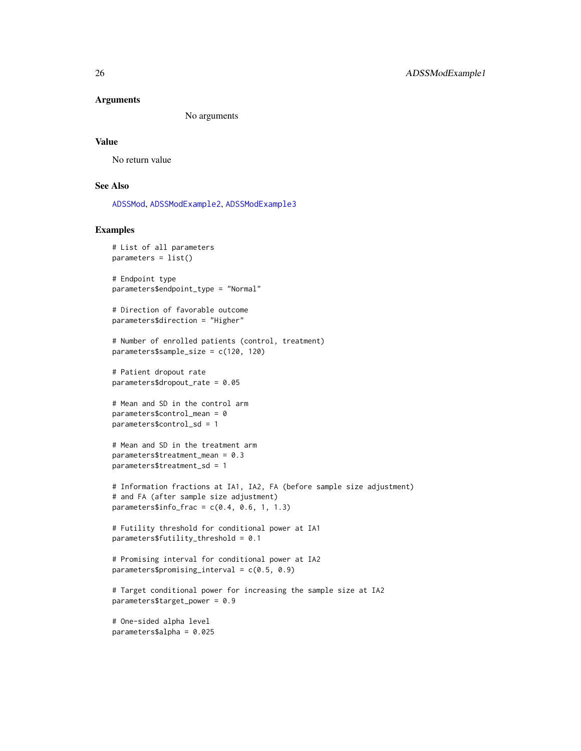## Arguments

No arguments

## Value

No return value

## See Also

ADSSMod, ADSSModExample2, ADSSModExample3

## Examples

```
# List of all parameters
parameters = list()

# Endpoint type
parameters$endpoint_type = "Normal"

# Direction of favorable outcome
parameters$direction = "Higher"

# Number of enrolled patients (control, treatment)
parameters$sample_size = c(120, 120)

# Patient dropout rate
parameters$dropout_rate = 0.05

# Mean and SD in the control arm
parameters$control_mean = 0
parameters$control_sd = 1

# Mean and SD in the treatment arm
parameters$treatment_mean = 0.3
parameters$treatment_sd = 1

# Information fractions at IA1, IA2, FA (before sample size adjustment)
# and FA (after sample size adjustment)
parameters$info_frac = c(0.4, 0.6, 1, 1.3)

# Futility threshold for conditional power at IA1
parameters$futility_threshold = 0.1

# Promising interval for conditional power at IA2
parameters$promising_interval = c(0.5, 0.9)

# Target conditional power for increasing the sample size at IA2
parameters$target_power = 0.9

# One-sided alpha level
parameters$alpha = 0.025
```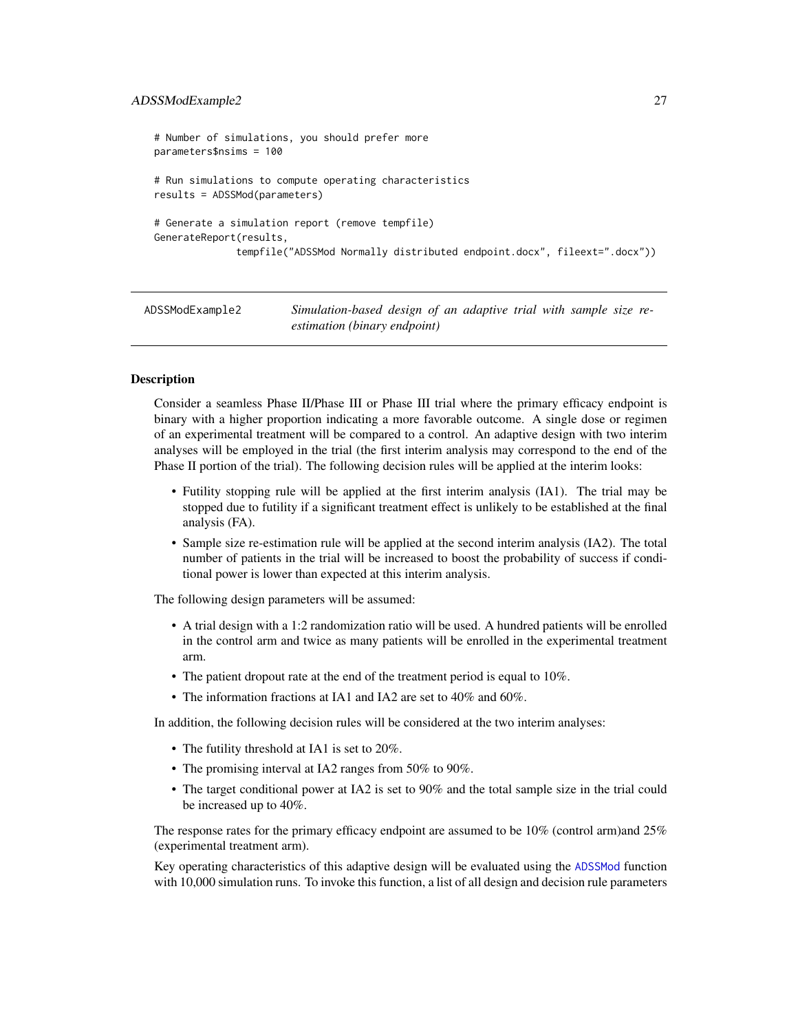```
# Number of simulations, you should prefer more
parameters$nsims = 100

# Run simulations to compute operating characteristics
results = ADSSMod(parameters)

# Generate a simulation report (remove tempfile)
GenerateReport(results,
              tempfile("ADSSMod Normally distributed endpoint.docx", fileext=".docx"))
```

## ADSSModExample2 — *Simulation-based design of an adaptive trial with sample size re-estimation (binary endpoint)*

### Description

Consider a seamless Phase II/Phase III or Phase III trial where the primary efficacy endpoint is binary with a higher proportion indicating a more favorable outcome. A single dose or regimen of an experimental treatment will be compared to a control. An adaptive design with two interim analyses will be employed in the trial (the first interim analysis may correspond to the end of the Phase II portion of the trial). The following decision rules will be applied at the interim looks:

- Futility stopping rule will be applied at the first interim analysis (IA1). The trial may be stopped due to futility if a significant treatment effect is unlikely to be established at the final analysis (FA).
- Sample size re-estimation rule will be applied at the second interim analysis (IA2). The total number of patients in the trial will be increased to boost the probability of success if conditional power is lower than expected at this interim analysis.

The following design parameters will be assumed:

- A trial design with a 1:2 randomization ratio will be used. A hundred patients will be enrolled in the control arm and twice as many patients will be enrolled in the experimental treatment arm.
- The patient dropout rate at the end of the treatment period is equal to 10%.
- The information fractions at IA1 and IA2 are set to 40% and 60%.

In addition, the following decision rules will be considered at the two interim analyses:

- The futility threshold at IA1 is set to 20%.
- The promising interval at IA2 ranges from 50% to 90%.
- The target conditional power at IA2 is set to 90% and the total sample size in the trial could be increased up to 40%.

The response rates for the primary efficacy endpoint are assumed to be 10% (control arm)and 25% (experimental treatment arm).

Key operating characteristics of this adaptive design will be evaluated using the ADSSMod function with 10,000 simulation runs. To invoke this function, a list of all design and decision rule parameters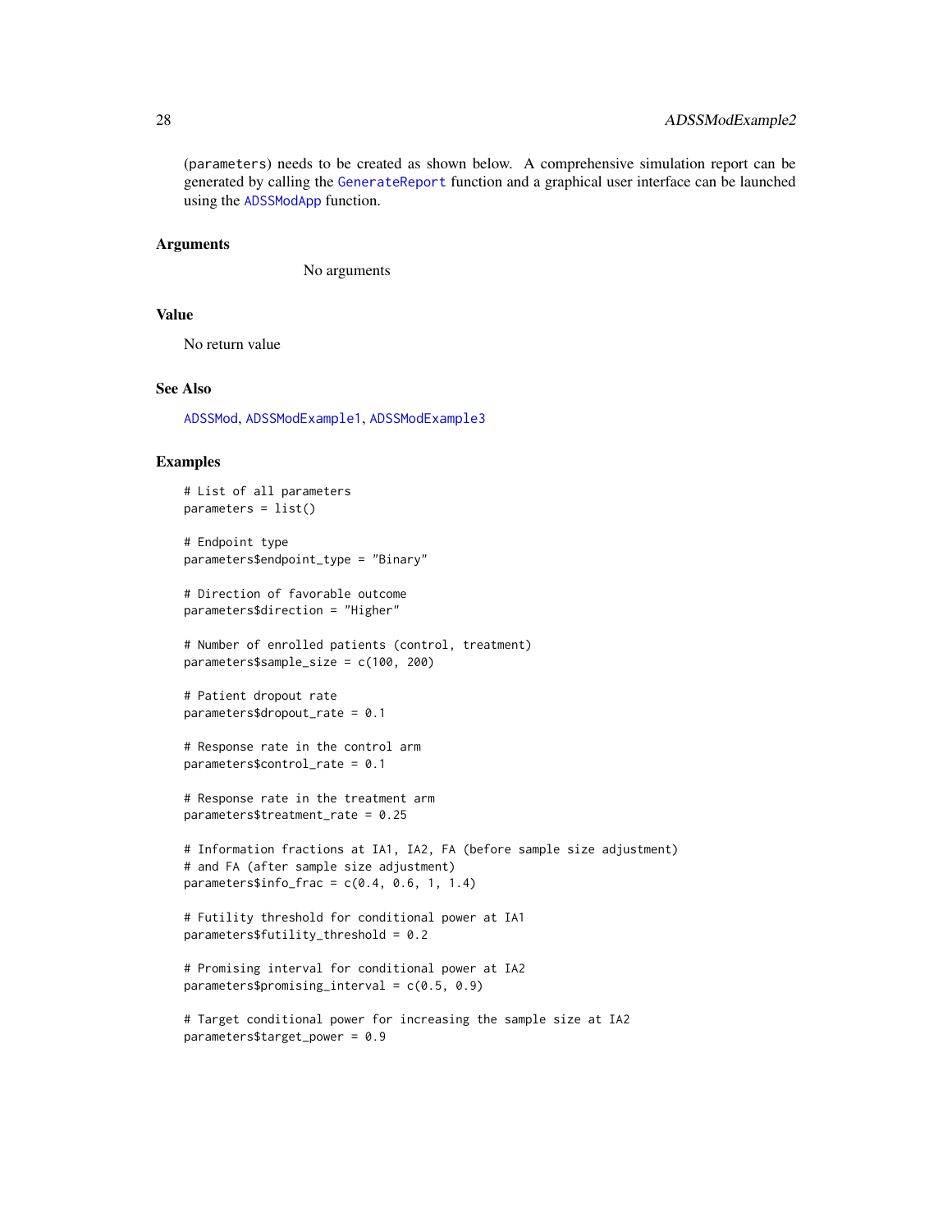(parameters) needs to be created as shown below. A comprehensive simulation report can be generated by calling the GenerateReport function and a graphical user interface can be launched using the ADSSModApp function.

### Arguments

No arguments

### Value

No return value

### See Also

ADSSMod, ADSSModExample1, ADSSModExample3

### Examples

```
# List of all parameters
parameters = list()

# Endpoint type
parameters$endpoint_type = "Binary"

# Direction of favorable outcome
parameters$direction = "Higher"

# Number of enrolled patients (control, treatment)
parameters$sample_size = c(100, 200)

# Patient dropout rate
parameters$dropout_rate = 0.1

# Response rate in the control arm
parameters$control_rate = 0.1

# Response rate in the treatment arm
parameters$treatment_rate = 0.25

# Information fractions at IA1, IA2, FA (before sample size adjustment)
# and FA (after sample size adjustment)
parameters$info_frac = c(0.4, 0.6, 1, 1.4)

# Futility threshold for conditional power at IA1
parameters$futility_threshold = 0.2

# Promising interval for conditional power at IA2
parameters$promising_interval = c(0.5, 0.9)

# Target conditional power for increasing the sample size at IA2
parameters$target_power = 0.9
```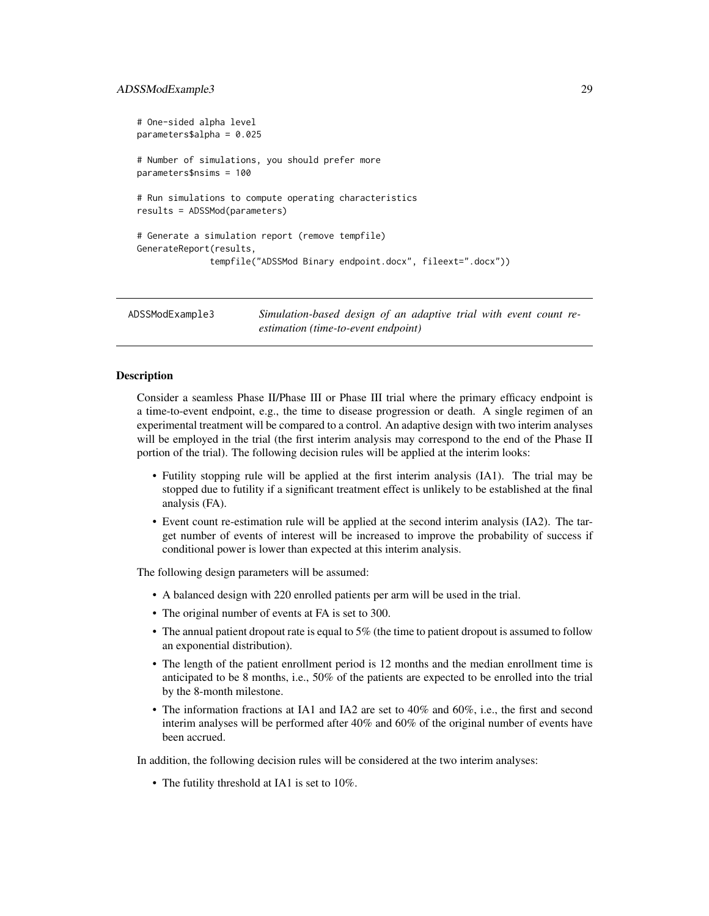```
# One-sided alpha level
parameters$alpha = 0.025

# Number of simulations, you should prefer more
parameters$nsims = 100

# Run simulations to compute operating characteristics
results = ADSSMod(parameters)

# Generate a simulation report (remove tempfile)
GenerateReport(results,
              tempfile("ADSSMod Binary endpoint.docx", fileext=".docx"))
```

## ADSSModExample3 — *Simulation-based design of an adaptive trial with event count re-estimation (time-to-event endpoint)*

### Description

Consider a seamless Phase II/Phase III or Phase III trial where the primary efficacy endpoint is a time-to-event endpoint, e.g., the time to disease progression or death. A single regimen of an experimental treatment will be compared to a control. An adaptive design with two interim analyses will be employed in the trial (the first interim analysis may correspond to the end of the Phase II portion of the trial). The following decision rules will be applied at the interim looks:

- Futility stopping rule will be applied at the first interim analysis (IA1). The trial may be stopped due to futility if a significant treatment effect is unlikely to be established at the final analysis (FA).
- Event count re-estimation rule will be applied at the second interim analysis (IA2). The target number of events of interest will be increased to improve the probability of success if conditional power is lower than expected at this interim analysis.

The following design parameters will be assumed:

- A balanced design with 220 enrolled patients per arm will be used in the trial.
- The original number of events at FA is set to 300.
- The annual patient dropout rate is equal to 5% (the time to patient dropout is assumed to follow an exponential distribution).
- The length of the patient enrollment period is 12 months and the median enrollment time is anticipated to be 8 months, i.e., 50% of the patients are expected to be enrolled into the trial by the 8-month milestone.
- The information fractions at IA1 and IA2 are set to 40% and 60%, i.e., the first and second interim analyses will be performed after 40% and 60% of the original number of events have been accrued.

In addition, the following decision rules will be considered at the two interim analyses:

- The futility threshold at IA1 is set to 10%.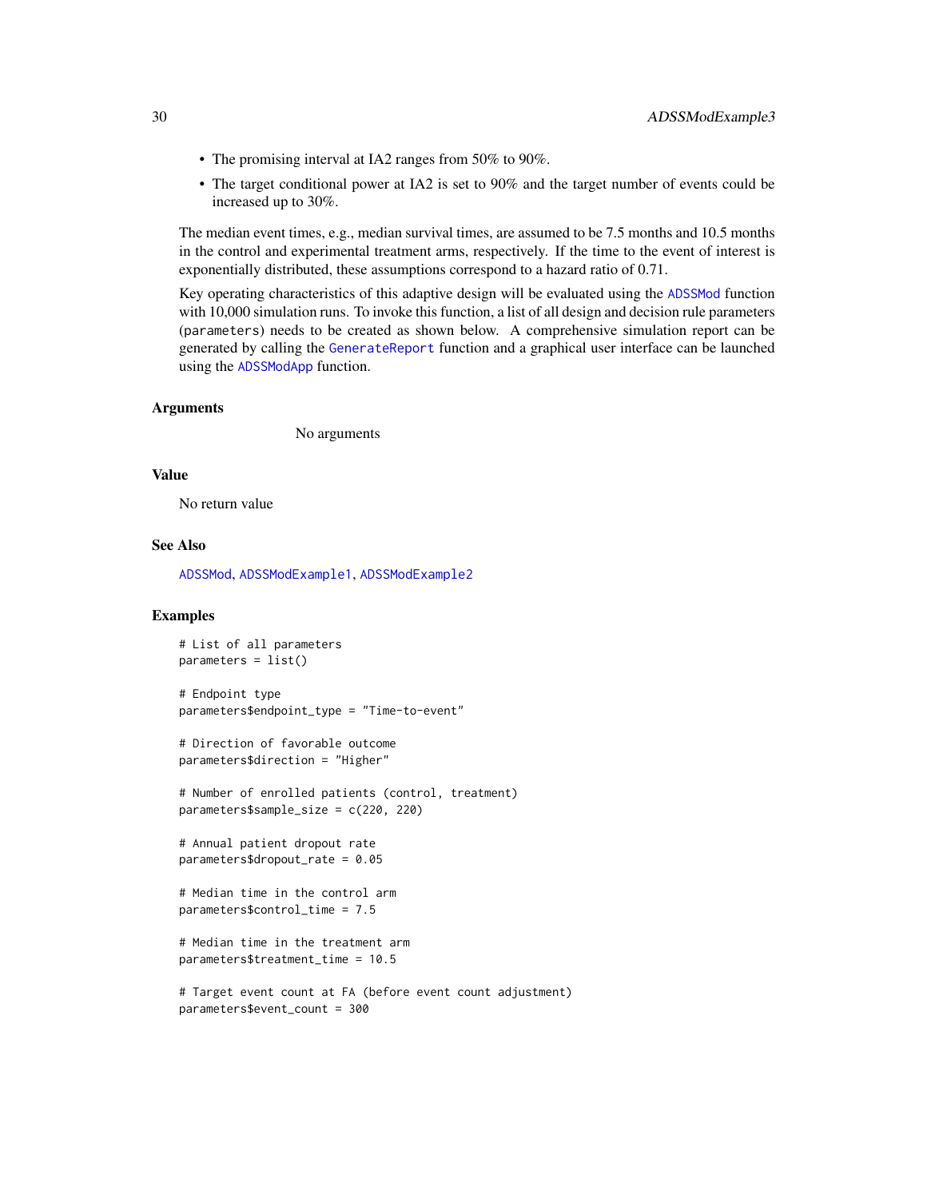- The promising interval at IA2 ranges from 50% to 90%.
- The target conditional power at IA2 is set to 90% and the target number of events could be increased up to 30%.

The median event times, e.g., median survival times, are assumed to be 7.5 months and 10.5 months in the control and experimental treatment arms, respectively. If the time to the event of interest is exponentially distributed, these assumptions correspond to a hazard ratio of 0.71.

Key operating characteristics of this adaptive design will be evaluated using the ADSSMod function with 10,000 simulation runs. To invoke this function, a list of all design and decision rule parameters (`parameters`) needs to be created as shown below. A comprehensive simulation report can be generated by calling the GenerateReport function and a graphical user interface can be launched using the ADSSModApp function.

### Arguments

No arguments

### Value

No return value

### See Also

ADSSMod, ADSSModExample1, ADSSModExample2

### Examples

```
# List of all parameters
parameters = list()

# Endpoint type
parameters$endpoint_type = "Time-to-event"

# Direction of favorable outcome
parameters$direction = "Higher"

# Number of enrolled patients (control, treatment)
parameters$sample_size = c(220, 220)

# Annual patient dropout rate
parameters$dropout_rate = 0.05

# Median time in the control arm
parameters$control_time = 7.5

# Median time in the treatment arm
parameters$treatment_time = 10.5

# Target event count at FA (before event count adjustment)
parameters$event_count = 300
```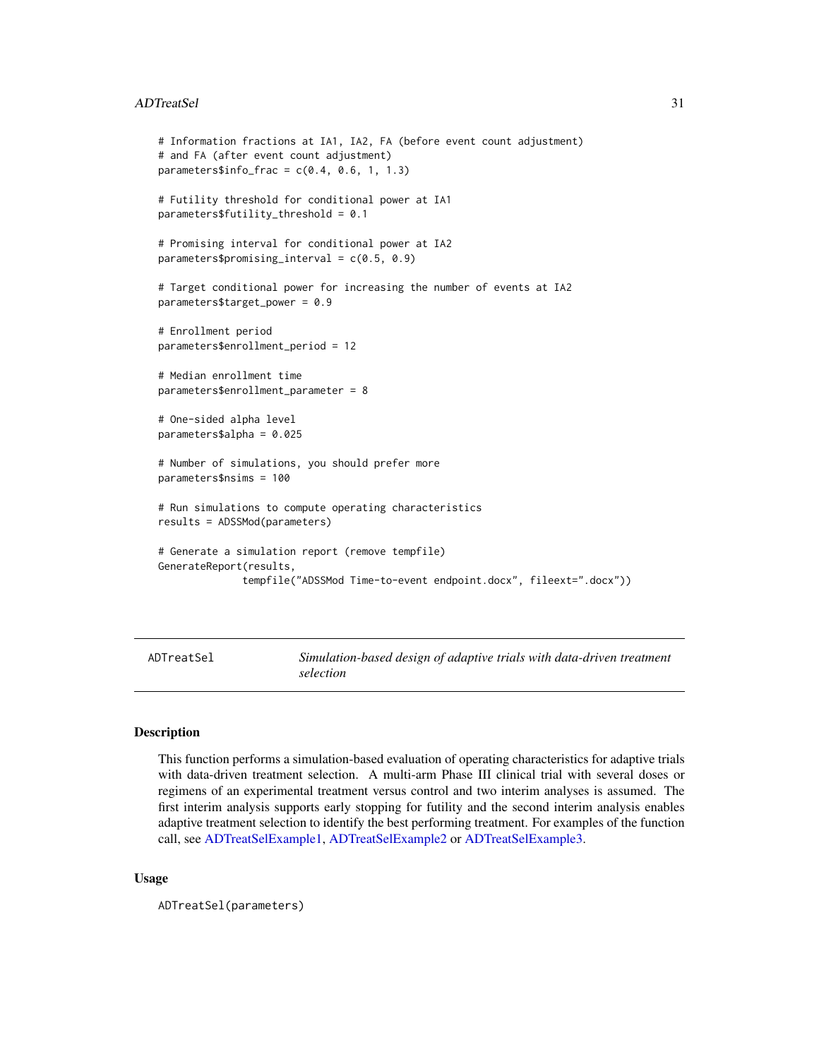```
# Information fractions at IA1, IA2, FA (before event count adjustment)
# and FA (after event count adjustment)
parameters$info_frac = c(0.4, 0.6, 1, 1.3)

# Futility threshold for conditional power at IA1
parameters$futility_threshold = 0.1

# Promising interval for conditional power at IA2
parameters$promising_interval = c(0.5, 0.9)

# Target conditional power for increasing the number of events at IA2
parameters$target_power = 0.9

# Enrollment period
parameters$enrollment_period = 12

# Median enrollment time
parameters$enrollment_parameter = 8

# One-sided alpha level
parameters$alpha = 0.025

# Number of simulations, you should prefer more
parameters$nsims = 100

# Run simulations to compute operating characteristics
results = ADSSMod(parameters)

# Generate a simulation report (remove tempfile)
GenerateReport(results,
              tempfile("ADSSMod Time-to-event endpoint.docx", fileext=".docx"))
```

---

`ADTreatSel` — *Simulation-based design of adaptive trials with data-driven treatment selection*

---

## Description

This function performs a simulation-based evaluation of operating characteristics for adaptive trials with data-driven treatment selection. A multi-arm Phase III clinical trial with several doses or regimens of an experimental treatment versus control and two interim analyses is assumed. The first interim analysis supports early stopping for futility and the second interim analysis enables adaptive treatment selection to identify the best performing treatment. For examples of the function call, see ADTreatSelExample1, ADTreatSelExample2 or ADTreatSelExample3.

## Usage

```
ADTreatSel(parameters)
```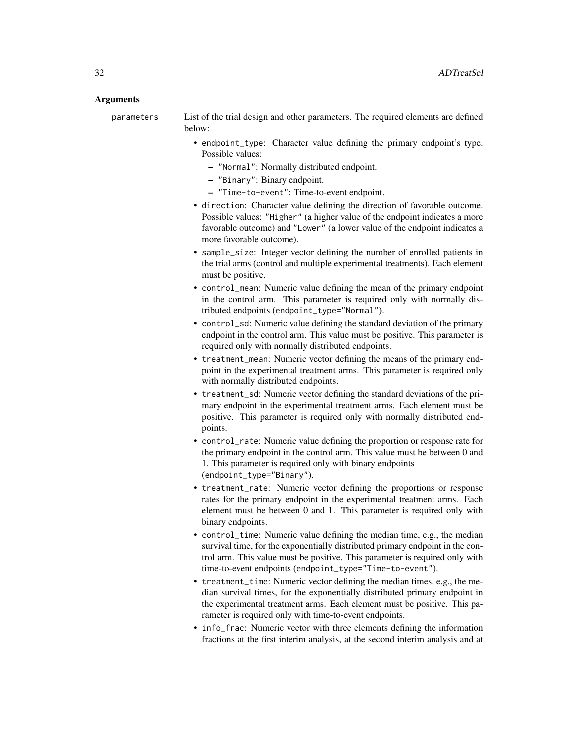## Arguments

parameters List of the trial design and other parameters. The required elements are defined below:

- endpoint_type: Character value defining the primary endpoint's type. Possible values:
  - "Normal": Normally distributed endpoint.
  - "Binary": Binary endpoint.
  - "Time-to-event": Time-to-event endpoint.
- direction: Character value defining the direction of favorable outcome. Possible values: "Higher" (a higher value of the endpoint indicates a more favorable outcome) and "Lower" (a lower value of the endpoint indicates a more favorable outcome).
- sample_size: Integer vector defining the number of enrolled patients in the trial arms (control and multiple experimental treatments). Each element must be positive.
- control_mean: Numeric value defining the mean of the primary endpoint in the control arm. This parameter is required only with normally distributed endpoints (endpoint_type="Normal").
- control_sd: Numeric value defining the standard deviation of the primary endpoint in the control arm. This value must be positive. This parameter is required only with normally distributed endpoints.
- treatment_mean: Numeric vector defining the means of the primary endpoint in the experimental treatment arms. This parameter is required only with normally distributed endpoints.
- treatment_sd: Numeric vector defining the standard deviations of the primary endpoint in the experimental treatment arms. Each element must be positive. This parameter is required only with normally distributed endpoints.
- control_rate: Numeric value defining the proportion or response rate for the primary endpoint in the control arm. This value must be between 0 and 1. This parameter is required only with binary endpoints (endpoint_type="Binary").
- treatment_rate: Numeric vector defining the proportions or response rates for the primary endpoint in the experimental treatment arms. Each element must be between 0 and 1. This parameter is required only with binary endpoints.
- control_time: Numeric value defining the median time, e.g., the median survival time, for the exponentially distributed primary endpoint in the control arm. This value must be positive. This parameter is required only with time-to-event endpoints (endpoint_type="Time-to-event").
- treatment_time: Numeric vector defining the median times, e.g., the median survival times, for the exponentially distributed primary endpoint in the experimental treatment arms. Each element must be positive. This parameter is required only with time-to-event endpoints.
- info_frac: Numeric vector with three elements defining the information fractions at the first interim analysis, at the second interim analysis and at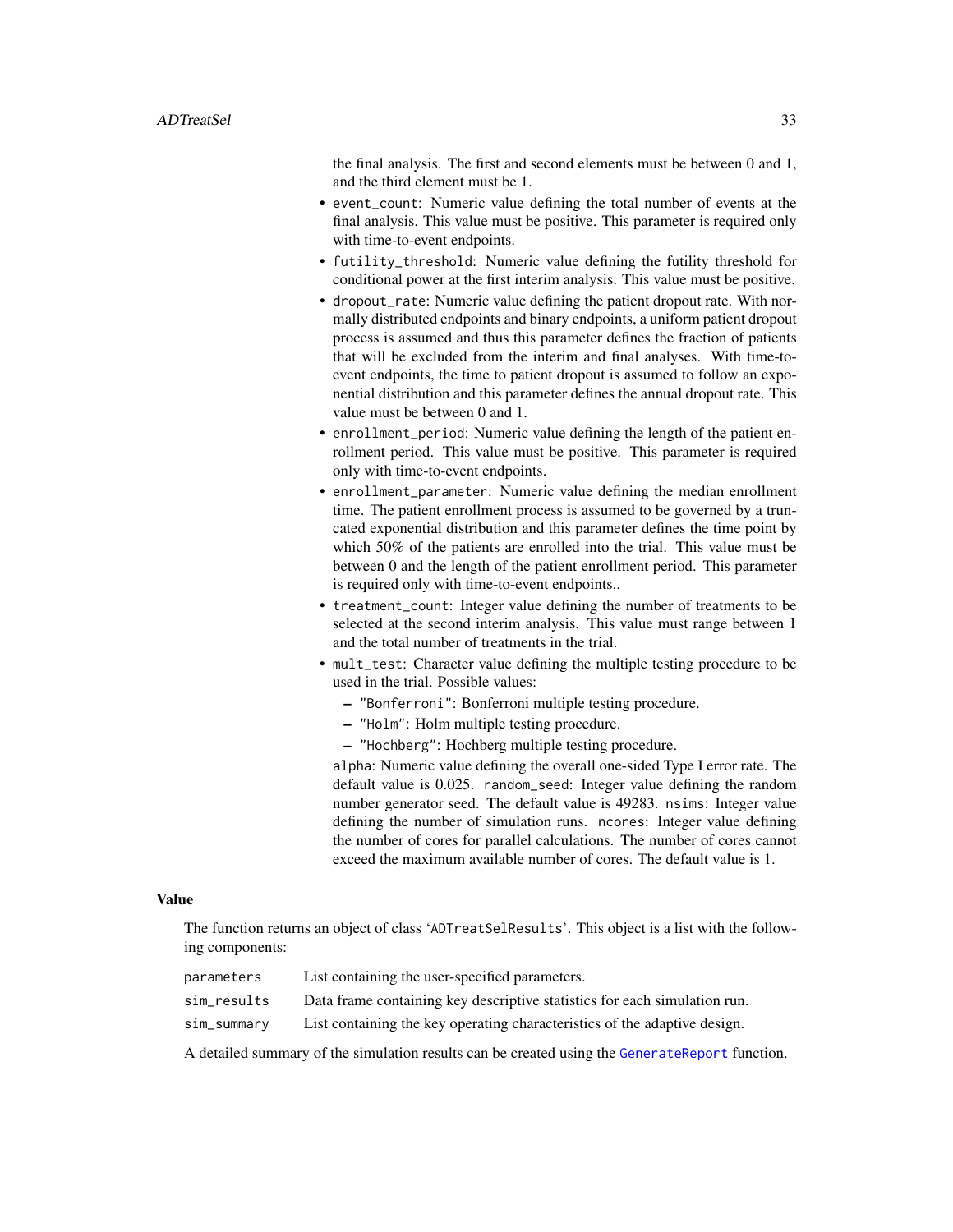the final analysis. The first and second elements must be between 0 and 1, and the third element must be 1.

- `event_count`: Numeric value defining the total number of events at the final analysis. This value must be positive. This parameter is required only with time-to-event endpoints.
- `futility_threshold`: Numeric value defining the futility threshold for conditional power at the first interim analysis. This value must be positive.
- `dropout_rate`: Numeric value defining the patient dropout rate. With normally distributed endpoints and binary endpoints, a uniform patient dropout process is assumed and thus this parameter defines the fraction of patients that will be excluded from the interim and final analyses. With time-to-event endpoints, the time to patient dropout is assumed to follow an exponential distribution and this parameter defines the annual dropout rate. This value must be between 0 and 1.
- `enrollment_period`: Numeric value defining the length of the patient enrollment period. This value must be positive. This parameter is required only with time-to-event endpoints.
- `enrollment_parameter`: Numeric value defining the median enrollment time. The patient enrollment process is assumed to be governed by a truncated exponential distribution and this parameter defines the time point by which 50% of the patients are enrolled into the trial. This value must be between 0 and the length of the patient enrollment period. This parameter is required only with time-to-event endpoints..
- `treatment_count`: Integer value defining the number of treatments to be selected at the second interim analysis. This value must range between 1 and the total number of treatments in the trial.
- `mult_test`: Character value defining the multiple testing procedure to be used in the trial. Possible values:
  - `"Bonferroni"`: Bonferroni multiple testing procedure.
  - `"Holm"`: Holm multiple testing procedure.
  - `"Hochberg"`: Hochberg multiple testing procedure.

  `alpha`: Numeric value defining the overall one-sided Type I error rate. The default value is 0.025. `random_seed`: Integer value defining the random number generator seed. The default value is 49283. `nsims`: Integer value defining the number of simulation runs. `ncores`: Integer value defining the number of cores for parallel calculations. The number of cores cannot exceed the maximum available number of cores. The default value is 1.

### Value

The function returns an object of class '`ADTreatSelResults`'. This object is a list with the following components:

| | |
|---|---|
| `parameters` | List containing the user-specified parameters. |
| `sim_results` | Data frame containing key descriptive statistics for each simulation run. |
| `sim_summary` | List containing the key operating characteristics of the adaptive design. |

A detailed summary of the simulation results can be created using the `GenerateReport` function.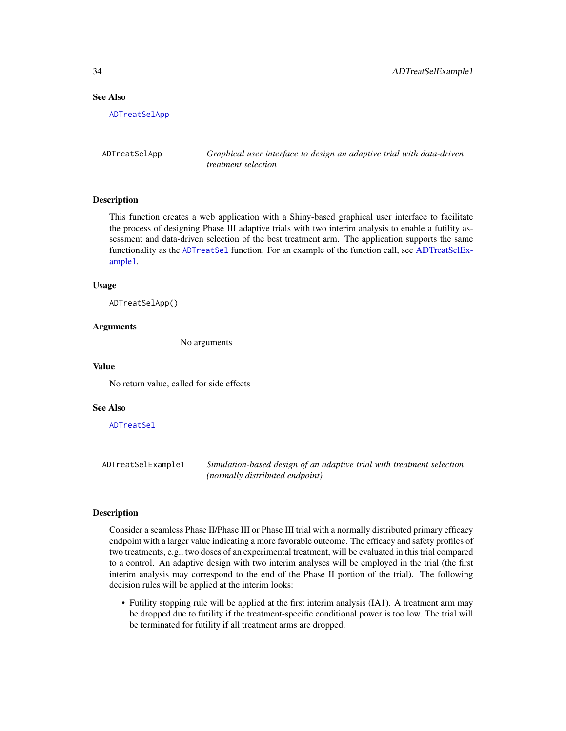### See Also

ADTreatSelApp

## ADTreatSelApp — *Graphical user interface to design an adaptive trial with data-driven treatment selection*

### Description

This function creates a web application with a Shiny-based graphical user interface to facilitate the process of designing Phase III adaptive trials with two interim analysis to enable a futility assessment and data-driven selection of the best treatment arm. The application supports the same functionality as the ADTreatSel function. For an example of the function call, see ADTreatSelExample1.

### Usage

```
ADTreatSelApp()
```

### Arguments

No arguments

### Value

No return value, called for side effects

### See Also

ADTreatSel

## ADTreatSelExample1 — *Simulation-based design of an adaptive trial with treatment selection (normally distributed endpoint)*

### Description

Consider a seamless Phase II/Phase III or Phase III trial with a normally distributed primary efficacy endpoint with a larger value indicating a more favorable outcome. The efficacy and safety profiles of two treatments, e.g., two doses of an experimental treatment, will be evaluated in this trial compared to a control. An adaptive design with two interim analyses will be employed in the trial (the first interim analysis may correspond to the end of the Phase II portion of the trial). The following decision rules will be applied at the interim looks:

- Futility stopping rule will be applied at the first interim analysis (IA1). A treatment arm may be dropped due to futility if the treatment-specific conditional power is too low. The trial will be terminated for futility if all treatment arms are dropped.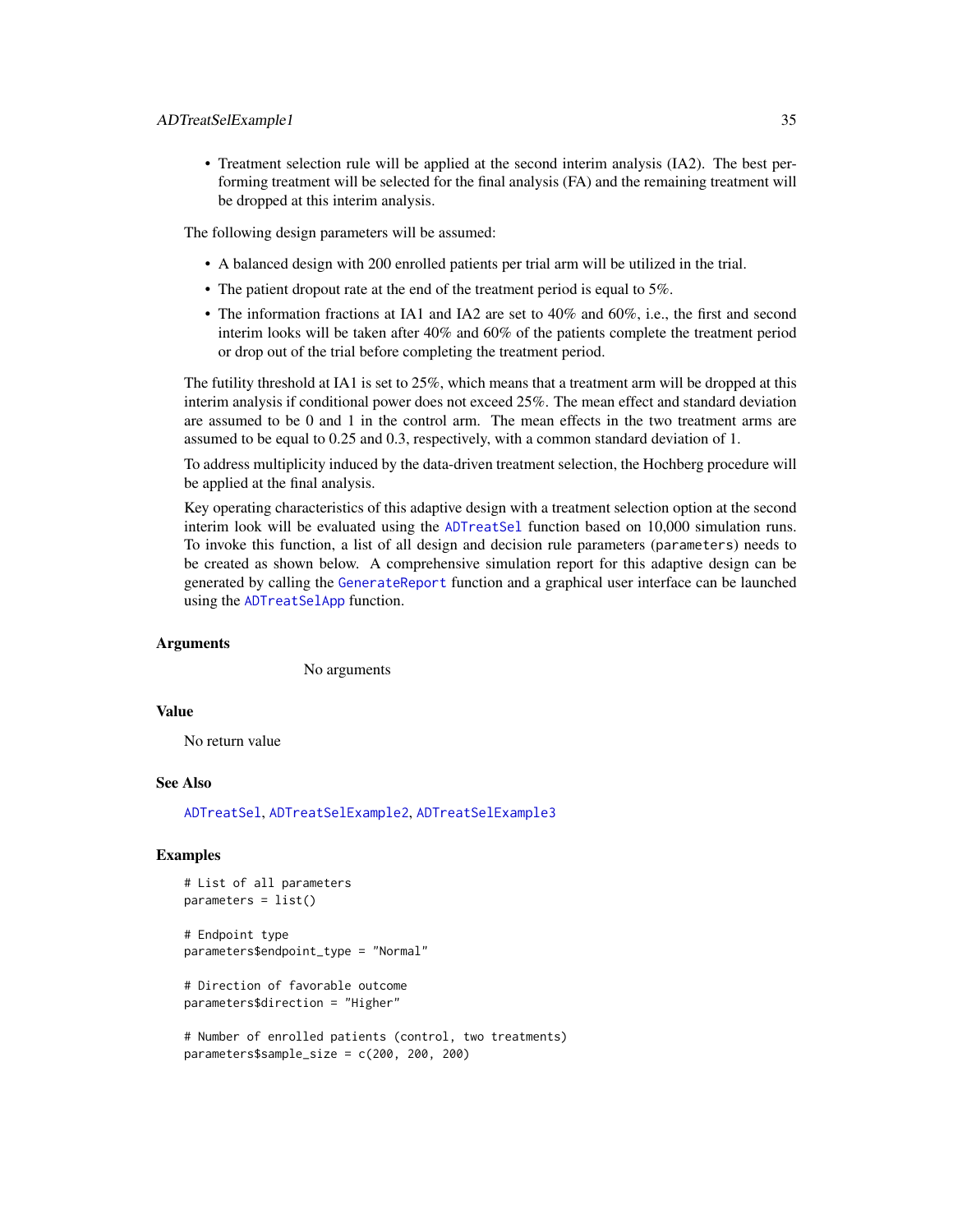- Treatment selection rule will be applied at the second interim analysis (IA2). The best performing treatment will be selected for the final analysis (FA) and the remaining treatment will be dropped at this interim analysis.

The following design parameters will be assumed:

- A balanced design with 200 enrolled patients per trial arm will be utilized in the trial.
- The patient dropout rate at the end of the treatment period is equal to 5%.
- The information fractions at IA1 and IA2 are set to 40% and 60%, i.e., the first and second interim looks will be taken after 40% and 60% of the patients complete the treatment period or drop out of the trial before completing the treatment period.

The futility threshold at IA1 is set to 25%, which means that a treatment arm will be dropped at this interim analysis if conditional power does not exceed 25%. The mean effect and standard deviation are assumed to be 0 and 1 in the control arm. The mean effects in the two treatment arms are assumed to be equal to 0.25 and 0.3, respectively, with a common standard deviation of 1.

To address multiplicity induced by the data-driven treatment selection, the Hochberg procedure will be applied at the final analysis.

Key operating characteristics of this adaptive design with a treatment selection option at the second interim look will be evaluated using the `ADTreatSel` function based on 10,000 simulation runs. To invoke this function, a list of all design and decision rule parameters (`parameters`) needs to be created as shown below. A comprehensive simulation report for this adaptive design can be generated by calling the `GenerateReport` function and a graphical user interface can be launched using the `ADTreatSelApp` function.

### Arguments

No arguments

### Value

No return value

### See Also

`ADTreatSel`, `ADTreatSelExample2`, `ADTreatSelExample3`

### Examples

```
# List of all parameters
parameters = list()

# Endpoint type
parameters$endpoint_type = "Normal"

# Direction of favorable outcome
parameters$direction = "Higher"

# Number of enrolled patients (control, two treatments)
parameters$sample_size = c(200, 200, 200)
```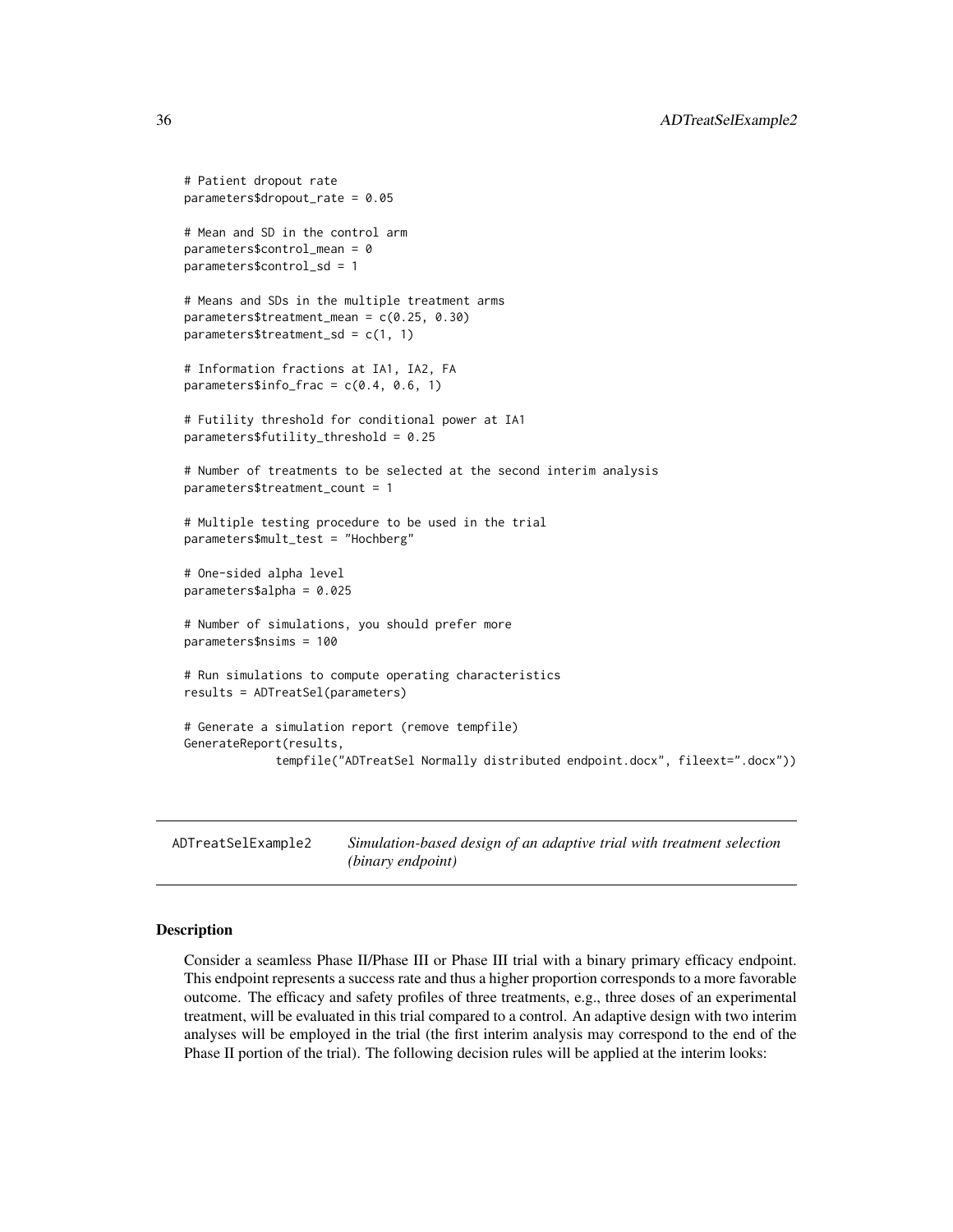```
# Patient dropout rate
parameters$dropout_rate = 0.05

# Mean and SD in the control arm
parameters$control_mean = 0
parameters$control_sd = 1

# Means and SDs in the multiple treatment arms
parameters$treatment_mean = c(0.25, 0.30)
parameters$treatment_sd = c(1, 1)

# Information fractions at IA1, IA2, FA
parameters$info_frac = c(0.4, 0.6, 1)

# Futility threshold for conditional power at IA1
parameters$futility_threshold = 0.25

# Number of treatments to be selected at the second interim analysis
parameters$treatment_count = 1

# Multiple testing procedure to be used in the trial
parameters$mult_test = "Hochberg"

# One-sided alpha level
parameters$alpha = 0.025

# Number of simulations, you should prefer more
parameters$nsims = 100

# Run simulations to compute operating characteristics
results = ADTreatSel(parameters)

# Generate a simulation report (remove tempfile)
GenerateReport(results,
            tempfile("ADTreatSel Normally distributed endpoint.docx", fileext=".docx"))
```

---

ADTreatSelExample2 *Simulation-based design of an adaptive trial with treatment selection (binary endpoint)*

---

## Description

Consider a seamless Phase II/Phase III or Phase III trial with a binary primary efficacy endpoint. This endpoint represents a success rate and thus a higher proportion corresponds to a more favorable outcome. The efficacy and safety profiles of three treatments, e.g., three doses of an experimental treatment, will be evaluated in this trial compared to a control. An adaptive design with two interim analyses will be employed in the trial (the first interim analysis may correspond to the end of the Phase II portion of the trial). The following decision rules will be applied at the interim looks: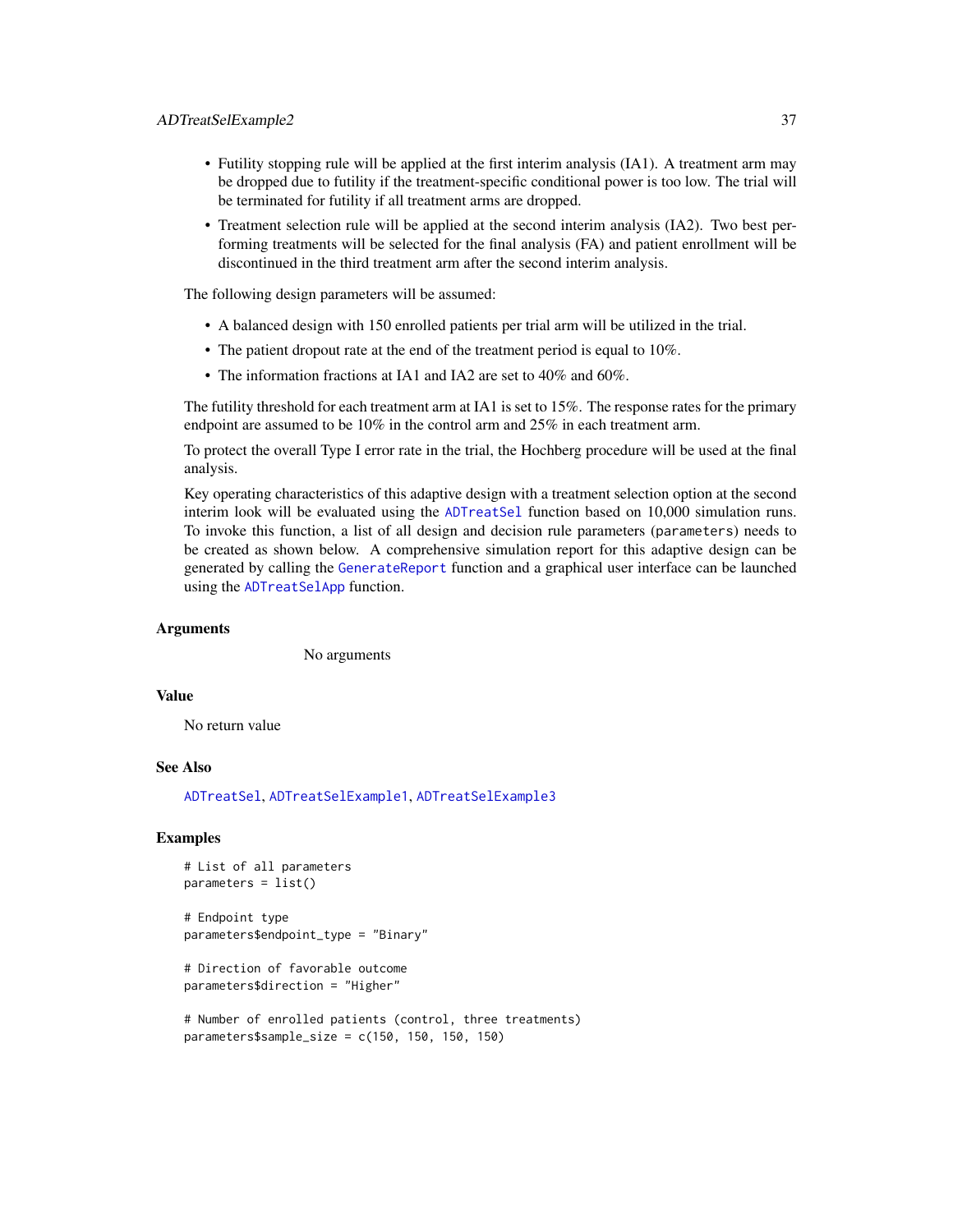- Futility stopping rule will be applied at the first interim analysis (IA1). A treatment arm may be dropped due to futility if the treatment-specific conditional power is too low. The trial will be terminated for futility if all treatment arms are dropped.
- Treatment selection rule will be applied at the second interim analysis (IA2). Two best performing treatments will be selected for the final analysis (FA) and patient enrollment will be discontinued in the third treatment arm after the second interim analysis.

The following design parameters will be assumed:

- A balanced design with 150 enrolled patients per trial arm will be utilized in the trial.
- The patient dropout rate at the end of the treatment period is equal to 10%.
- The information fractions at IA1 and IA2 are set to 40% and 60%.

The futility threshold for each treatment arm at IA1 is set to 15%. The response rates for the primary endpoint are assumed to be 10% in the control arm and 25% in each treatment arm.

To protect the overall Type I error rate in the trial, the Hochberg procedure will be used at the final analysis.

Key operating characteristics of this adaptive design with a treatment selection option at the second interim look will be evaluated using the `ADTreatSel` function based on 10,000 simulation runs. To invoke this function, a list of all design and decision rule parameters (`parameters`) needs to be created as shown below. A comprehensive simulation report for this adaptive design can be generated by calling the `GenerateReport` function and a graphical user interface can be launched using the `ADTreatSelApp` function.

### Arguments

No arguments

### Value

No return value

### See Also

`ADTreatSel`, `ADTreatSelExample1`, `ADTreatSelExample3`

### Examples

```
# List of all parameters
parameters = list()

# Endpoint type
parameters$endpoint_type = "Binary"

# Direction of favorable outcome
parameters$direction = "Higher"

# Number of enrolled patients (control, three treatments)
parameters$sample_size = c(150, 150, 150, 150)
```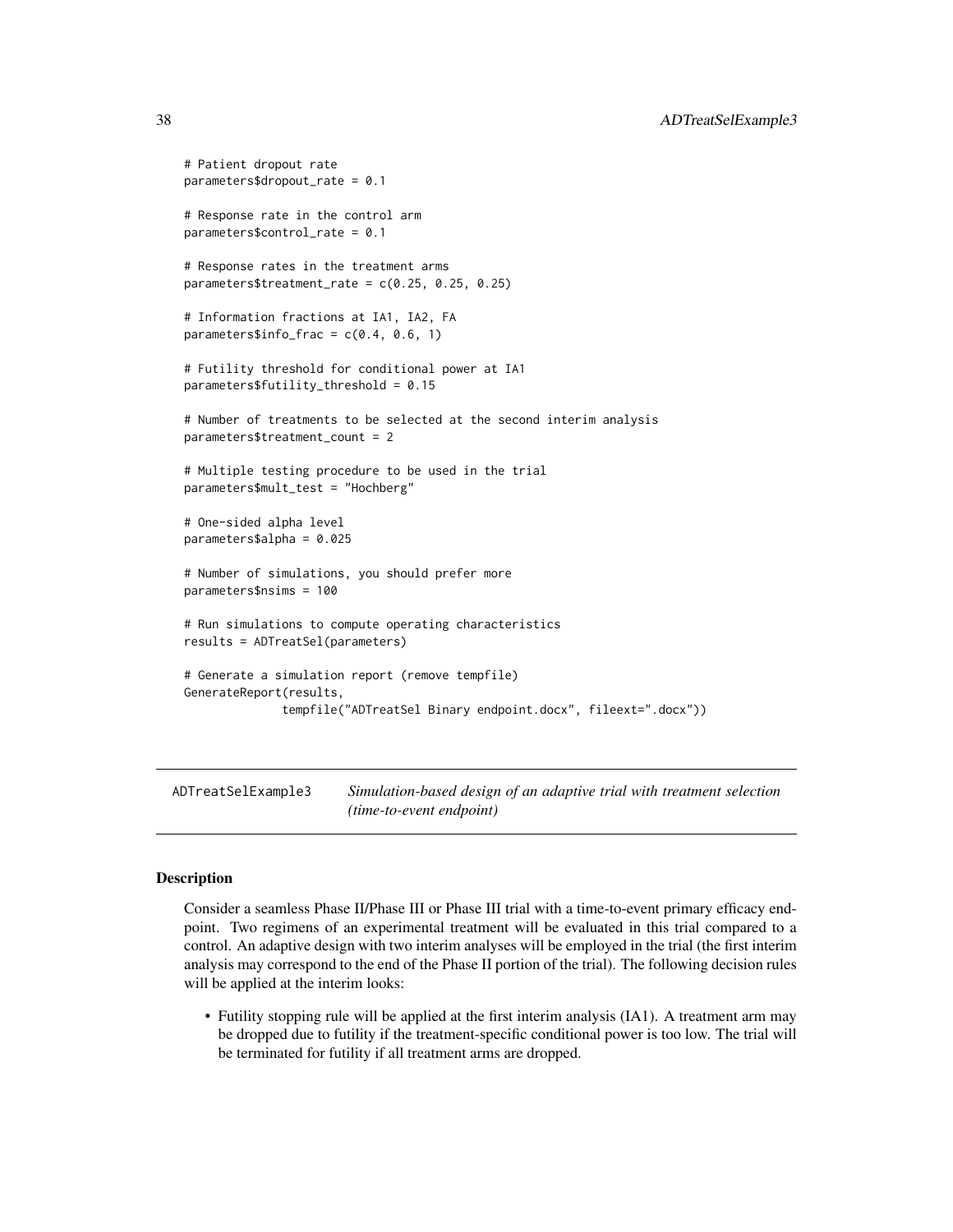```
# Patient dropout rate
parameters$dropout_rate = 0.1

# Response rate in the control arm
parameters$control_rate = 0.1

# Response rates in the treatment arms
parameters$treatment_rate = c(0.25, 0.25, 0.25)

# Information fractions at IA1, IA2, FA
parameters$info_frac = c(0.4, 0.6, 1)

# Futility threshold for conditional power at IA1
parameters$futility_threshold = 0.15

# Number of treatments to be selected at the second interim analysis
parameters$treatment_count = 2

# Multiple testing procedure to be used in the trial
parameters$mult_test = "Hochberg"

# One-sided alpha level
parameters$alpha = 0.025

# Number of simulations, you should prefer more
parameters$nsims = 100

# Run simulations to compute operating characteristics
results = ADTreatSel(parameters)

# Generate a simulation report (remove tempfile)
GenerateReport(results,
              tempfile("ADTreatSel Binary endpoint.docx", fileext=".docx"))
```

## ADTreatSelExample3 — *Simulation-based design of an adaptive trial with treatment selection (time-to-event endpoint)*

### Description

Consider a seamless Phase II/Phase III or Phase III trial with a time-to-event primary efficacy endpoint. Two regimens of an experimental treatment will be evaluated in this trial compared to a control. An adaptive design with two interim analyses will be employed in the trial (the first interim analysis may correspond to the end of the Phase II portion of the trial). The following decision rules will be applied at the interim looks:

- Futility stopping rule will be applied at the first interim analysis (IA1). A treatment arm may be dropped due to futility if the treatment-specific conditional power is too low. The trial will be terminated for futility if all treatment arms are dropped.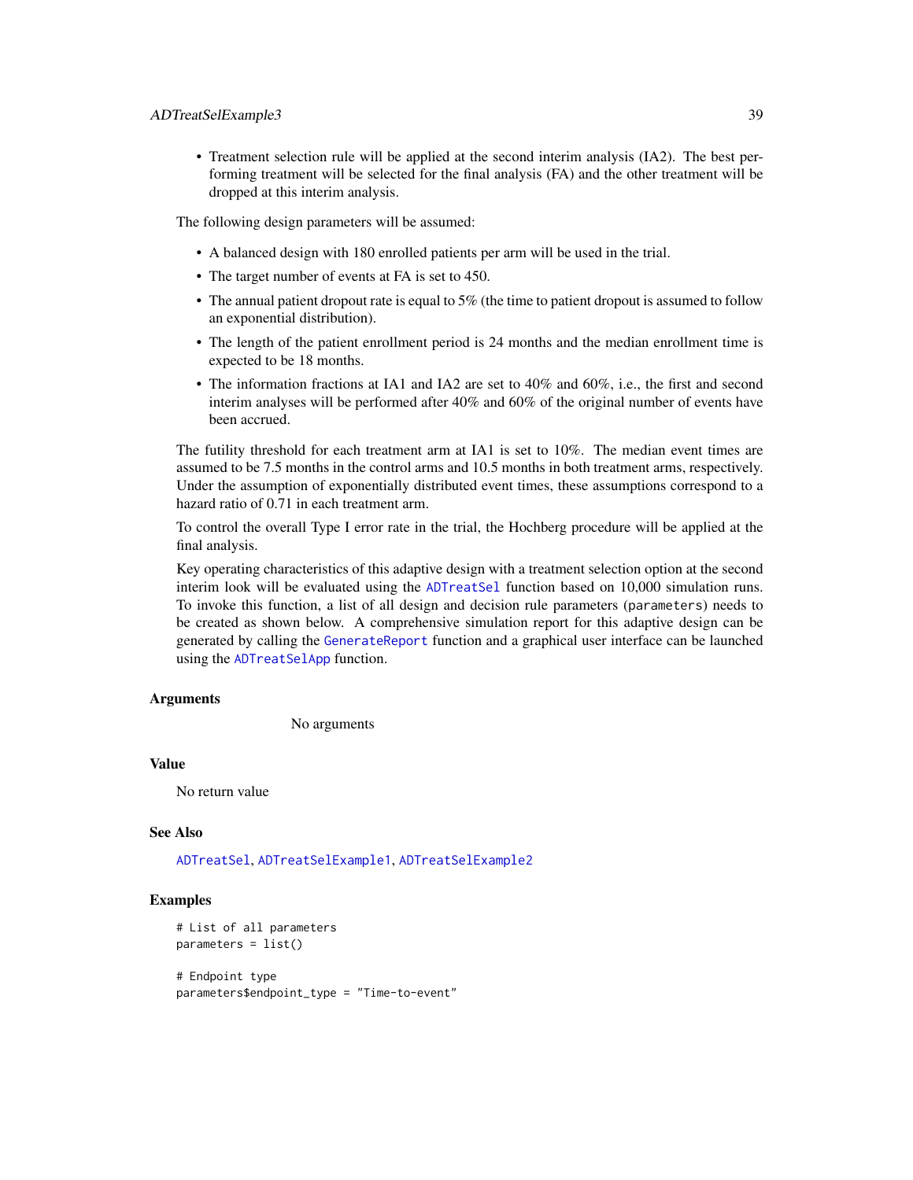- Treatment selection rule will be applied at the second interim analysis (IA2). The best performing treatment will be selected for the final analysis (FA) and the other treatment will be dropped at this interim analysis.

The following design parameters will be assumed:

- A balanced design with 180 enrolled patients per arm will be used in the trial.
- The target number of events at FA is set to 450.
- The annual patient dropout rate is equal to 5% (the time to patient dropout is assumed to follow an exponential distribution).
- The length of the patient enrollment period is 24 months and the median enrollment time is expected to be 18 months.
- The information fractions at IA1 and IA2 are set to 40% and 60%, i.e., the first and second interim analyses will be performed after 40% and 60% of the original number of events have been accrued.

The futility threshold for each treatment arm at IA1 is set to 10%. The median event times are assumed to be 7.5 months in the control arms and 10.5 months in both treatment arms, respectively. Under the assumption of exponentially distributed event times, these assumptions correspond to a hazard ratio of 0.71 in each treatment arm.

To control the overall Type I error rate in the trial, the Hochberg procedure will be applied at the final analysis.

Key operating characteristics of this adaptive design with a treatment selection option at the second interim look will be evaluated using the ADTreatSel function based on 10,000 simulation runs. To invoke this function, a list of all design and decision rule parameters (parameters) needs to be created as shown below. A comprehensive simulation report for this adaptive design can be generated by calling the GenerateReport function and a graphical user interface can be launched using the ADTreatSelApp function.

### Arguments

No arguments

### Value

No return value

### See Also

ADTreatSel, ADTreatSelExample1, ADTreatSelExample2

### Examples

```
# List of all parameters
parameters = list()

# Endpoint type
parameters$endpoint_type = "Time-to-event"
```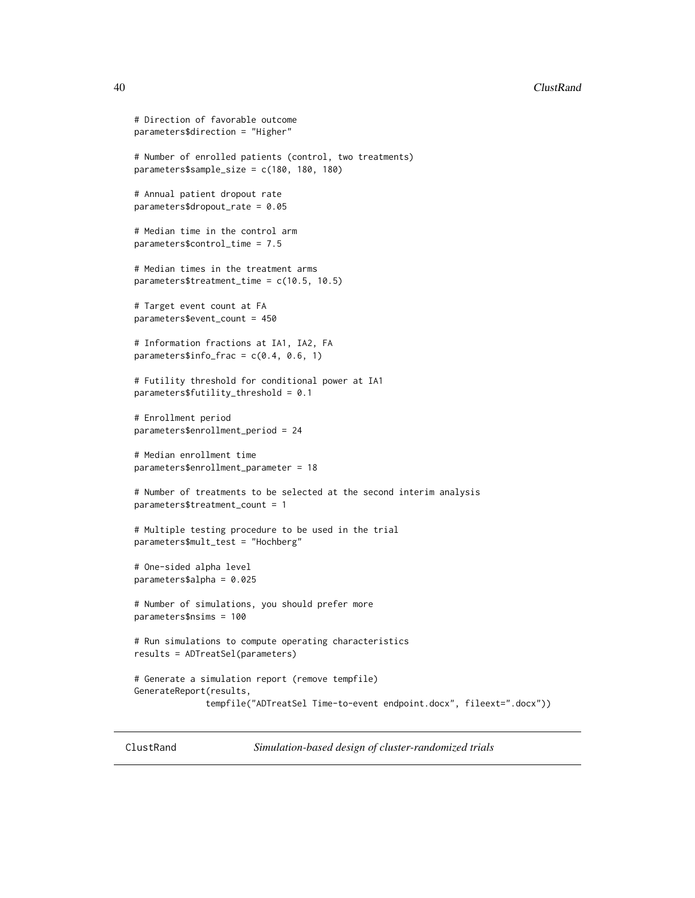```
# Direction of favorable outcome
parameters$direction = "Higher"

# Number of enrolled patients (control, two treatments)
parameters$sample_size = c(180, 180, 180)

# Annual patient dropout rate
parameters$dropout_rate = 0.05

# Median time in the control arm
parameters$control_time = 7.5

# Median times in the treatment arms
parameters$treatment_time = c(10.5, 10.5)

# Target event count at FA
parameters$event_count = 450

# Information fractions at IA1, IA2, FA
parameters$info_frac = c(0.4, 0.6, 1)

# Futility threshold for conditional power at IA1
parameters$futility_threshold = 0.1

# Enrollment period
parameters$enrollment_period = 24

# Median enrollment time
parameters$enrollment_parameter = 18

# Number of treatments to be selected at the second interim analysis
parameters$treatment_count = 1

# Multiple testing procedure to be used in the trial
parameters$mult_test = "Hochberg"

# One-sided alpha level
parameters$alpha = 0.025

# Number of simulations, you should prefer more
parameters$nsims = 100

# Run simulations to compute operating characteristics
results = ADTreatSel(parameters)

# Generate a simulation report (remove tempfile)
GenerateReport(results,
               tempfile("ADTreatSel Time-to-event endpoint.docx", fileext=".docx"))
```

---

## ClustRand *Simulation-based design of cluster-randomized trials*

---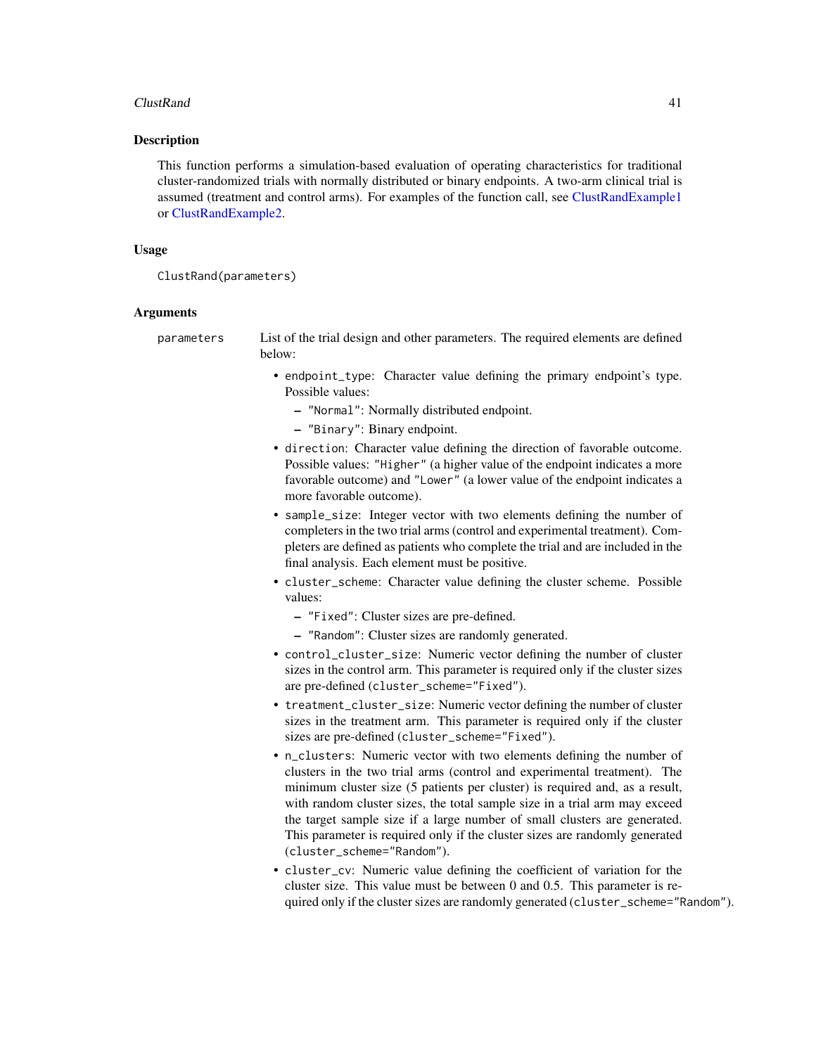## Description

This function performs a simulation-based evaluation of operating characteristics for traditional cluster-randomized trials with normally distributed or binary endpoints. A two-arm clinical trial is assumed (treatment and control arms). For examples of the function call, see ClustRandExample1 or ClustRandExample2.

## Usage

```
ClustRand(parameters)
```

## Arguments

`parameters` List of the trial design and other parameters. The required elements are defined below:

- `endpoint_type`: Character value defining the primary endpoint's type. Possible values:
  - `"Normal"`: Normally distributed endpoint.
  - `"Binary"`: Binary endpoint.
- `direction`: Character value defining the direction of favorable outcome. Possible values: `"Higher"` (a higher value of the endpoint indicates a more favorable outcome) and `"Lower"` (a lower value of the endpoint indicates a more favorable outcome).
- `sample_size`: Integer vector with two elements defining the number of completers in the two trial arms (control and experimental treatment). Completers are defined as patients who complete the trial and are included in the final analysis. Each element must be positive.
- `cluster_scheme`: Character value defining the cluster scheme. Possible values:
  - `"Fixed"`: Cluster sizes are pre-defined.
  - `"Random"`: Cluster sizes are randomly generated.
- `control_cluster_size`: Numeric vector defining the number of cluster sizes in the control arm. This parameter is required only if the cluster sizes are pre-defined (`cluster_scheme="Fixed"`).
- `treatment_cluster_size`: Numeric vector defining the number of cluster sizes in the treatment arm. This parameter is required only if the cluster sizes are pre-defined (`cluster_scheme="Fixed"`).
- `n_clusters`: Numeric vector with two elements defining the number of clusters in the two trial arms (control and experimental treatment). The minimum cluster size (5 patients per cluster) is required and, as a result, with random cluster sizes, the total sample size in a trial arm may exceed the target sample size if a large number of small clusters are generated. This parameter is required only if the cluster sizes are randomly generated (`cluster_scheme="Random"`).
- `cluster_cv`: Numeric value defining the coefficient of variation for the cluster size. This value must be between 0 and 0.5. This parameter is required only if the cluster sizes are randomly generated (`cluster_scheme="Random"`).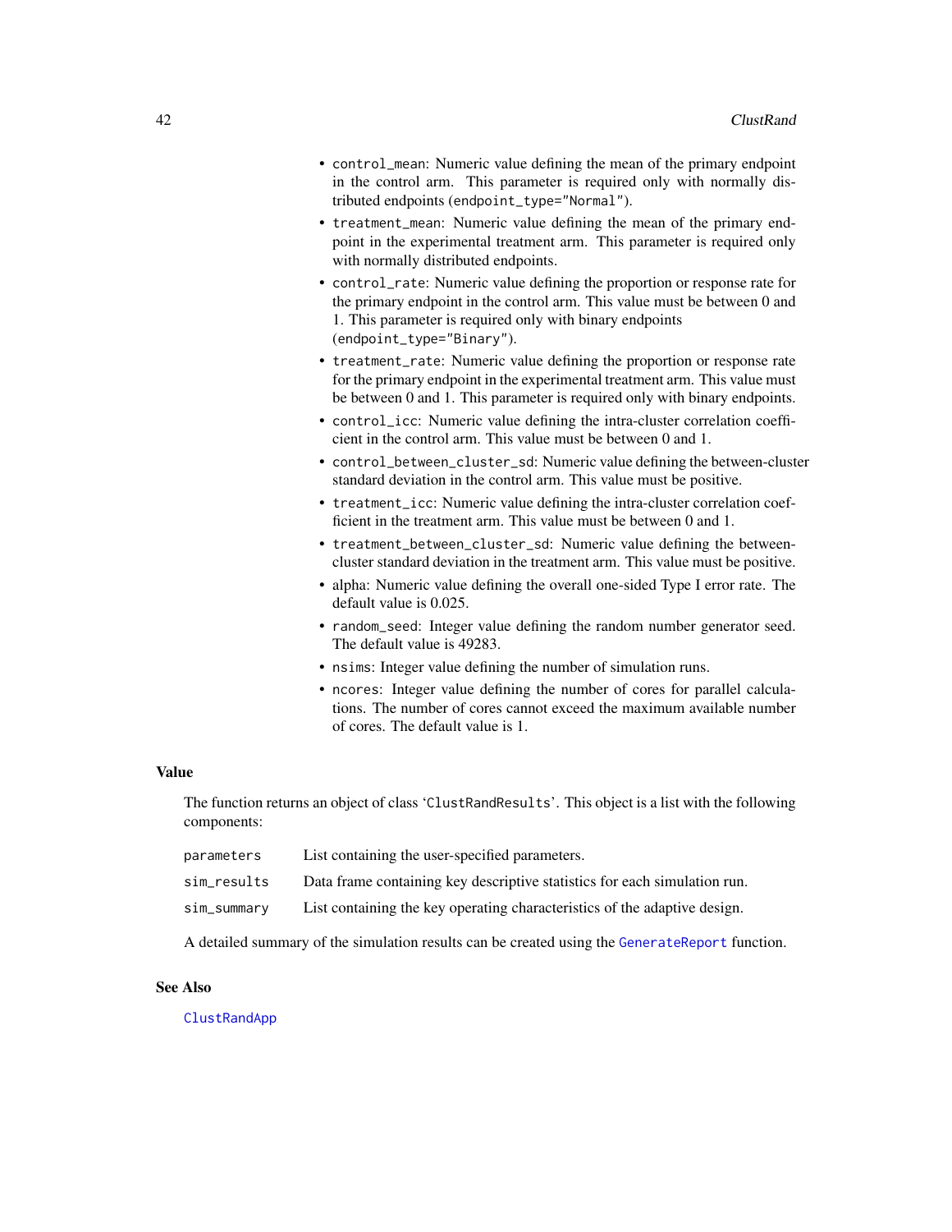- `control_mean`: Numeric value defining the mean of the primary endpoint in the control arm. This parameter is required only with normally distributed endpoints (`endpoint_type="Normal"`).
- `treatment_mean`: Numeric value defining the mean of the primary endpoint in the experimental treatment arm. This parameter is required only with normally distributed endpoints.
- `control_rate`: Numeric value defining the proportion or response rate for the primary endpoint in the control arm. This value must be between 0 and 1. This parameter is required only with binary endpoints (`endpoint_type="Binary"`).
- `treatment_rate`: Numeric value defining the proportion or response rate for the primary endpoint in the experimental treatment arm. This value must be between 0 and 1. This parameter is required only with binary endpoints.
- `control_icc`: Numeric value defining the intra-cluster correlation coefficient in the control arm. This value must be between 0 and 1.
- `control_between_cluster_sd`: Numeric value defining the between-cluster standard deviation in the control arm. This value must be positive.
- `treatment_icc`: Numeric value defining the intra-cluster correlation coefficient in the treatment arm. This value must be between 0 and 1.
- `treatment_between_cluster_sd`: Numeric value defining the between-cluster standard deviation in the treatment arm. This value must be positive.
- alpha: Numeric value defining the overall one-sided Type I error rate. The default value is 0.025.
- `random_seed`: Integer value defining the random number generator seed. The default value is 49283.
- `nsims`: Integer value defining the number of simulation runs.
- `ncores`: Integer value defining the number of cores for parallel calculations. The number of cores cannot exceed the maximum available number of cores. The default value is 1.

## Value

The function returns an object of class '`ClustRandResults`'. This object is a list with the following components:

| | |
|---|---|
| `parameters` | List containing the user-specified parameters. |
| `sim_results` | Data frame containing key descriptive statistics for each simulation run. |
| `sim_summary` | List containing the key operating characteristics of the adaptive design. |

A detailed summary of the simulation results can be created using the `GenerateReport` function.

## See Also

`ClustRandApp`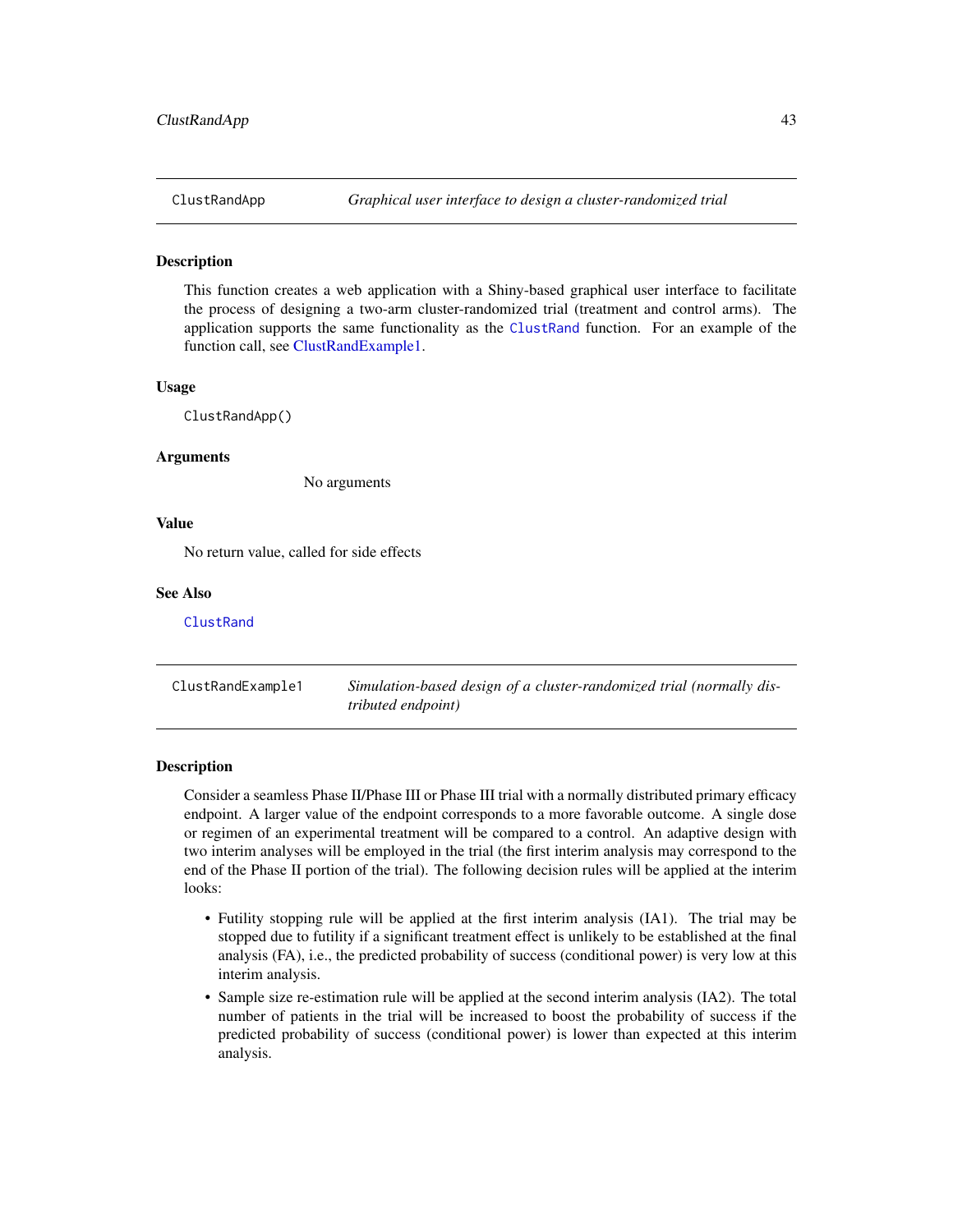## ClustRandApp *Graphical user interface to design a cluster-randomized trial*

### Description

This function creates a web application with a Shiny-based graphical user interface to facilitate the process of designing a two-arm cluster-randomized trial (treatment and control arms). The application supports the same functionality as the `ClustRand` function. For an example of the function call, see ClustRandExample1.

### Usage

```
ClustRandApp()
```

### Arguments

No arguments

### Value

No return value, called for side effects

### See Also

`ClustRand`

## ClustRandExample1 *Simulation-based design of a cluster-randomized trial (normally distributed endpoint)*

### Description

Consider a seamless Phase II/Phase III or Phase III trial with a normally distributed primary efficacy endpoint. A larger value of the endpoint corresponds to a more favorable outcome. A single dose or regimen of an experimental treatment will be compared to a control. An adaptive design with two interim analyses will be employed in the trial (the first interim analysis may correspond to the end of the Phase II portion of the trial). The following decision rules will be applied at the interim looks:

- Futility stopping rule will be applied at the first interim analysis (IA1). The trial may be stopped due to futility if a significant treatment effect is unlikely to be established at the final analysis (FA), i.e., the predicted probability of success (conditional power) is very low at this interim analysis.
- Sample size re-estimation rule will be applied at the second interim analysis (IA2). The total number of patients in the trial will be increased to boost the probability of success if the predicted probability of success (conditional power) is lower than expected at this interim analysis.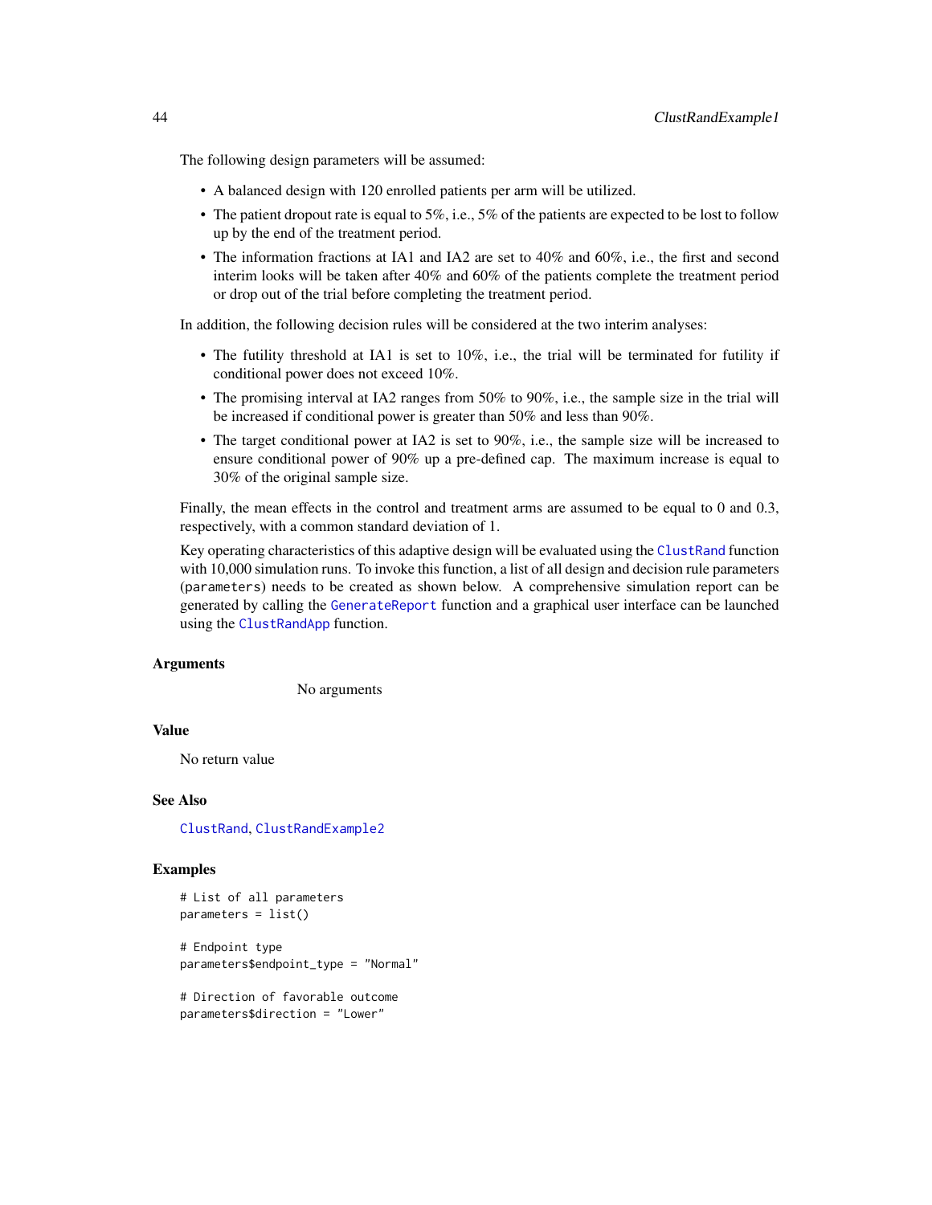The following design parameters will be assumed:

- A balanced design with 120 enrolled patients per arm will be utilized.
- The patient dropout rate is equal to 5%, i.e., 5% of the patients are expected to be lost to follow up by the end of the treatment period.
- The information fractions at IA1 and IA2 are set to 40% and 60%, i.e., the first and second interim looks will be taken after 40% and 60% of the patients complete the treatment period or drop out of the trial before completing the treatment period.

In addition, the following decision rules will be considered at the two interim analyses:

- The futility threshold at IA1 is set to 10%, i.e., the trial will be terminated for futility if conditional power does not exceed 10%.
- The promising interval at IA2 ranges from 50% to 90%, i.e., the sample size in the trial will be increased if conditional power is greater than 50% and less than 90%.
- The target conditional power at IA2 is set to 90%, i.e., the sample size will be increased to ensure conditional power of 90% up a pre-defined cap. The maximum increase is equal to 30% of the original sample size.

Finally, the mean effects in the control and treatment arms are assumed to be equal to 0 and 0.3, respectively, with a common standard deviation of 1.

Key operating characteristics of this adaptive design will be evaluated using the `ClustRand` function with 10,000 simulation runs. To invoke this function, a list of all design and decision rule parameters (`parameters`) needs to be created as shown below. A comprehensive simulation report can be generated by calling the `GenerateReport` function and a graphical user interface can be launched using the `ClustRandApp` function.

### Arguments

No arguments

### Value

No return value

### See Also

`ClustRand`, `ClustRandExample2`

### Examples

```
# List of all parameters
parameters = list()

# Endpoint type
parameters$endpoint_type = "Normal"

# Direction of favorable outcome
parameters$direction = "Lower"
```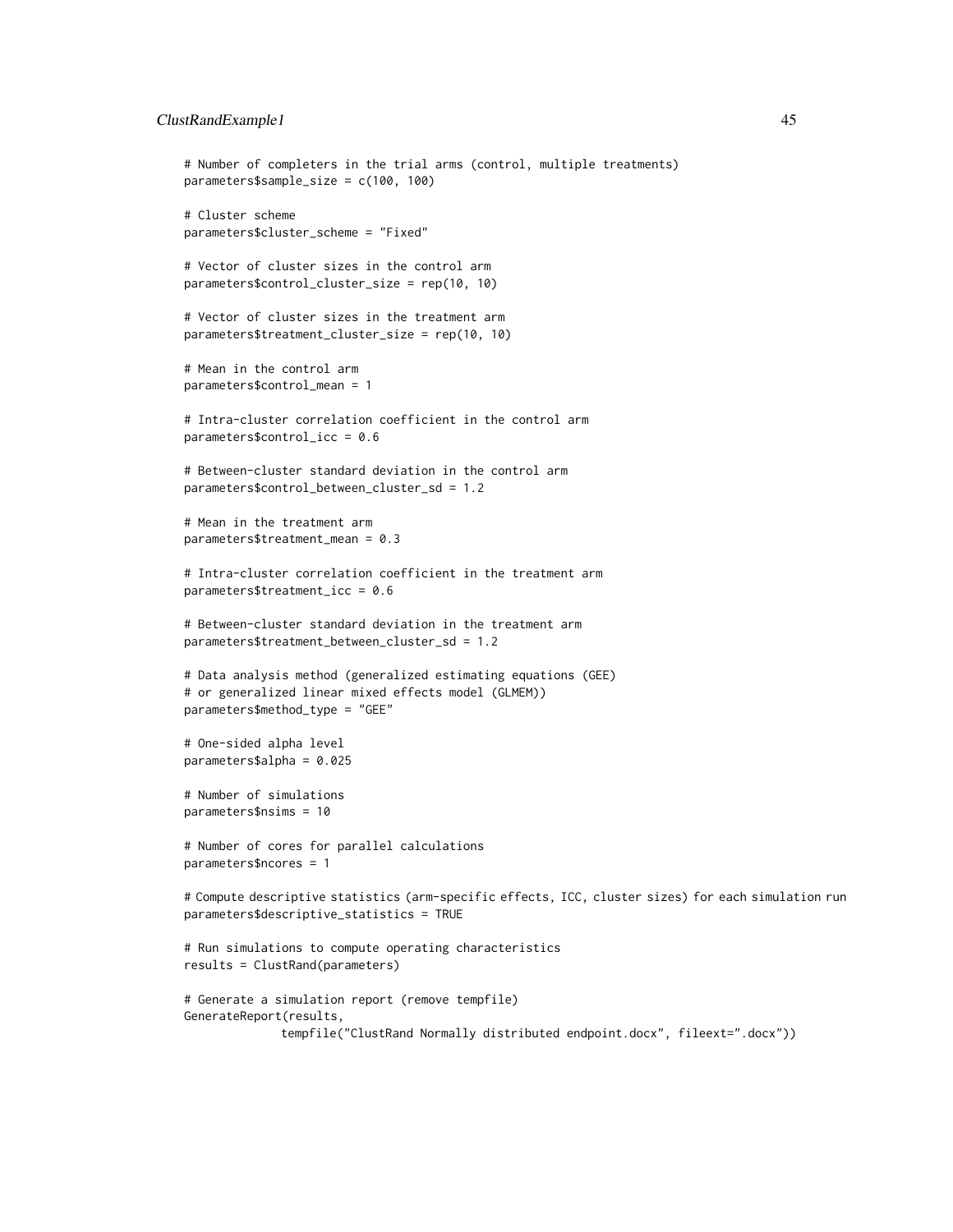```
# Number of completers in the trial arms (control, multiple treatments)
parameters$sample_size = c(100, 100)

# Cluster scheme
parameters$cluster_scheme = "Fixed"

# Vector of cluster sizes in the control arm
parameters$control_cluster_size = rep(10, 10)

# Vector of cluster sizes in the treatment arm
parameters$treatment_cluster_size = rep(10, 10)

# Mean in the control arm
parameters$control_mean = 1

# Intra-cluster correlation coefficient in the control arm
parameters$control_icc = 0.6

# Between-cluster standard deviation in the control arm
parameters$control_between_cluster_sd = 1.2

# Mean in the treatment arm
parameters$treatment_mean = 0.3

# Intra-cluster correlation coefficient in the treatment arm
parameters$treatment_icc = 0.6

# Between-cluster standard deviation in the treatment arm
parameters$treatment_between_cluster_sd = 1.2

# Data analysis method (generalized estimating equations (GEE)
# or generalized linear mixed effects model (GLMEM))
parameters$method_type = "GEE"

# One-sided alpha level
parameters$alpha = 0.025

# Number of simulations
parameters$nsims = 10

# Number of cores for parallel calculations
parameters$ncores = 1

# Compute descriptive statistics (arm-specific effects, ICC, cluster sizes) for each simulation run
parameters$descriptive_statistics = TRUE

# Run simulations to compute operating characteristics
results = ClustRand(parameters)

# Generate a simulation report (remove tempfile)
GenerateReport(results,
              tempfile("ClustRand Normally distributed endpoint.docx", fileext=".docx"))
```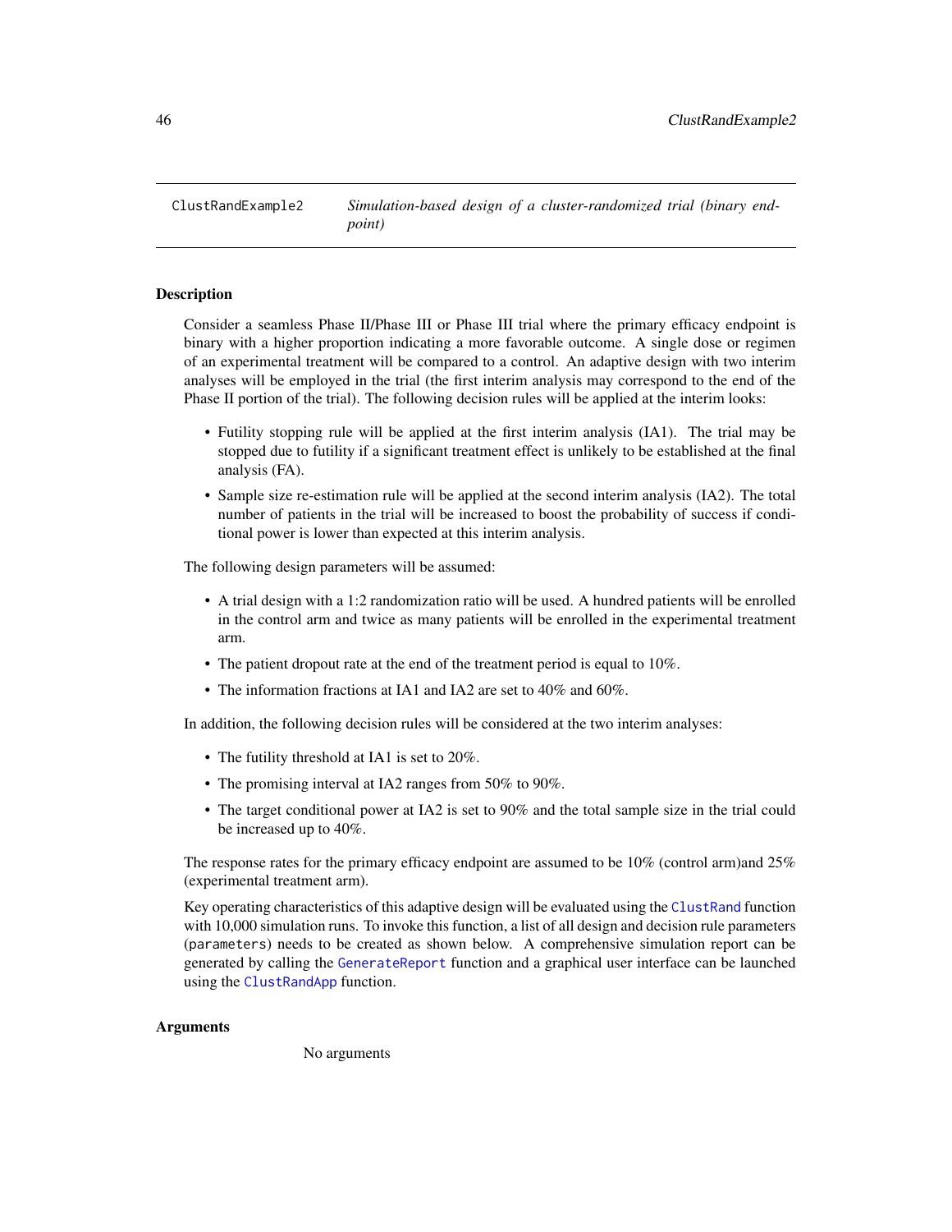ClustRandExample2 *Simulation-based design of a cluster-randomized trial (binary endpoint)*

## Description

Consider a seamless Phase II/Phase III or Phase III trial where the primary efficacy endpoint is binary with a higher proportion indicating a more favorable outcome. A single dose or regimen of an experimental treatment will be compared to a control. An adaptive design with two interim analyses will be employed in the trial (the first interim analysis may correspond to the end of the Phase II portion of the trial). The following decision rules will be applied at the interim looks:

- Futility stopping rule will be applied at the first interim analysis (IA1). The trial may be stopped due to futility if a significant treatment effect is unlikely to be established at the final analysis (FA).
- Sample size re-estimation rule will be applied at the second interim analysis (IA2). The total number of patients in the trial will be increased to boost the probability of success if conditional power is lower than expected at this interim analysis.

The following design parameters will be assumed:

- A trial design with a 1:2 randomization ratio will be used. A hundred patients will be enrolled in the control arm and twice as many patients will be enrolled in the experimental treatment arm.
- The patient dropout rate at the end of the treatment period is equal to 10%.
- The information fractions at IA1 and IA2 are set to 40% and 60%.

In addition, the following decision rules will be considered at the two interim analyses:

- The futility threshold at IA1 is set to 20%.
- The promising interval at IA2 ranges from 50% to 90%.
- The target conditional power at IA2 is set to 90% and the total sample size in the trial could be increased up to 40%.

The response rates for the primary efficacy endpoint are assumed to be 10% (control arm)and 25% (experimental treatment arm).

Key operating characteristics of this adaptive design will be evaluated using the `ClustRand` function with 10,000 simulation runs. To invoke this function, a list of all design and decision rule parameters (`parameters`) needs to be created as shown below. A comprehensive simulation report can be generated by calling the `GenerateReport` function and a graphical user interface can be launched using the `ClustRandApp` function.

## Arguments

No arguments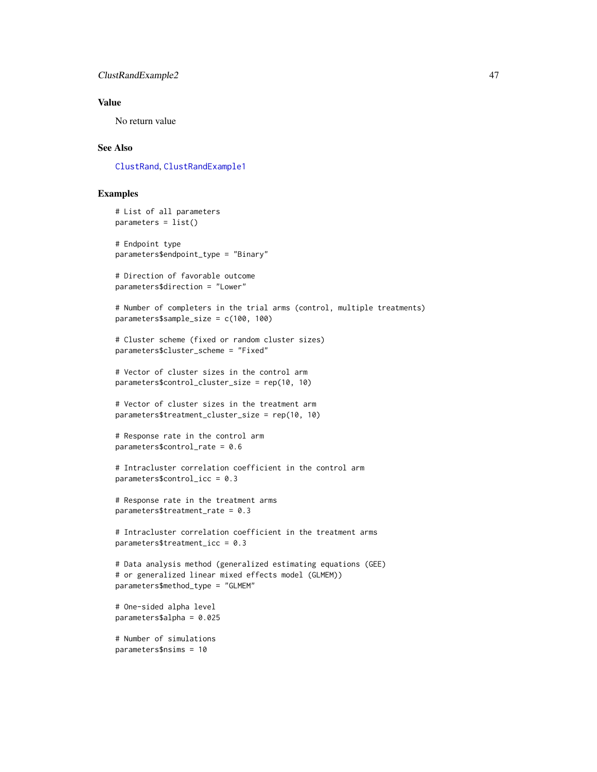## Value

No return value

## See Also

ClustRand, ClustRandExample1

## Examples

```
# List of all parameters
parameters = list()

# Endpoint type
parameters$endpoint_type = "Binary"

# Direction of favorable outcome
parameters$direction = "Lower"

# Number of completers in the trial arms (control, multiple treatments)
parameters$sample_size = c(100, 100)

# Cluster scheme (fixed or random cluster sizes)
parameters$cluster_scheme = "Fixed"

# Vector of cluster sizes in the control arm
parameters$control_cluster_size = rep(10, 10)

# Vector of cluster sizes in the treatment arm
parameters$treatment_cluster_size = rep(10, 10)

# Response rate in the control arm
parameters$control_rate = 0.6

# Intracluster correlation coefficient in the control arm
parameters$control_icc = 0.3

# Response rate in the treatment arms
parameters$treatment_rate = 0.3

# Intracluster correlation coefficient in the treatment arms
parameters$treatment_icc = 0.3

# Data analysis method (generalized estimating equations (GEE)
# or generalized linear mixed effects model (GLMEM))
parameters$method_type = "GLMEM"

# One-sided alpha level
parameters$alpha = 0.025

# Number of simulations
parameters$nsims = 10
```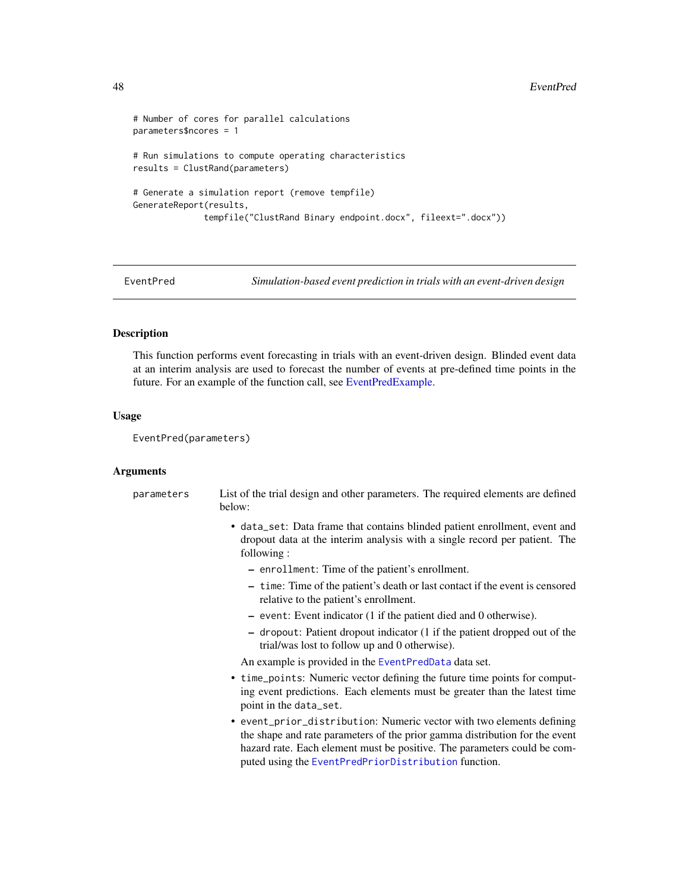```
# Number of cores for parallel calculations
parameters$ncores = 1

# Run simulations to compute operating characteristics
results = ClustRand(parameters)

# Generate a simulation report (remove tempfile)
GenerateReport(results,
               tempfile("ClustRand Binary endpoint.docx", fileext=".docx"))
```

---

EventPred *Simulation-based event prediction in trials with an event-driven design*

---

### Description

This function performs event forecasting in trials with an event-driven design. Blinded event data at an interim analysis are used to forecast the number of events at pre-defined time points in the future. For an example of the function call, see EventPredExample.

### Usage

```
EventPred(parameters)
```

### Arguments

`parameters` List of the trial design and other parameters. The required elements are defined below:

- `data_set`: Data frame that contains blinded patient enrollment, event and dropout data at the interim analysis with a single record per patient. The following :
  - `enrollment`: Time of the patient's enrollment.
  - `time`: Time of the patient's death or last contact if the event is censored relative to the patient's enrollment.
  - `event`: Event indicator (1 if the patient died and 0 otherwise).
  - `dropout`: Patient dropout indicator (1 if the patient dropped out of the trial/was lost to follow up and 0 otherwise).

  An example is provided in the `EventPredData` data set.
- `time_points`: Numeric vector defining the future time points for computing event predictions. Each elements must be greater than the latest time point in the `data_set`.
- `event_prior_distribution`: Numeric vector with two elements defining the shape and rate parameters of the prior gamma distribution for the event hazard rate. Each element must be positive. The parameters could be computed using the `EventPredPriorDistribution` function.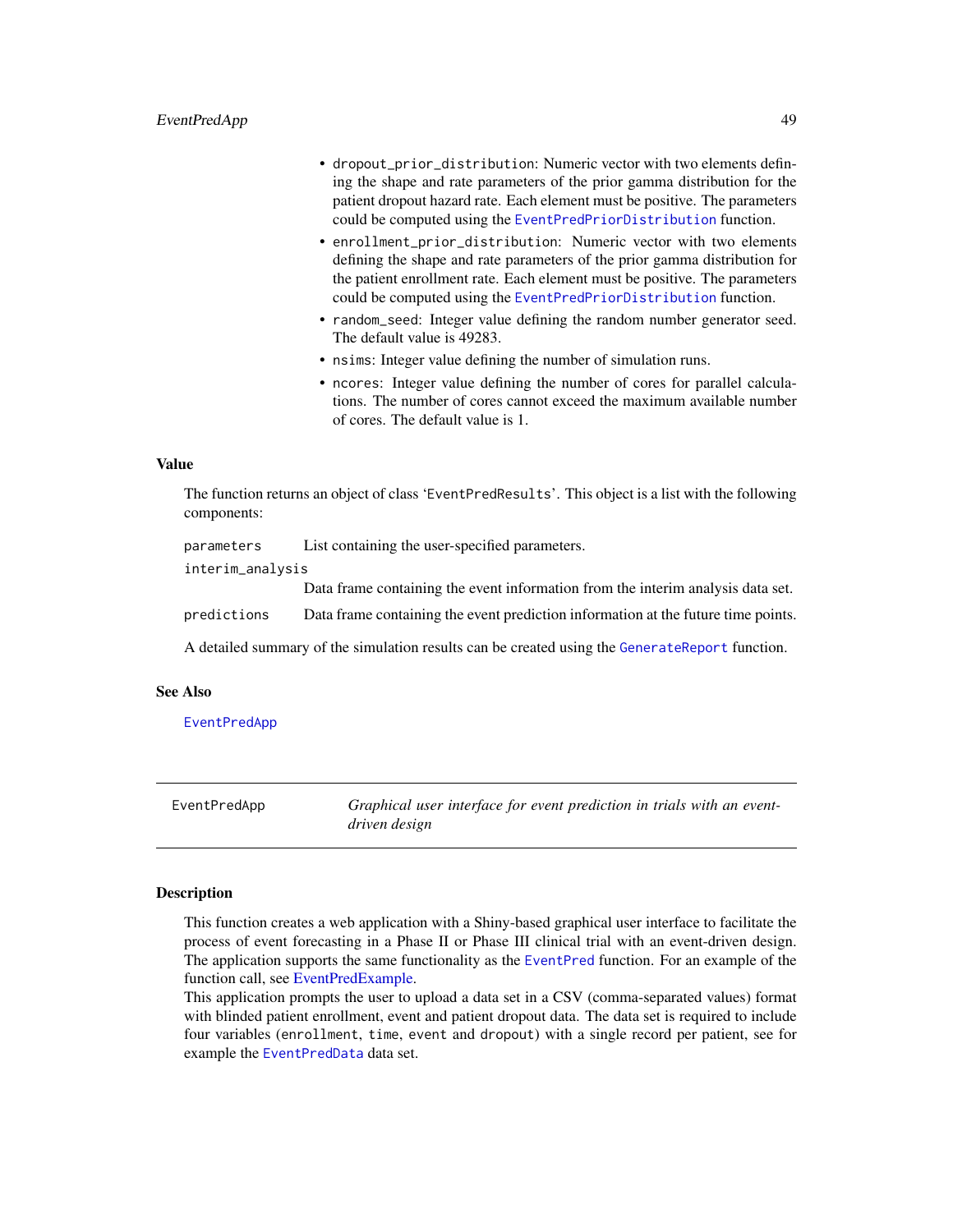- `dropout_prior_distribution`: Numeric vector with two elements defining the shape and rate parameters of the prior gamma distribution for the patient dropout hazard rate. Each element must be positive. The parameters could be computed using the `EventPredPriorDistribution` function.
- `enrollment_prior_distribution`: Numeric vector with two elements defining the shape and rate parameters of the prior gamma distribution for the patient enrollment rate. Each element must be positive. The parameters could be computed using the `EventPredPriorDistribution` function.
- `random_seed`: Integer value defining the random number generator seed. The default value is 49283.
- `nsims`: Integer value defining the number of simulation runs.
- `ncores`: Integer value defining the number of cores for parallel calculations. The number of cores cannot exceed the maximum available number of cores. The default value is 1.

### Value

The function returns an object of class '`EventPredResults`'. This object is a list with the following components:

| | |
|---|---|
| `parameters` | List containing the user-specified parameters. |
| `interim_analysis` | Data frame containing the event information from the interim analysis data set. |
| `predictions` | Data frame containing the event prediction information at the future time points. |

A detailed summary of the simulation results can be created using the `GenerateReport` function.

### See Also

`EventPredApp`

---

## EventPredApp — *Graphical user interface for event prediction in trials with an event-driven design*

---

### Description

This function creates a web application with a Shiny-based graphical user interface to facilitate the process of event forecasting in a Phase II or Phase III clinical trial with an event-driven design. The application supports the same functionality as the `EventPred` function. For an example of the function call, see EventPredExample.

This application prompts the user to upload a data set in a CSV (comma-separated values) format with blinded patient enrollment, event and patient dropout data. The data set is required to include four variables (`enrollment`, `time`, `event` and `dropout`) with a single record per patient, see for example the `EventPredData` data set.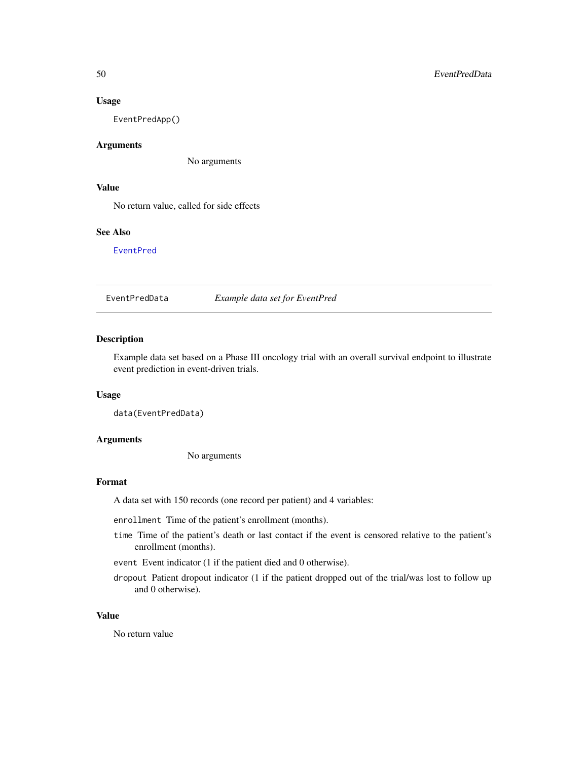### Usage

```
EventPredApp()
```

### Arguments

No arguments

### Value

No return value, called for side effects

### See Also

EventPred

---

## EventPredData — *Example data set for EventPred*

### Description

Example data set based on a Phase III oncology trial with an overall survival endpoint to illustrate event prediction in event-driven trials.

### Usage

```
data(EventPredData)
```

### Arguments

No arguments

### Format

A data set with 150 records (one record per patient) and 4 variables:

- `enrollment` Time of the patient's enrollment (months).
- `time` Time of the patient's death or last contact if the event is censored relative to the patient's enrollment (months).
- `event` Event indicator (1 if the patient died and 0 otherwise).
- `dropout` Patient dropout indicator (1 if the patient dropped out of the trial/was lost to follow up and 0 otherwise).

### Value

No return value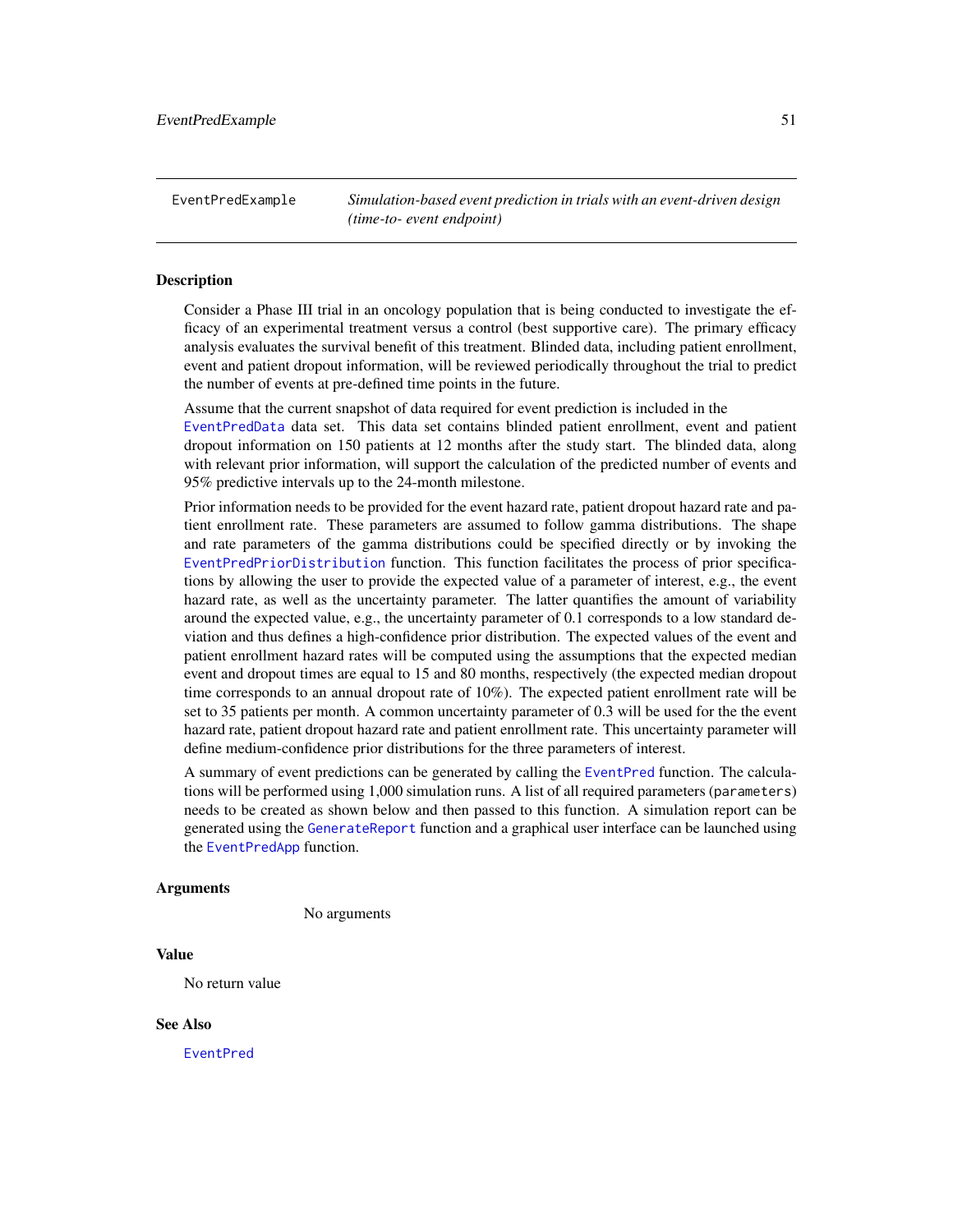EventPredExample *Simulation-based event prediction in trials with an event-driven design (time-to- event endpoint)*

## Description

Consider a Phase III trial in an oncology population that is being conducted to investigate the efficacy of an experimental treatment versus a control (best supportive care). The primary efficacy analysis evaluates the survival benefit of this treatment. Blinded data, including patient enrollment, event and patient dropout information, will be reviewed periodically throughout the trial to predict the number of events at pre-defined time points in the future.

Assume that the current snapshot of data required for event prediction is included in the EventPredData data set. This data set contains blinded patient enrollment, event and patient dropout information on 150 patients at 12 months after the study start. The blinded data, along with relevant prior information, will support the calculation of the predicted number of events and 95% predictive intervals up to the 24-month milestone.

Prior information needs to be provided for the event hazard rate, patient dropout hazard rate and patient enrollment rate. These parameters are assumed to follow gamma distributions. The shape and rate parameters of the gamma distributions could be specified directly or by invoking the EventPredPriorDistribution function. This function facilitates the process of prior specifications by allowing the user to provide the expected value of a parameter of interest, e.g., the event hazard rate, as well as the uncertainty parameter. The latter quantifies the amount of variability around the expected value, e.g., the uncertainty parameter of 0.1 corresponds to a low standard deviation and thus defines a high-confidence prior distribution. The expected values of the event and patient enrollment hazard rates will be computed using the assumptions that the expected median event and dropout times are equal to 15 and 80 months, respectively (the expected median dropout time corresponds to an annual dropout rate of 10%). The expected patient enrollment rate will be set to 35 patients per month. A common uncertainty parameter of 0.3 will be used for the the event hazard rate, patient dropout hazard rate and patient enrollment rate. This uncertainty parameter will define medium-confidence prior distributions for the three parameters of interest.

A summary of event predictions can be generated by calling the EventPred function. The calculations will be performed using 1,000 simulation runs. A list of all required parameters (parameters) needs to be created as shown below and then passed to this function. A simulation report can be generated using the GenerateReport function and a graphical user interface can be launched using the EventPredApp function.

## Arguments

No arguments

## Value

No return value

## See Also

EventPred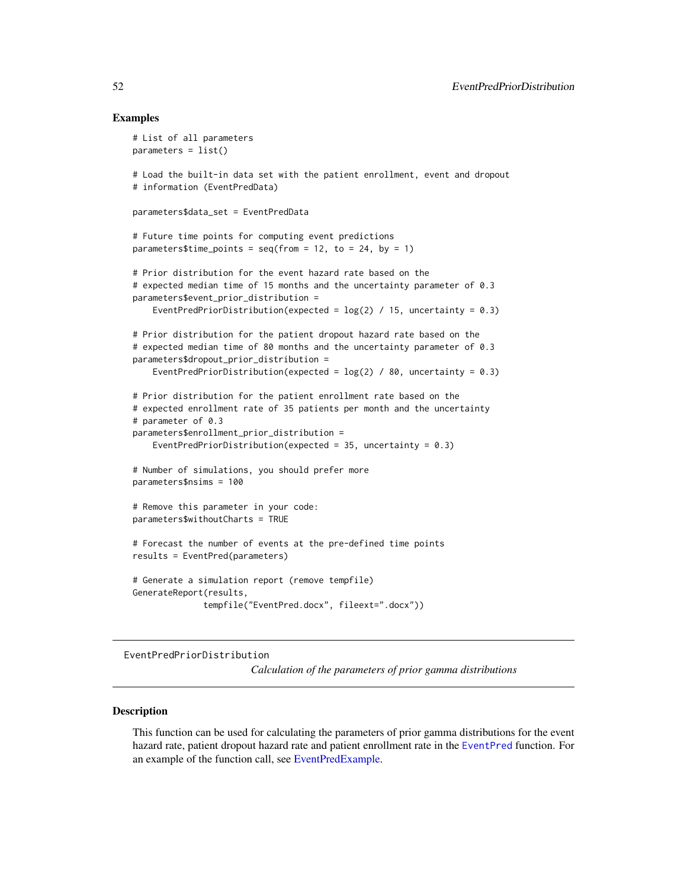## Examples

```
# List of all parameters
parameters = list()

# Load the built-in data set with the patient enrollment, event and dropout
# information (EventPredData)

parameters$data_set = EventPredData

# Future time points for computing event predictions
parameters$time_points = seq(from = 12, to = 24, by = 1)

# Prior distribution for the event hazard rate based on the
# expected median time of 15 months and the uncertainty parameter of 0.3
parameters$event_prior_distribution =
    EventPredPriorDistribution(expected = log(2) / 15, uncertainty = 0.3)

# Prior distribution for the patient dropout hazard rate based on the
# expected median time of 80 months and the uncertainty parameter of 0.3
parameters$dropout_prior_distribution =
    EventPredPriorDistribution(expected = log(2) / 80, uncertainty = 0.3)

# Prior distribution for the patient enrollment rate based on the
# expected enrollment rate of 35 patients per month and the uncertainty
# parameter of 0.3
parameters$enrollment_prior_distribution =
    EventPredPriorDistribution(expected = 35, uncertainty = 0.3)

# Number of simulations, you should prefer more
parameters$nsims = 100

# Remove this parameter in your code:
parameters$withoutCharts = TRUE

# Forecast the number of events at the pre-defined time points
results = EventPred(parameters)

# Generate a simulation report (remove tempfile)
GenerateReport(results,
              tempfile("EventPred.docx", fileext=".docx"))
```

---

EventPredPriorDistribution — *Calculation of the parameters of prior gamma distributions*

---

## Description

This function can be used for calculating the parameters of prior gamma distributions for the event hazard rate, patient dropout hazard rate and patient enrollment rate in the EventPred function. For an example of the function call, see EventPredExample.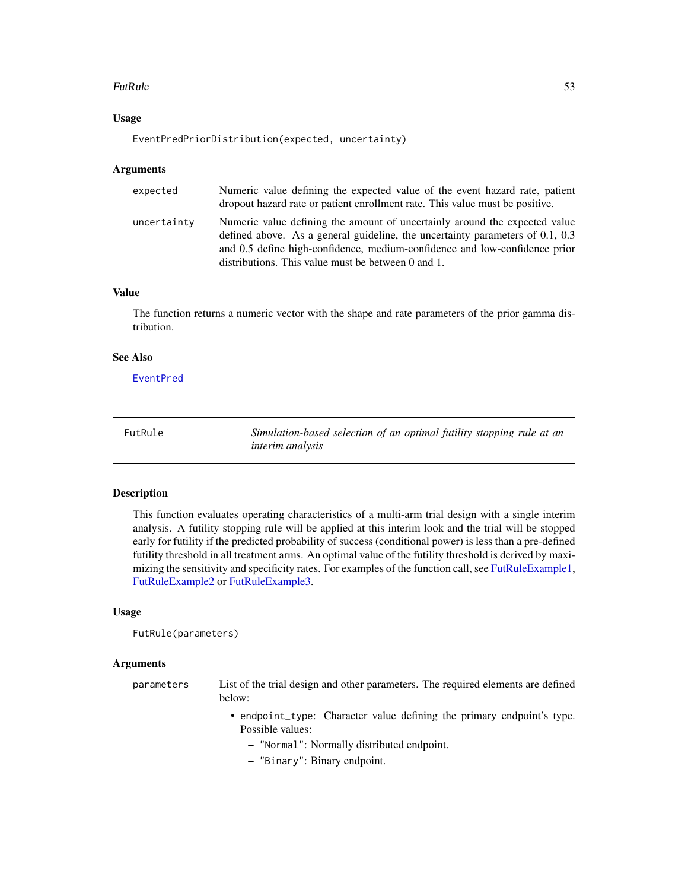### Usage

```
EventPredPriorDistribution(expected, uncertainty)
```

### Arguments

| | |
|---|---|
| `expected` | Numeric value defining the expected value of the event hazard rate, patient dropout hazard rate or patient enrollment rate. This value must be positive. |
| `uncertainty` | Numeric value defining the amount of uncertainly around the expected value defined above. As a general guideline, the uncertainty parameters of 0.1, 0.3 and 0.5 define high-confidence, medium-confidence and low-confidence prior distributions. This value must be between 0 and 1. |

### Value

The function returns a numeric vector with the shape and rate parameters of the prior gamma distribution.

### See Also

EventPred

---

## FutRule — *Simulation-based selection of an optimal futility stopping rule at an interim analysis*

---

### Description

This function evaluates operating characteristics of a multi-arm trial design with a single interim analysis. A futility stopping rule will be applied at this interim look and the trial will be stopped early for futility if the predicted probability of success (conditional power) is less than a pre-defined futility threshold in all treatment arms. An optimal value of the futility threshold is derived by maximizing the sensitivity and specificity rates. For examples of the function call, see FutRuleExample1, FutRuleExample2 or FutRuleExample3.

### Usage

```
FutRule(parameters)
```

### Arguments

`parameters` List of the trial design and other parameters. The required elements are defined below:

- `endpoint_type`: Character value defining the primary endpoint's type. Possible values:
  - `"Normal"`: Normally distributed endpoint.
  - `"Binary"`: Binary endpoint.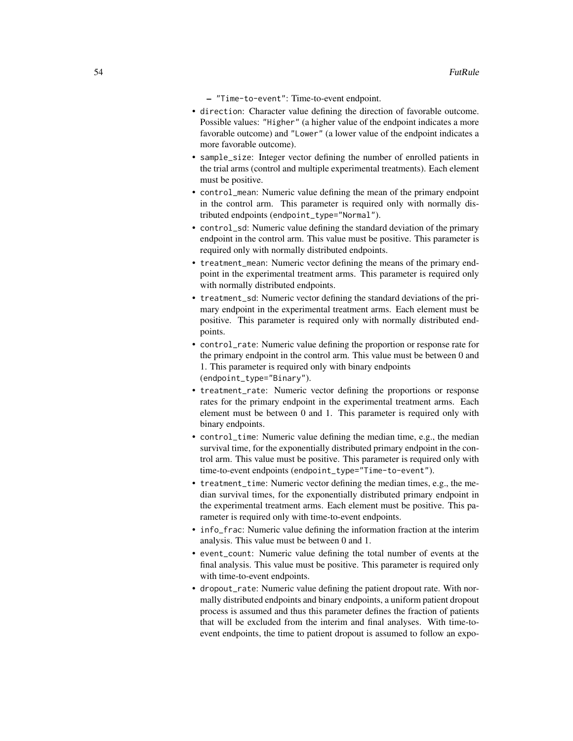- "Time-to-event": Time-to-event endpoint.
- direction: Character value defining the direction of favorable outcome. Possible values: "Higher" (a higher value of the endpoint indicates a more favorable outcome) and "Lower" (a lower value of the endpoint indicates a more favorable outcome).
- sample_size: Integer vector defining the number of enrolled patients in the trial arms (control and multiple experimental treatments). Each element must be positive.
- control_mean: Numeric value defining the mean of the primary endpoint in the control arm. This parameter is required only with normally distributed endpoints (endpoint_type="Normal").
- control_sd: Numeric value defining the standard deviation of the primary endpoint in the control arm. This value must be positive. This parameter is required only with normally distributed endpoints.
- treatment_mean: Numeric vector defining the means of the primary endpoint in the experimental treatment arms. This parameter is required only with normally distributed endpoints.
- treatment_sd: Numeric vector defining the standard deviations of the primary endpoint in the experimental treatment arms. Each element must be positive. This parameter is required only with normally distributed endpoints.
- control_rate: Numeric value defining the proportion or response rate for the primary endpoint in the control arm. This value must be between 0 and 1. This parameter is required only with binary endpoints (endpoint_type="Binary").
- treatment_rate: Numeric vector defining the proportions or response rates for the primary endpoint in the experimental treatment arms. Each element must be between 0 and 1. This parameter is required only with binary endpoints.
- control_time: Numeric value defining the median time, e.g., the median survival time, for the exponentially distributed primary endpoint in the control arm. This value must be positive. This parameter is required only with time-to-event endpoints (endpoint_type="Time-to-event").
- treatment_time: Numeric vector defining the median times, e.g., the median survival times, for the exponentially distributed primary endpoint in the experimental treatment arms. Each element must be positive. This parameter is required only with time-to-event endpoints.
- info_frac: Numeric value defining the information fraction at the interim analysis. This value must be between 0 and 1.
- event_count: Numeric value defining the total number of events at the final analysis. This value must be positive. This parameter is required only with time-to-event endpoints.
- dropout_rate: Numeric value defining the patient dropout rate. With normally distributed endpoints and binary endpoints, a uniform patient dropout process is assumed and thus this parameter defines the fraction of patients that will be excluded from the interim and final analyses. With time-to-event endpoints, the time to patient dropout is assumed to follow an expo-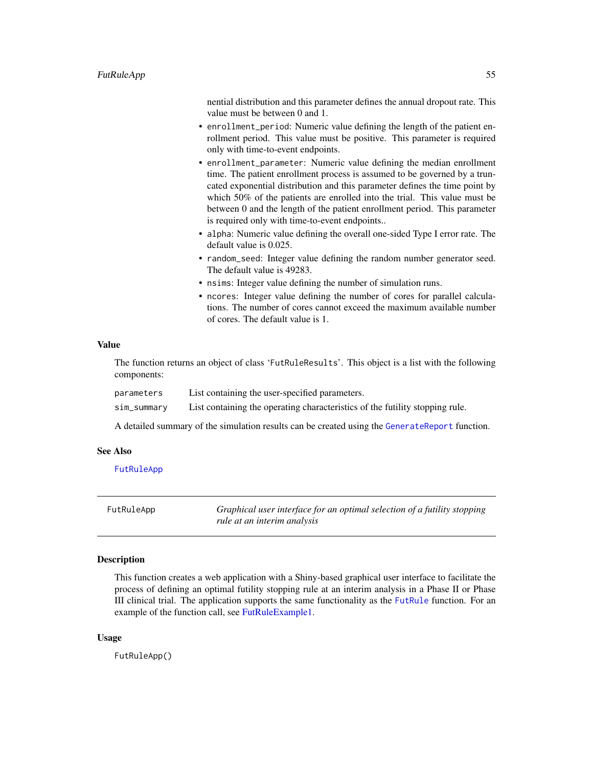nential distribution and this parameter defines the annual dropout rate. This value must be between 0 and 1.

- `enrollment_period`: Numeric value defining the length of the patient enrollment period. This value must be positive. This parameter is required only with time-to-event endpoints.
- `enrollment_parameter`: Numeric value defining the median enrollment time. The patient enrollment process is assumed to be governed by a truncated exponential distribution and this parameter defines the time point by which 50% of the patients are enrolled into the trial. This value must be between 0 and the length of the patient enrollment period. This parameter is required only with time-to-event endpoints..
- `alpha`: Numeric value defining the overall one-sided Type I error rate. The default value is 0.025.
- `random_seed`: Integer value defining the random number generator seed. The default value is 49283.
- `nsims`: Integer value defining the number of simulation runs.
- `ncores`: Integer value defining the number of cores for parallel calculations. The number of cores cannot exceed the maximum available number of cores. The default value is 1.

### Value

The function returns an object of class '`FutRuleResults`'. This object is a list with the following components:

| | |
|---|---|
| `parameters` | List containing the user-specified parameters. |
| `sim_summary` | List containing the operating characteristics of the futility stopping rule. |

A detailed summary of the simulation results can be created using the `GenerateReport` function.

### See Also

`FutRuleApp`

---

## `FutRuleApp` — *Graphical user interface for an optimal selection of a futility stopping rule at an interim analysis*

---

### Description

This function creates a web application with a Shiny-based graphical user interface to facilitate the process of defining an optimal futility stopping rule at an interim analysis in a Phase II or Phase III clinical trial. The application supports the same functionality as the `FutRule` function. For an example of the function call, see FutRuleExample1.

### Usage

```
FutRuleApp()
```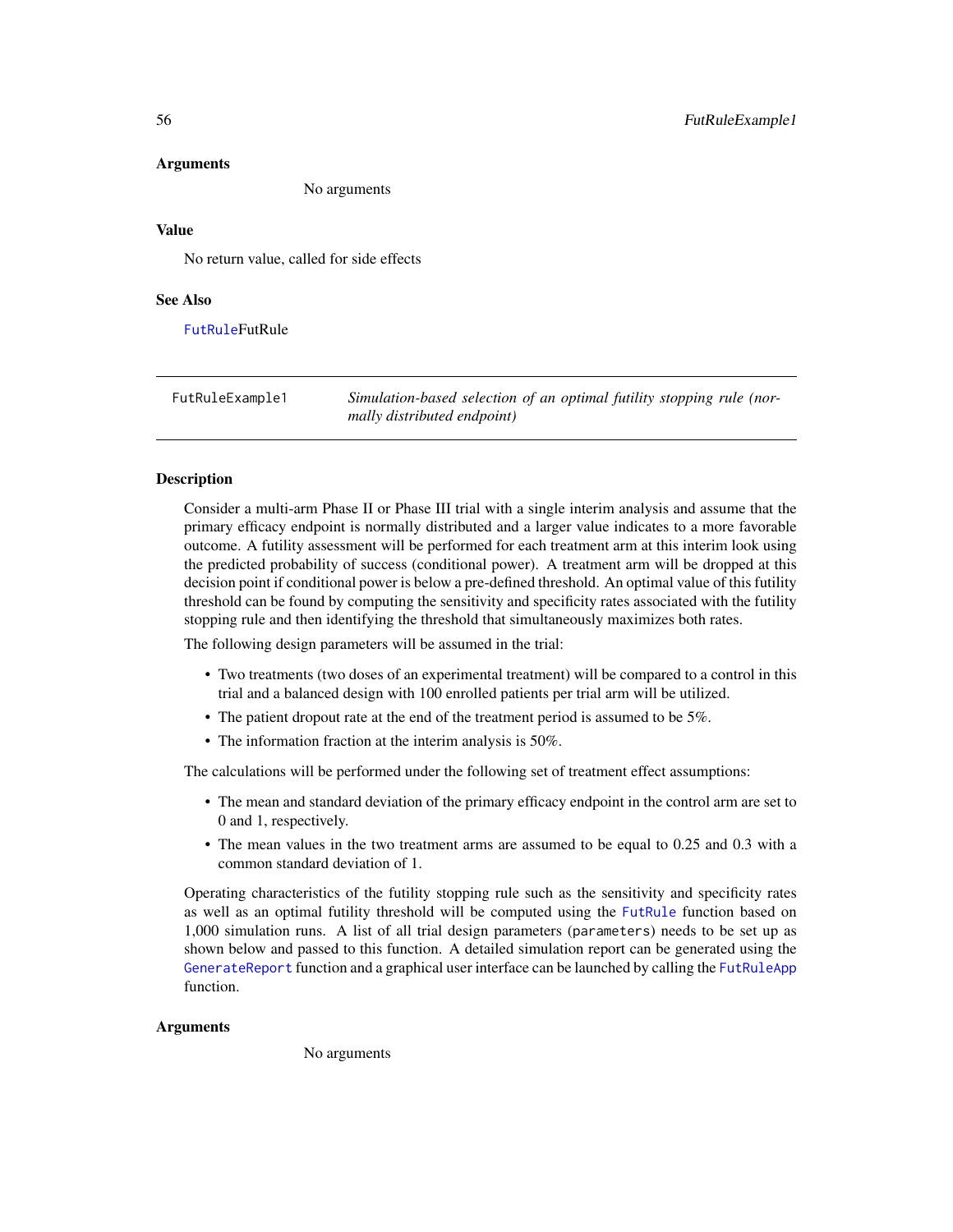### Arguments

No arguments

### Value

No return value, called for side effects

### See Also

FutRuleFutRule

---

## FutRuleExample1 — *Simulation-based selection of an optimal futility stopping rule (normally distributed endpoint)*

---

### Description

Consider a multi-arm Phase II or Phase III trial with a single interim analysis and assume that the primary efficacy endpoint is normally distributed and a larger value indicates to a more favorable outcome. A futility assessment will be performed for each treatment arm at this interim look using the predicted probability of success (conditional power). A treatment arm will be dropped at this decision point if conditional power is below a pre-defined threshold. An optimal value of this futility threshold can be found by computing the sensitivity and specificity rates associated with the futility stopping rule and then identifying the threshold that simultaneously maximizes both rates.

The following design parameters will be assumed in the trial:

- Two treatments (two doses of an experimental treatment) will be compared to a control in this trial and a balanced design with 100 enrolled patients per trial arm will be utilized.
- The patient dropout rate at the end of the treatment period is assumed to be 5%.
- The information fraction at the interim analysis is 50%.

The calculations will be performed under the following set of treatment effect assumptions:

- The mean and standard deviation of the primary efficacy endpoint in the control arm are set to 0 and 1, respectively.
- The mean values in the two treatment arms are assumed to be equal to 0.25 and 0.3 with a common standard deviation of 1.

Operating characteristics of the futility stopping rule such as the sensitivity and specificity rates as well as an optimal futility threshold will be computed using the FutRule function based on 1,000 simulation runs. A list of all trial design parameters (parameters) needs to be set up as shown below and passed to this function. A detailed simulation report can be generated using the GenerateReport function and a graphical user interface can be launched by calling the FutRuleApp function.

### Arguments

No arguments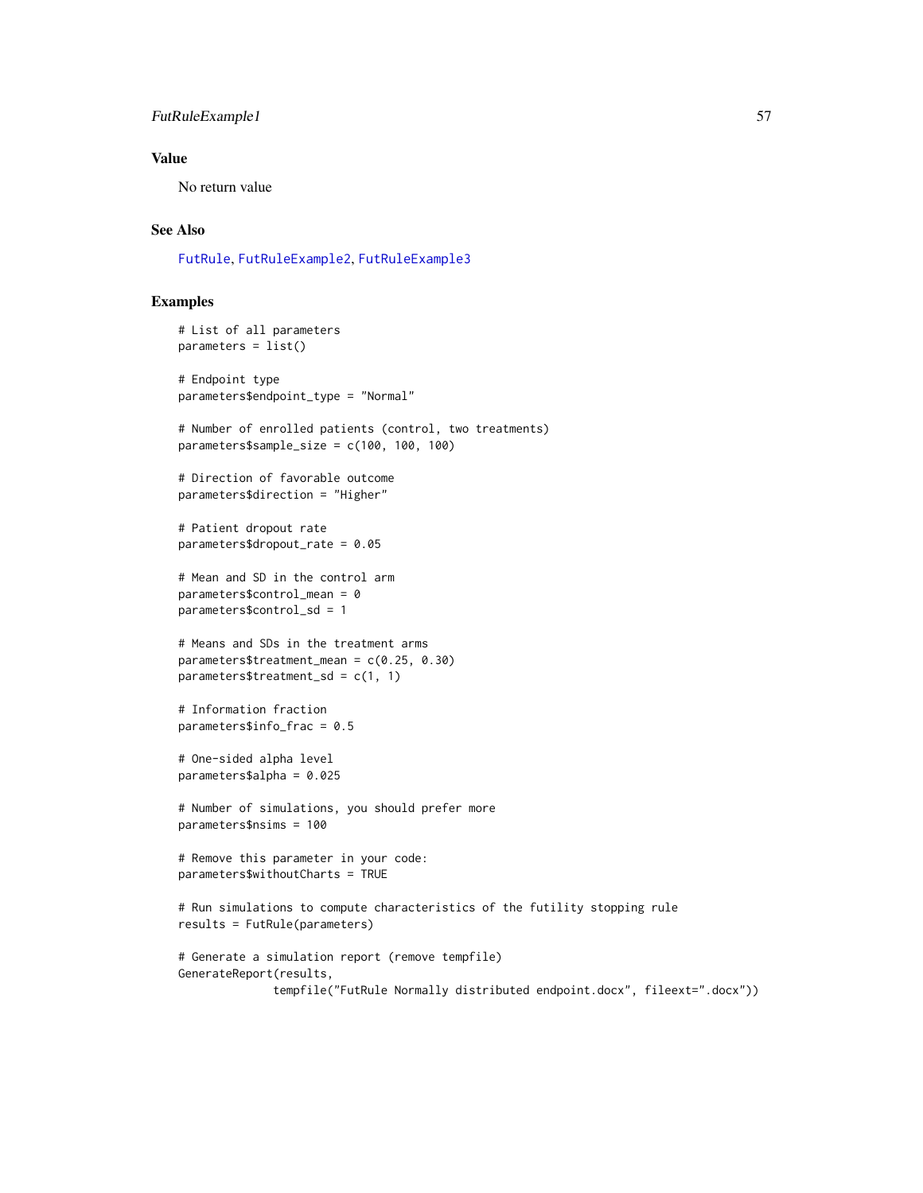## Value

No return value

## See Also

FutRule, FutRuleExample2, FutRuleExample3

## Examples

```
# List of all parameters
parameters = list()

# Endpoint type
parameters$endpoint_type = "Normal"

# Number of enrolled patients (control, two treatments)
parameters$sample_size = c(100, 100, 100)

# Direction of favorable outcome
parameters$direction = "Higher"

# Patient dropout rate
parameters$dropout_rate = 0.05

# Mean and SD in the control arm
parameters$control_mean = 0
parameters$control_sd = 1

# Means and SDs in the treatment arms
parameters$treatment_mean = c(0.25, 0.30)
parameters$treatment_sd = c(1, 1)

# Information fraction
parameters$info_frac = 0.5

# One-sided alpha level
parameters$alpha = 0.025

# Number of simulations, you should prefer more
parameters$nsims = 100

# Remove this parameter in your code:
parameters$withoutCharts = TRUE

# Run simulations to compute characteristics of the futility stopping rule
results = FutRule(parameters)

# Generate a simulation report (remove tempfile)
GenerateReport(results,
              tempfile("FutRule Normally distributed endpoint.docx", fileext=".docx"))
```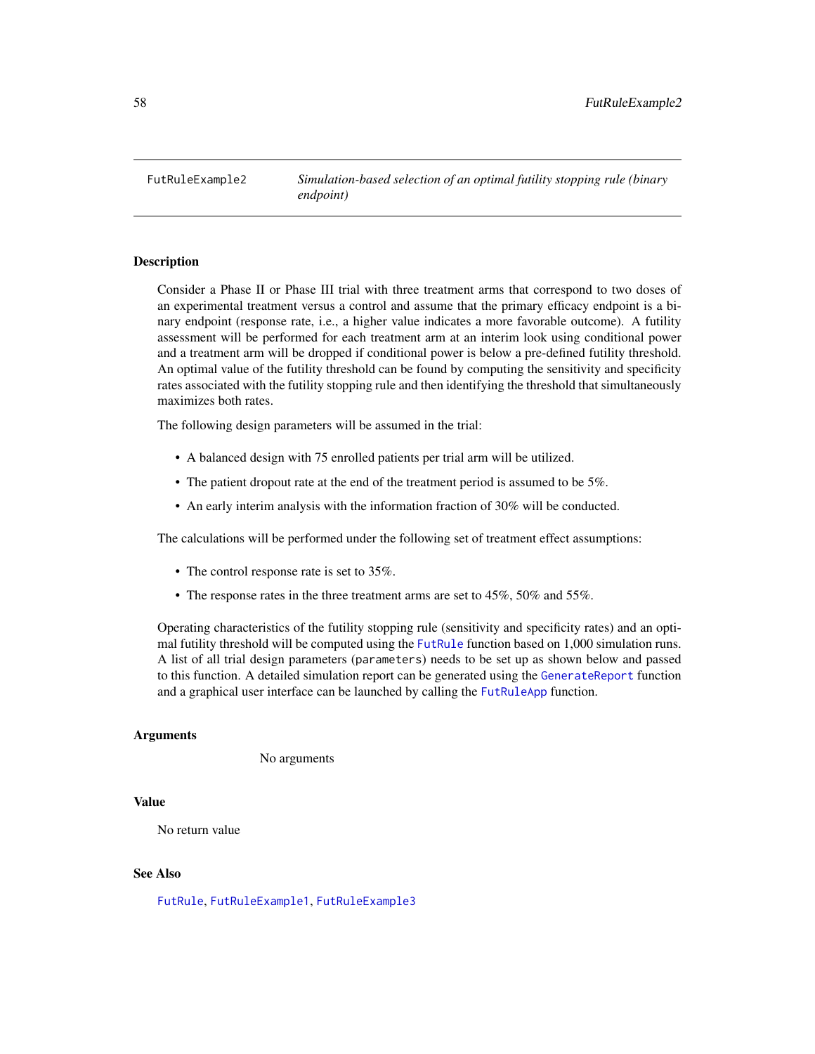# FutRuleExample2 — *Simulation-based selection of an optimal futility stopping rule (binary endpoint)*

## Description

Consider a Phase II or Phase III trial with three treatment arms that correspond to two doses of an experimental treatment versus a control and assume that the primary efficacy endpoint is a binary endpoint (response rate, i.e., a higher value indicates a more favorable outcome). A futility assessment will be performed for each treatment arm at an interim look using conditional power and a treatment arm will be dropped if conditional power is below a pre-defined futility threshold. An optimal value of the futility threshold can be found by computing the sensitivity and specificity rates associated with the futility stopping rule and then identifying the threshold that simultaneously maximizes both rates.

The following design parameters will be assumed in the trial:

- A balanced design with 75 enrolled patients per trial arm will be utilized.
- The patient dropout rate at the end of the treatment period is assumed to be 5%.
- An early interim analysis with the information fraction of 30% will be conducted.

The calculations will be performed under the following set of treatment effect assumptions:

- The control response rate is set to 35%.
- The response rates in the three treatment arms are set to 45%, 50% and 55%.

Operating characteristics of the futility stopping rule (sensitivity and specificity rates) and an optimal futility threshold will be computed using the `FutRule` function based on 1,000 simulation runs. A list of all trial design parameters (`parameters`) needs to be set up as shown below and passed to this function. A detailed simulation report can be generated using the `GenerateReport` function and a graphical user interface can be launched by calling the `FutRuleApp` function.

## Arguments

No arguments

## Value

No return value

## See Also

`FutRule`, `FutRuleExample1`, `FutRuleExample3`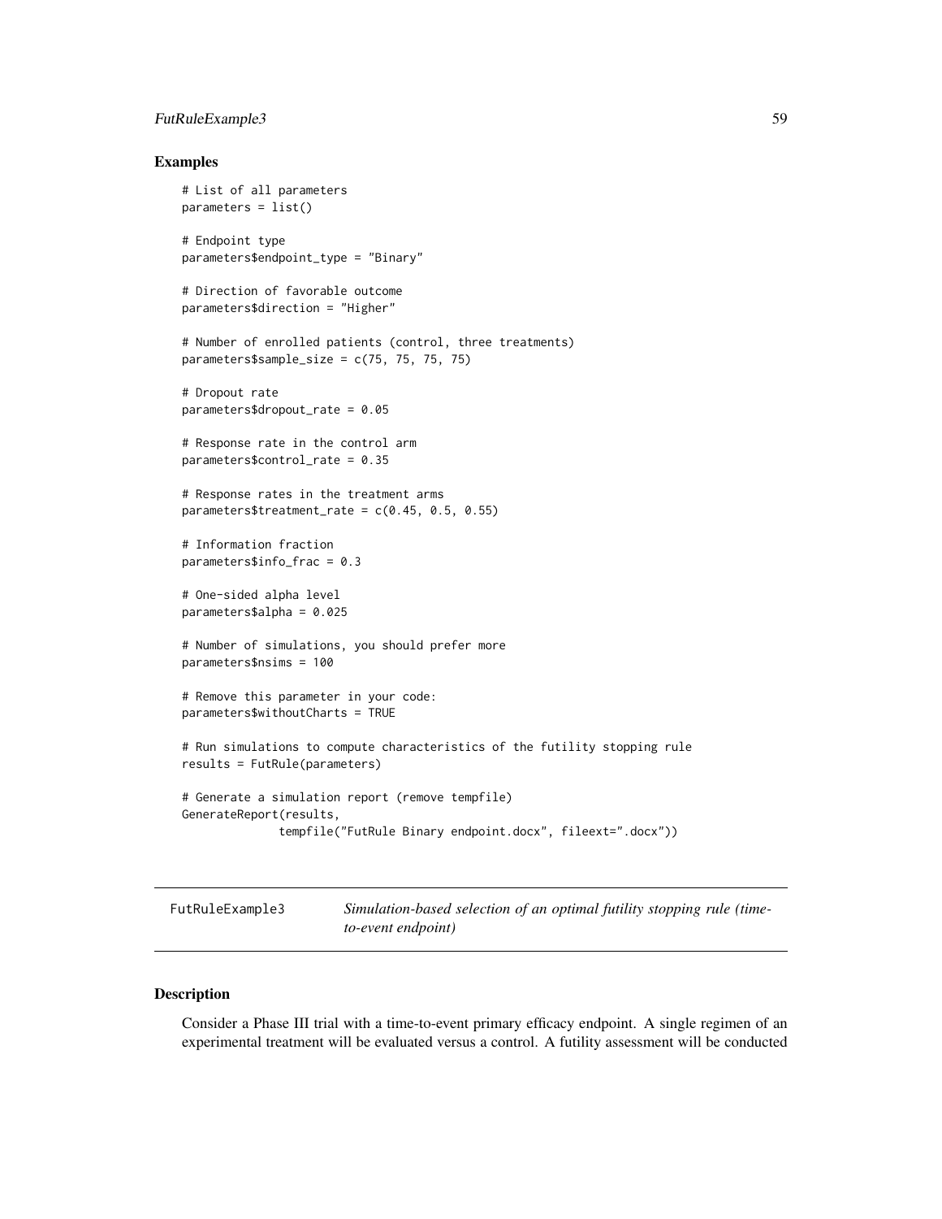## Examples

```
# List of all parameters
parameters = list()

# Endpoint type
parameters$endpoint_type = "Binary"

# Direction of favorable outcome
parameters$direction = "Higher"

# Number of enrolled patients (control, three treatments)
parameters$sample_size = c(75, 75, 75, 75)

# Dropout rate
parameters$dropout_rate = 0.05

# Response rate in the control arm
parameters$control_rate = 0.35

# Response rates in the treatment arms
parameters$treatment_rate = c(0.45, 0.5, 0.55)

# Information fraction
parameters$info_frac = 0.3

# One-sided alpha level
parameters$alpha = 0.025

# Number of simulations, you should prefer more
parameters$nsims = 100

# Remove this parameter in your code:
parameters$withoutCharts = TRUE

# Run simulations to compute characteristics of the futility stopping rule
results = FutRule(parameters)

# Generate a simulation report (remove tempfile)
GenerateReport(results,
              tempfile("FutRule Binary endpoint.docx", fileext=".docx"))
```

---

FutRuleExample3 — *Simulation-based selection of an optimal futility stopping rule (time-to-event endpoint)*

---

## Description

Consider a Phase III trial with a time-to-event primary efficacy endpoint. A single regimen of an experimental treatment will be evaluated versus a control. A futility assessment will be conducted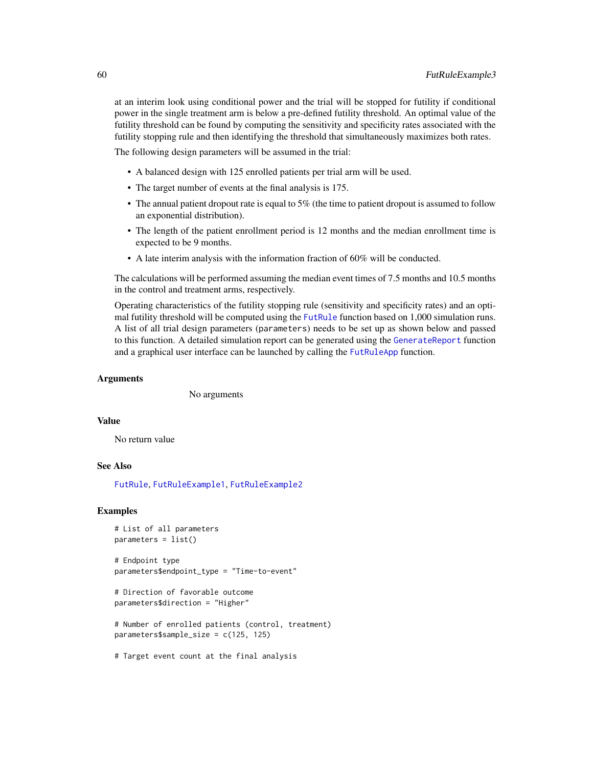at an interim look using conditional power and the trial will be stopped for futility if conditional power in the single treatment arm is below a pre-defined futility threshold. An optimal value of the futility threshold can be found by computing the sensitivity and specificity rates associated with the futility stopping rule and then identifying the threshold that simultaneously maximizes both rates.

The following design parameters will be assumed in the trial:

- A balanced design with 125 enrolled patients per trial arm will be used.
- The target number of events at the final analysis is 175.
- The annual patient dropout rate is equal to 5% (the time to patient dropout is assumed to follow an exponential distribution).
- The length of the patient enrollment period is 12 months and the median enrollment time is expected to be 9 months.
- A late interim analysis with the information fraction of 60% will be conducted.

The calculations will be performed assuming the median event times of 7.5 months and 10.5 months in the control and treatment arms, respectively.

Operating characteristics of the futility stopping rule (sensitivity and specificity rates) and an optimal futility threshold will be computed using the `FutRule` function based on 1,000 simulation runs. A list of all trial design parameters (`parameters`) needs to be set up as shown below and passed to this function. A detailed simulation report can be generated using the `GenerateReport` function and a graphical user interface can be launched by calling the `FutRuleApp` function.

### Arguments

No arguments

### Value

No return value

### See Also

`FutRule`, `FutRuleExample1`, `FutRuleExample2`

### Examples

```
# List of all parameters
parameters = list()

# Endpoint type
parameters$endpoint_type = "Time-to-event"

# Direction of favorable outcome
parameters$direction = "Higher"

# Number of enrolled patients (control, treatment)
parameters$sample_size = c(125, 125)

# Target event count at the final analysis
```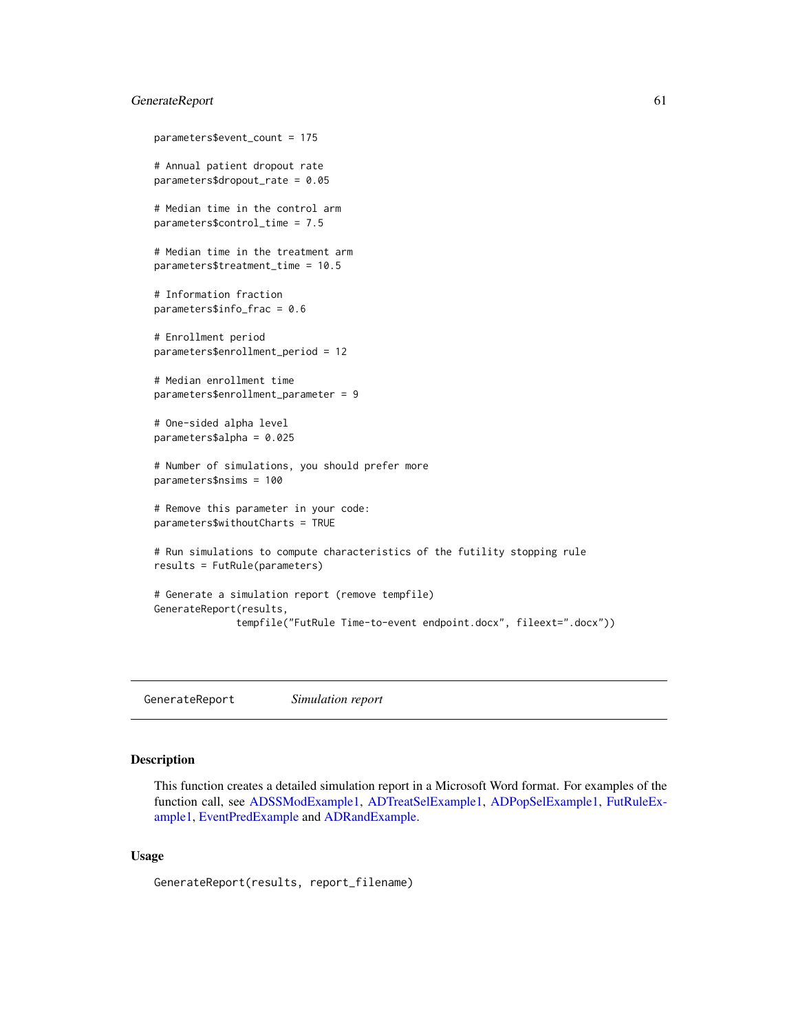```
parameters$event_count = 175

# Annual patient dropout rate
parameters$dropout_rate = 0.05

# Median time in the control arm
parameters$control_time = 7.5

# Median time in the treatment arm
parameters$treatment_time = 10.5

# Information fraction
parameters$info_frac = 0.6

# Enrollment period
parameters$enrollment_period = 12

# Median enrollment time
parameters$enrollment_parameter = 9

# One-sided alpha level
parameters$alpha = 0.025

# Number of simulations, you should prefer more
parameters$nsims = 100

# Remove this parameter in your code:
parameters$withoutCharts = TRUE

# Run simulations to compute characteristics of the futility stopping rule
results = FutRule(parameters)

# Generate a simulation report (remove tempfile)
GenerateReport(results,
              tempfile("FutRule Time-to-event endpoint.docx", fileext=".docx"))
```

---

GenerateReport *Simulation report*

---

## Description

This function creates a detailed simulation report in a Microsoft Word format. For examples of the function call, see ADSSModExample1, ADTreatSelExample1, ADPopSelExample1, FutRuleExample1, EventPredExample and ADRandExample.

## Usage

```
GenerateReport(results, report_filename)
```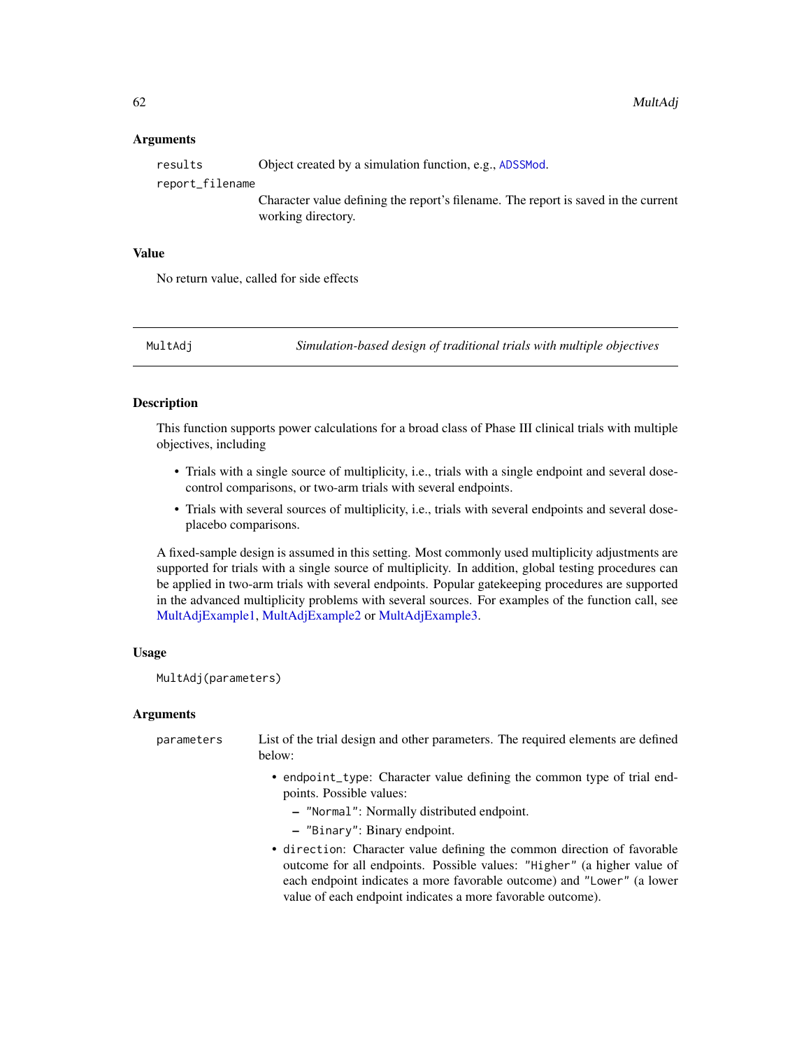### Arguments

`results` Object created by a simulation function, e.g., `ADSSMod`.

`report_filename` Character value defining the report's filename. The report is saved in the current working directory.

### Value

No return value, called for side effects

---

## MultAdj *Simulation-based design of traditional trials with multiple objectives*

---

### Description

This function supports power calculations for a broad class of Phase III clinical trials with multiple objectives, including

- Trials with a single source of multiplicity, i.e., trials with a single endpoint and several dose-control comparisons, or two-arm trials with several endpoints.
- Trials with several sources of multiplicity, i.e., trials with several endpoints and several dose-placebo comparisons.

A fixed-sample design is assumed in this setting. Most commonly used multiplicity adjustments are supported for trials with a single source of multiplicity. In addition, global testing procedures can be applied in two-arm trials with several endpoints. Popular gatekeeping procedures are supported in the advanced multiplicity problems with several sources. For examples of the function call, see MultAdjExample1, MultAdjExample2 or MultAdjExample3.

### Usage

```
MultAdj(parameters)
```

### Arguments

`parameters` List of the trial design and other parameters. The required elements are defined below:

- `endpoint_type`: Character value defining the common type of trial endpoints. Possible values:
  - `"Normal"`: Normally distributed endpoint.
  - `"Binary"`: Binary endpoint.
- `direction`: Character value defining the common direction of favorable outcome for all endpoints. Possible values: `"Higher"` (a higher value of each endpoint indicates a more favorable outcome) and `"Lower"` (a lower value of each endpoint indicates a more favorable outcome).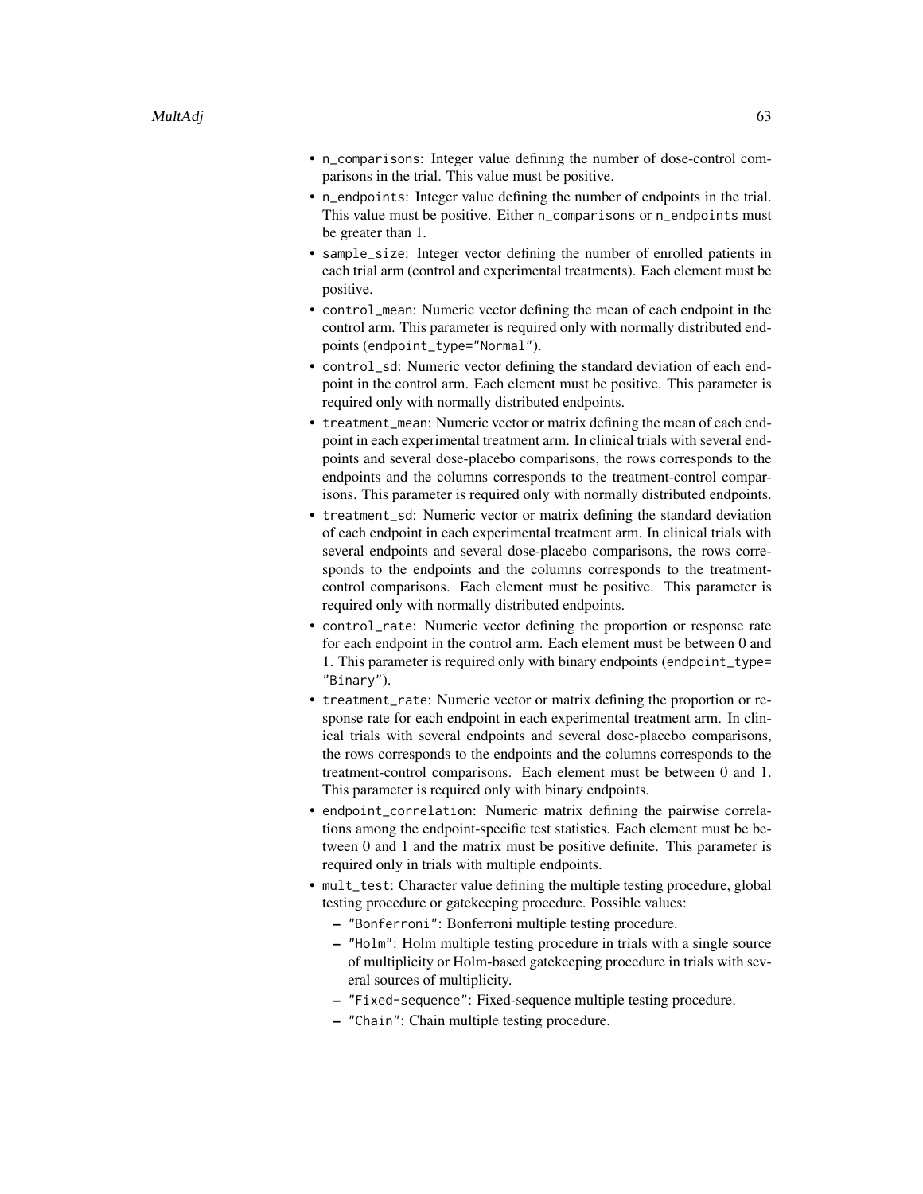- `n_comparisons`: Integer value defining the number of dose-control comparisons in the trial. This value must be positive.
- `n_endpoints`: Integer value defining the number of endpoints in the trial. This value must be positive. Either `n_comparisons` or `n_endpoints` must be greater than 1.
- `sample_size`: Integer vector defining the number of enrolled patients in each trial arm (control and experimental treatments). Each element must be positive.
- `control_mean`: Numeric vector defining the mean of each endpoint in the control arm. This parameter is required only with normally distributed endpoints (`endpoint_type="Normal"`).
- `control_sd`: Numeric vector defining the standard deviation of each endpoint in the control arm. Each element must be positive. This parameter is required only with normally distributed endpoints.
- `treatment_mean`: Numeric vector or matrix defining the mean of each endpoint in each experimental treatment arm. In clinical trials with several endpoints and several dose-placebo comparisons, the rows corresponds to the endpoints and the columns corresponds to the treatment-control comparisons. This parameter is required only with normally distributed endpoints.
- `treatment_sd`: Numeric vector or matrix defining the standard deviation of each endpoint in each experimental treatment arm. In clinical trials with several endpoints and several dose-placebo comparisons, the rows corresponds to the endpoints and the columns corresponds to the treatment-control comparisons. Each element must be positive. This parameter is required only with normally distributed endpoints.
- `control_rate`: Numeric vector defining the proportion or response rate for each endpoint in the control arm. Each element must be between 0 and 1. This parameter is required only with binary endpoints (`endpoint_type= "Binary"`).
- `treatment_rate`: Numeric vector or matrix defining the proportion or response rate for each endpoint in each experimental treatment arm. In clinical trials with several endpoints and several dose-placebo comparisons, the rows corresponds to the endpoints and the columns corresponds to the treatment-control comparisons. Each element must be between 0 and 1. This parameter is required only with binary endpoints.
- `endpoint_correlation`: Numeric matrix defining the pairwise correlations among the endpoint-specific test statistics. Each element must be between 0 and 1 and the matrix must be positive definite. This parameter is required only in trials with multiple endpoints.
- `mult_test`: Character value defining the multiple testing procedure, global testing procedure or gatekeeping procedure. Possible values:
  - `"Bonferroni"`: Bonferroni multiple testing procedure.
  - `"Holm"`: Holm multiple testing procedure in trials with a single source of multiplicity or Holm-based gatekeeping procedure in trials with several sources of multiplicity.
  - `"Fixed-sequence"`: Fixed-sequence multiple testing procedure.
  - `"Chain"`: Chain multiple testing procedure.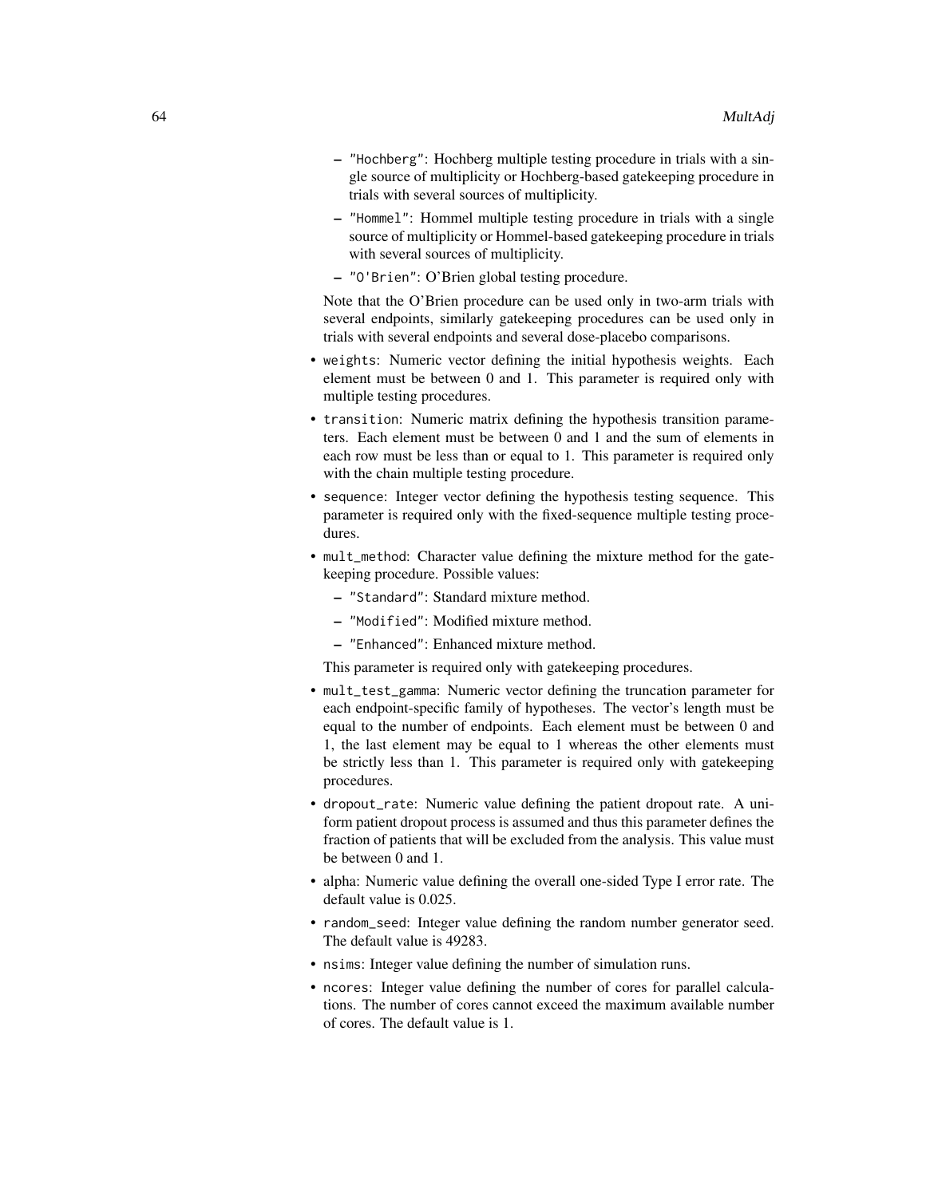- "Hochberg": Hochberg multiple testing procedure in trials with a single source of multiplicity or Hochberg-based gatekeeping procedure in trials with several sources of multiplicity.
  - "Hommel": Hommel multiple testing procedure in trials with a single source of multiplicity or Hommel-based gatekeeping procedure in trials with several sources of multiplicity.
  - "O'Brien": O'Brien global testing procedure.

  Note that the O'Brien procedure can be used only in two-arm trials with several endpoints, similarly gatekeeping procedures can be used only in trials with several endpoints and several dose-placebo comparisons.

- weights: Numeric vector defining the initial hypothesis weights. Each element must be between 0 and 1. This parameter is required only with multiple testing procedures.
- transition: Numeric matrix defining the hypothesis transition parameters. Each element must be between 0 and 1 and the sum of elements in each row must be less than or equal to 1. This parameter is required only with the chain multiple testing procedure.
- sequence: Integer vector defining the hypothesis testing sequence. This parameter is required only with the fixed-sequence multiple testing procedures.
- mult_method: Character value defining the mixture method for the gatekeeping procedure. Possible values:
  - "Standard": Standard mixture method.
  - "Modified": Modified mixture method.
  - "Enhanced": Enhanced mixture method.

  This parameter is required only with gatekeeping procedures.

- mult_test_gamma: Numeric vector defining the truncation parameter for each endpoint-specific family of hypotheses. The vector's length must be equal to the number of endpoints. Each element must be between 0 and 1, the last element may be equal to 1 whereas the other elements must be strictly less than 1. This parameter is required only with gatekeeping procedures.
- dropout_rate: Numeric value defining the patient dropout rate. A uniform patient dropout process is assumed and thus this parameter defines the fraction of patients that will be excluded from the analysis. This value must be between 0 and 1.
- alpha: Numeric value defining the overall one-sided Type I error rate. The default value is 0.025.
- random_seed: Integer value defining the random number generator seed. The default value is 49283.
- nsims: Integer value defining the number of simulation runs.
- ncores: Integer value defining the number of cores for parallel calculations. The number of cores cannot exceed the maximum available number of cores. The default value is 1.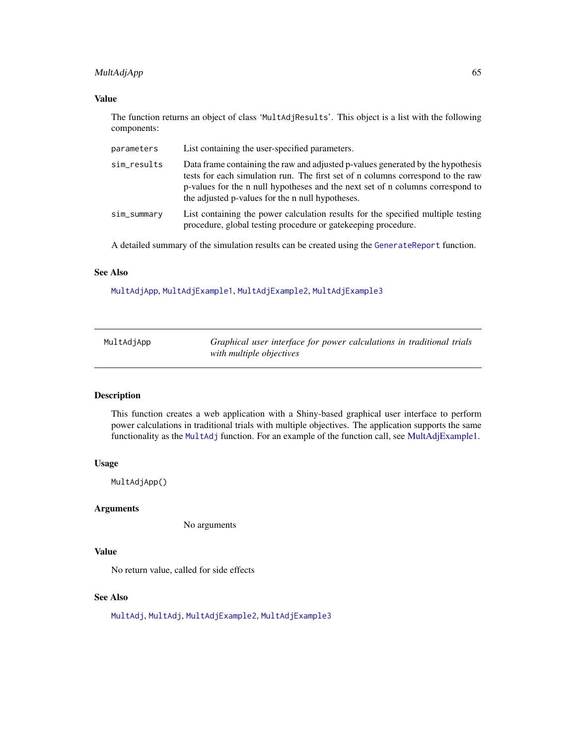### Value

The function returns an object of class 'MultAdjResults'. This object is a list with the following components:

| | |
|---|---|
| `parameters` | List containing the user-specified parameters. |
| `sim_results` | Data frame containing the raw and adjusted p-values generated by the hypothesis tests for each simulation run. The first set of n columns correspond to the raw p-values for the n null hypotheses and the next set of n columns correspond to the adjusted p-values for the n null hypotheses. |
| `sim_summary` | List containing the power calculation results for the specified multiple testing procedure, global testing procedure or gatekeeping procedure. |

A detailed summary of the simulation results can be created using the `GenerateReport` function.

### See Also

`MultAdjApp`, `MultAdjExample1`, `MultAdjExample2`, `MultAdjExample3`

---

## MultAdjApp — *Graphical user interface for power calculations in traditional trials with multiple objectives*

### Description

This function creates a web application with a Shiny-based graphical user interface to perform power calculations in traditional trials with multiple objectives. The application supports the same functionality as the `MultAdj` function. For an example of the function call, see MultAdjExample1.

### Usage

```
MultAdjApp()
```

### Arguments

No arguments

### Value

No return value, called for side effects

### See Also

`MultAdj`, `MultAdj`, `MultAdjExample2`, `MultAdjExample3`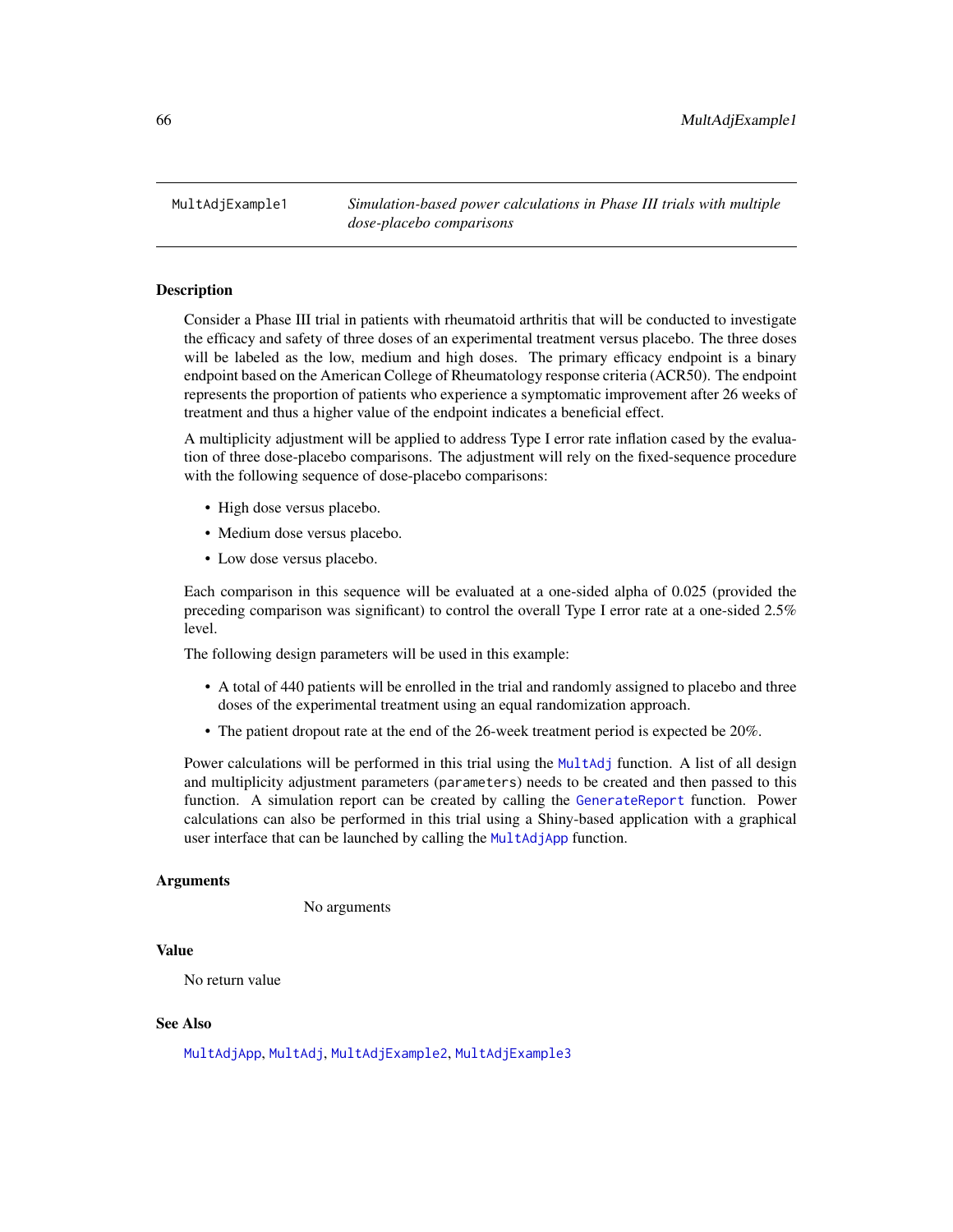MultAdjExample1 *Simulation-based power calculations in Phase III trials with multiple dose-placebo comparisons*

## Description

Consider a Phase III trial in patients with rheumatoid arthritis that will be conducted to investigate the efficacy and safety of three doses of an experimental treatment versus placebo. The three doses will be labeled as the low, medium and high doses. The primary efficacy endpoint is a binary endpoint based on the American College of Rheumatology response criteria (ACR50). The endpoint represents the proportion of patients who experience a symptomatic improvement after 26 weeks of treatment and thus a higher value of the endpoint indicates a beneficial effect.

A multiplicity adjustment will be applied to address Type I error rate inflation cased by the evaluation of three dose-placebo comparisons. The adjustment will rely on the fixed-sequence procedure with the following sequence of dose-placebo comparisons:

- High dose versus placebo.
- Medium dose versus placebo.
- Low dose versus placebo.

Each comparison in this sequence will be evaluated at a one-sided alpha of 0.025 (provided the preceding comparison was significant) to control the overall Type I error rate at a one-sided 2.5% level.

The following design parameters will be used in this example:

- A total of 440 patients will be enrolled in the trial and randomly assigned to placebo and three doses of the experimental treatment using an equal randomization approach.
- The patient dropout rate at the end of the 26-week treatment period is expected be 20%.

Power calculations will be performed in this trial using the `MultAdj` function. A list of all design and multiplicity adjustment parameters (`parameters`) needs to be created and then passed to this function. A simulation report can be created by calling the `GenerateReport` function. Power calculations can also be performed in this trial using a Shiny-based application with a graphical user interface that can be launched by calling the `MultAdjApp` function.

## Arguments

No arguments

## Value

No return value

## See Also

`MultAdjApp`, `MultAdj`, `MultAdjExample2`, `MultAdjExample3`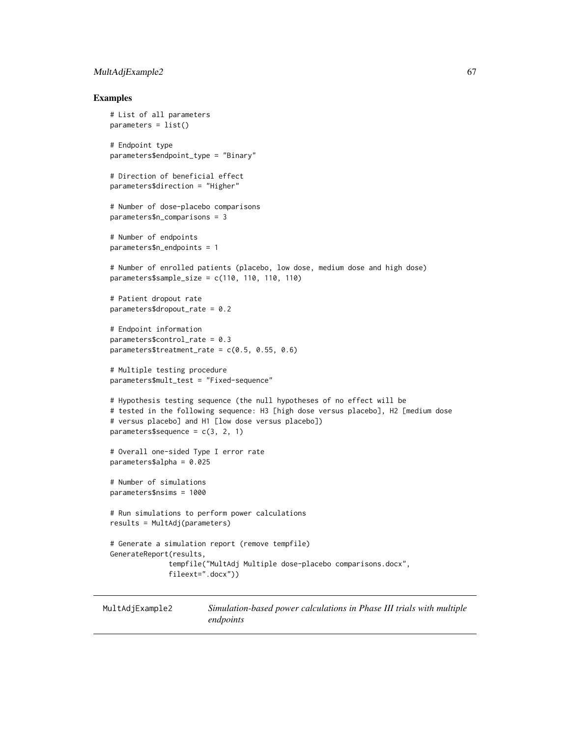## Examples

```
# List of all parameters
parameters = list()

# Endpoint type
parameters$endpoint_type = "Binary"

# Direction of beneficial effect
parameters$direction = "Higher"

# Number of dose-placebo comparisons
parameters$n_comparisons = 3

# Number of endpoints
parameters$n_endpoints = 1

# Number of enrolled patients (placebo, low dose, medium dose and high dose)
parameters$sample_size = c(110, 110, 110, 110)

# Patient dropout rate
parameters$dropout_rate = 0.2

# Endpoint information
parameters$control_rate = 0.3
parameters$treatment_rate = c(0.5, 0.55, 0.6)

# Multiple testing procedure
parameters$mult_test = "Fixed-sequence"

# Hypothesis testing sequence (the null hypotheses of no effect will be
# tested in the following sequence: H3 [high dose versus placebo], H2 [medium dose
# versus placebo] and H1 [low dose versus placebo])
parameters$sequence = c(3, 2, 1)

# Overall one-sided Type I error rate
parameters$alpha = 0.025

# Number of simulations
parameters$nsims = 1000

# Run simulations to perform power calculations
results = MultAdj(parameters)

# Generate a simulation report (remove tempfile)
GenerateReport(results,
              tempfile("MultAdj Multiple dose-placebo comparisons.docx",
              fileext=".docx"))
```

---

MultAdjExample2 — *Simulation-based power calculations in Phase III trials with multiple endpoints*

---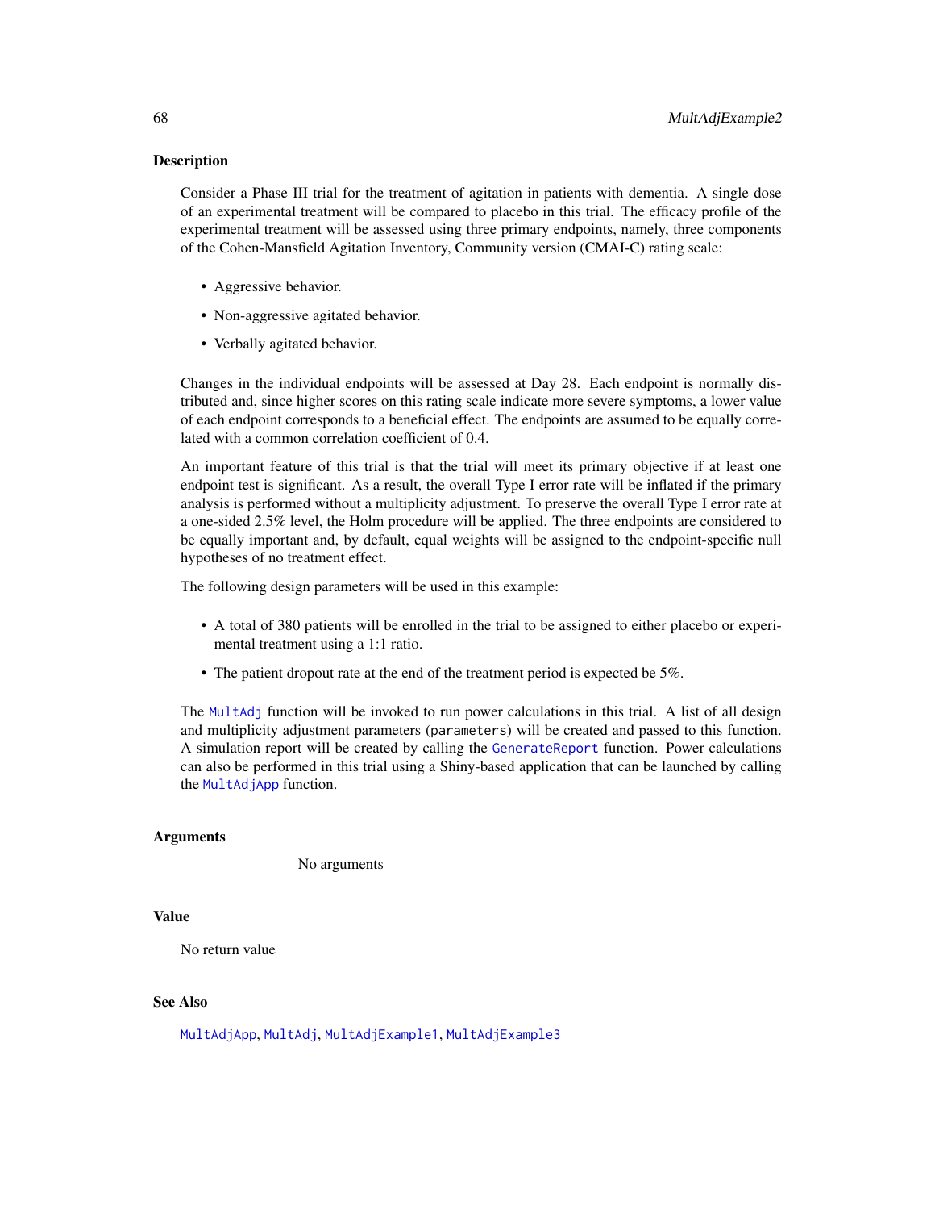## Description

Consider a Phase III trial for the treatment of agitation in patients with dementia. A single dose of an experimental treatment will be compared to placebo in this trial. The efficacy profile of the experimental treatment will be assessed using three primary endpoints, namely, three components of the Cohen-Mansfield Agitation Inventory, Community version (CMAI-C) rating scale:

- Aggressive behavior.
- Non-aggressive agitated behavior.
- Verbally agitated behavior.

Changes in the individual endpoints will be assessed at Day 28. Each endpoint is normally distributed and, since higher scores on this rating scale indicate more severe symptoms, a lower value of each endpoint corresponds to a beneficial effect. The endpoints are assumed to be equally correlated with a common correlation coefficient of 0.4.

An important feature of this trial is that the trial will meet its primary objective if at least one endpoint test is significant. As a result, the overall Type I error rate will be inflated if the primary analysis is performed without a multiplicity adjustment. To preserve the overall Type I error rate at a one-sided 2.5% level, the Holm procedure will be applied. The three endpoints are considered to be equally important and, by default, equal weights will be assigned to the endpoint-specific null hypotheses of no treatment effect.

The following design parameters will be used in this example:

- A total of 380 patients will be enrolled in the trial to be assigned to either placebo or experimental treatment using a 1:1 ratio.
- The patient dropout rate at the end of the treatment period is expected be 5%.

The `MultAdj` function will be invoked to run power calculations in this trial. A list of all design and multiplicity adjustment parameters (`parameters`) will be created and passed to this function. A simulation report will be created by calling the `GenerateReport` function. Power calculations can also be performed in this trial using a Shiny-based application that can be launched by calling the `MultAdjApp` function.

## Arguments

No arguments

## Value

No return value

## See Also

`MultAdjApp`, `MultAdj`, `MultAdjExample1`, `MultAdjExample3`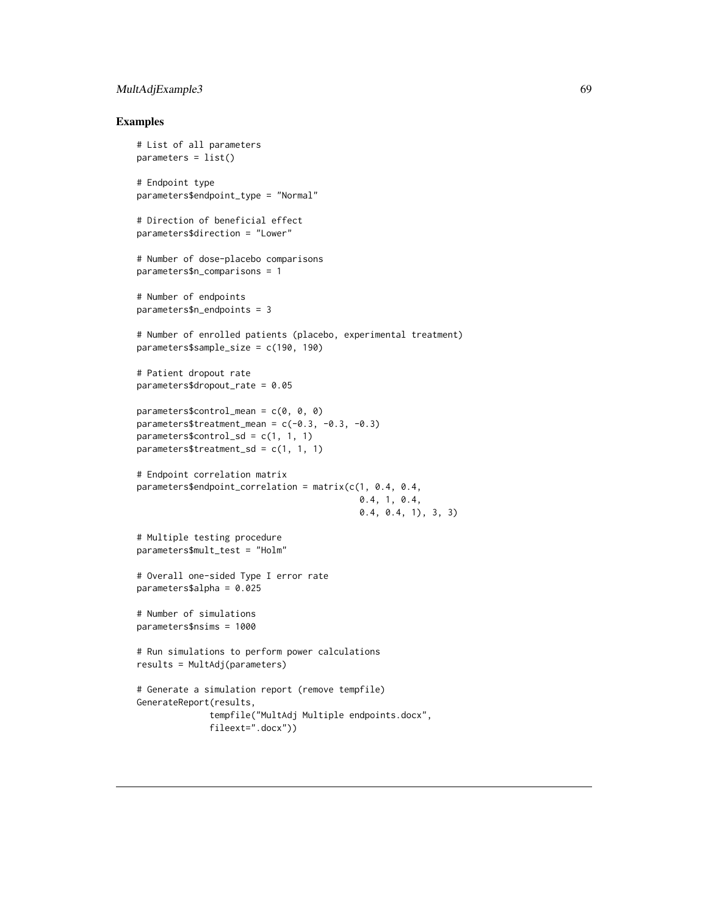## Examples

```
# List of all parameters
parameters = list()

# Endpoint type
parameters$endpoint_type = "Normal"

# Direction of beneficial effect
parameters$direction = "Lower"

# Number of dose-placebo comparisons
parameters$n_comparisons = 1

# Number of endpoints
parameters$n_endpoints = 3

# Number of enrolled patients (placebo, experimental treatment)
parameters$sample_size = c(190, 190)

# Patient dropout rate
parameters$dropout_rate = 0.05

parameters$control_mean = c(0, 0, 0)
parameters$treatment_mean = c(-0.3, -0.3, -0.3)
parameters$control_sd = c(1, 1, 1)
parameters$treatment_sd = c(1, 1, 1)

# Endpoint correlation matrix
parameters$endpoint_correlation = matrix(c(1, 0.4, 0.4,
                                           0.4, 1, 0.4,
                                           0.4, 0.4, 1), 3, 3)

# Multiple testing procedure
parameters$mult_test = "Holm"

# Overall one-sided Type I error rate
parameters$alpha = 0.025

# Number of simulations
parameters$nsims = 1000

# Run simulations to perform power calculations
results = MultAdj(parameters)

# Generate a simulation report (remove tempfile)
GenerateReport(results,
              tempfile("MultAdj Multiple endpoints.docx",
              fileext=".docx"))
```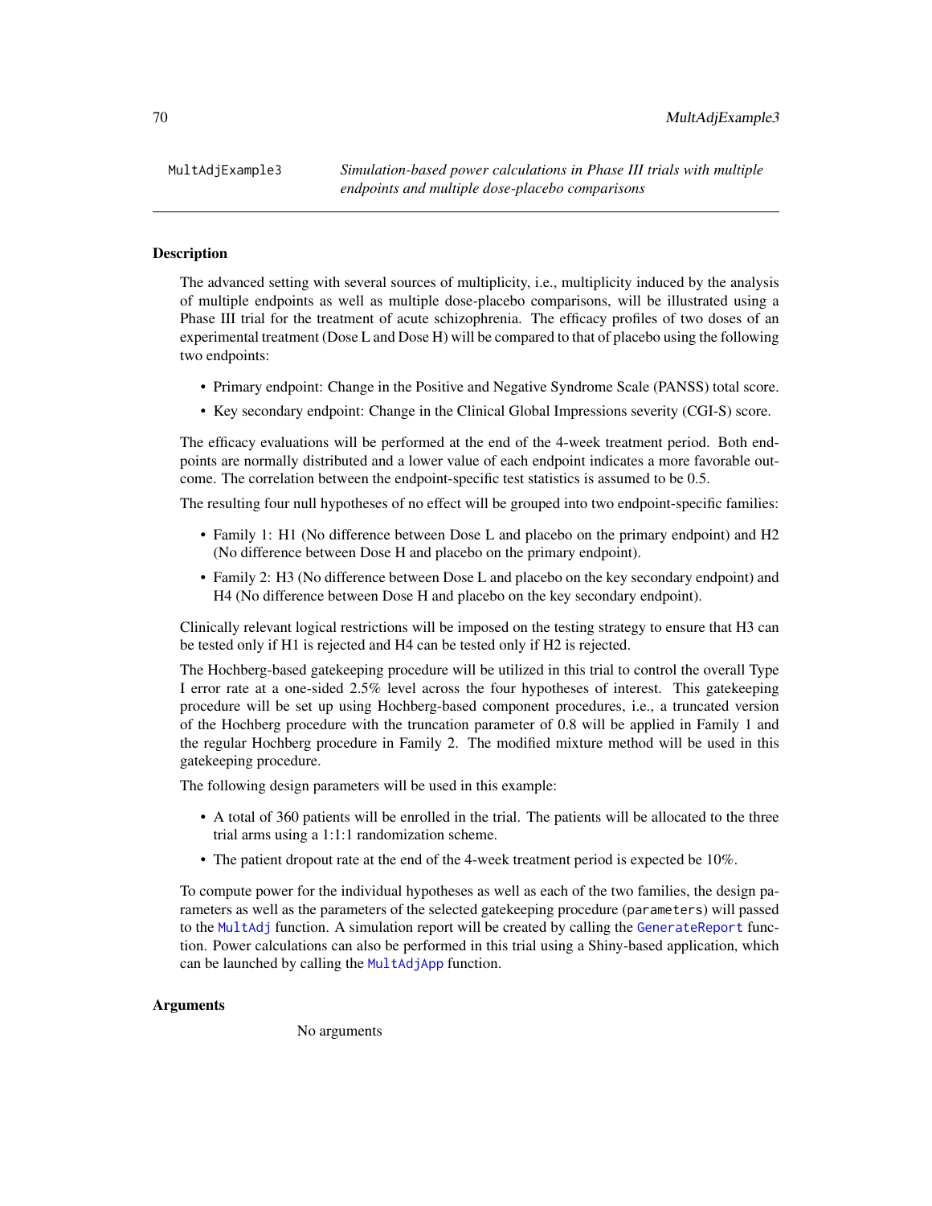MultAdjExample3    *Simulation-based power calculations in Phase III trials with multiple endpoints and multiple dose-placebo comparisons*

---

### Description

The advanced setting with several sources of multiplicity, i.e., multiplicity induced by the analysis of multiple endpoints as well as multiple dose-placebo comparisons, will be illustrated using a Phase III trial for the treatment of acute schizophrenia. The efficacy profiles of two doses of an experimental treatment (Dose L and Dose H) will be compared to that of placebo using the following two endpoints:

- Primary endpoint: Change in the Positive and Negative Syndrome Scale (PANSS) total score.
- Key secondary endpoint: Change in the Clinical Global Impressions severity (CGI-S) score.

The efficacy evaluations will be performed at the end of the 4-week treatment period. Both endpoints are normally distributed and a lower value of each endpoint indicates a more favorable outcome. The correlation between the endpoint-specific test statistics is assumed to be 0.5.

The resulting four null hypotheses of no effect will be grouped into two endpoint-specific families:

- Family 1: H1 (No difference between Dose L and placebo on the primary endpoint) and H2 (No difference between Dose H and placebo on the primary endpoint).
- Family 2: H3 (No difference between Dose L and placebo on the key secondary endpoint) and H4 (No difference between Dose H and placebo on the key secondary endpoint).

Clinically relevant logical restrictions will be imposed on the testing strategy to ensure that H3 can be tested only if H1 is rejected and H4 can be tested only if H2 is rejected.

The Hochberg-based gatekeeping procedure will be utilized in this trial to control the overall Type I error rate at a one-sided 2.5% level across the four hypotheses of interest. This gatekeeping procedure will be set up using Hochberg-based component procedures, i.e., a truncated version of the Hochberg procedure with the truncation parameter of 0.8 will be applied in Family 1 and the regular Hochberg procedure in Family 2. The modified mixture method will be used in this gatekeeping procedure.

The following design parameters will be used in this example:

- A total of 360 patients will be enrolled in the trial. The patients will be allocated to the three trial arms using a 1:1:1 randomization scheme.
- The patient dropout rate at the end of the 4-week treatment period is expected be 10%.

To compute power for the individual hypotheses as well as each of the two families, the design parameters as well as the parameters of the selected gatekeeping procedure (`parameters`) will passed to the `MultAdj` function. A simulation report will be created by calling the `GenerateReport` function. Power calculations can also be performed in this trial using a Shiny-based application, which can be launched by calling the `MultAdjApp` function.

### Arguments

No arguments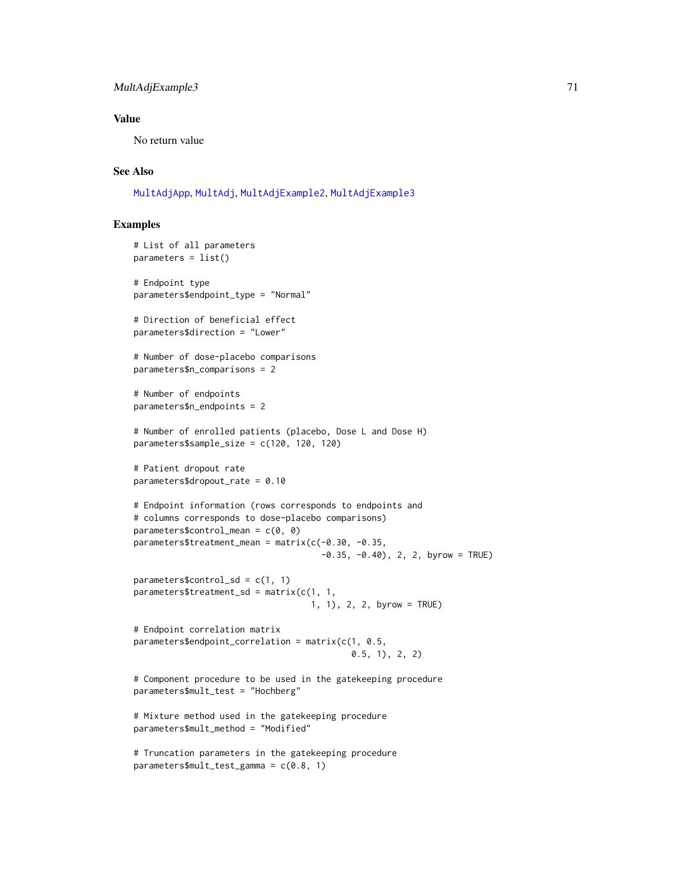## Value

No return value

## See Also

MultAdjApp, MultAdj, MultAdjExample2, MultAdjExample3

## Examples

```
# List of all parameters
parameters = list()

# Endpoint type
parameters$endpoint_type = "Normal"

# Direction of beneficial effect
parameters$direction = "Lower"

# Number of dose-placebo comparisons
parameters$n_comparisons = 2

# Number of endpoints
parameters$n_endpoints = 2

# Number of enrolled patients (placebo, Dose L and Dose H)
parameters$sample_size = c(120, 120, 120)

# Patient dropout rate
parameters$dropout_rate = 0.10

# Endpoint information (rows corresponds to endpoints and
# columns corresponds to dose-placebo comparisons)
parameters$control_mean = c(0, 0)
parameters$treatment_mean = matrix(c(-0.30, -0.35,
                                     -0.35, -0.40), 2, 2, byrow = TRUE)

parameters$control_sd = c(1, 1)
parameters$treatment_sd = matrix(c(1, 1,
                                   1, 1), 2, 2, byrow = TRUE)

# Endpoint correlation matrix
parameters$endpoint_correlation = matrix(c(1, 0.5,
                                           0.5, 1), 2, 2)

# Component procedure to be used in the gatekeeping procedure
parameters$mult_test = "Hochberg"

# Mixture method used in the gatekeeping procedure
parameters$mult_method = "Modified"

# Truncation parameters in the gatekeeping procedure
parameters$mult_test_gamma = c(0.8, 1)
```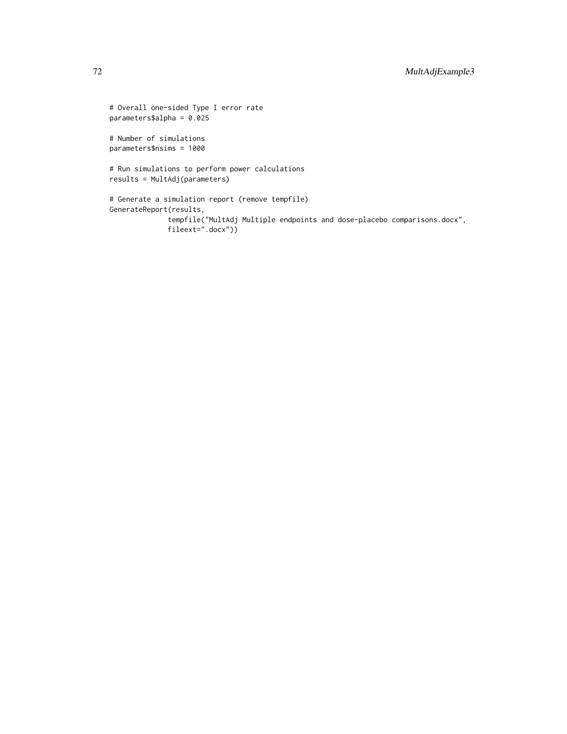```
# Overall one-sided Type I error rate
parameters$alpha = 0.025

# Number of simulations
parameters$nsims = 1000

# Run simulations to perform power calculations
results = MultAdj(parameters)

# Generate a simulation report (remove tempfile)
GenerateReport(results,
             tempfile("MultAdj Multiple endpoints and dose-placebo comparisons.docx",
             fileext=".docx"))
```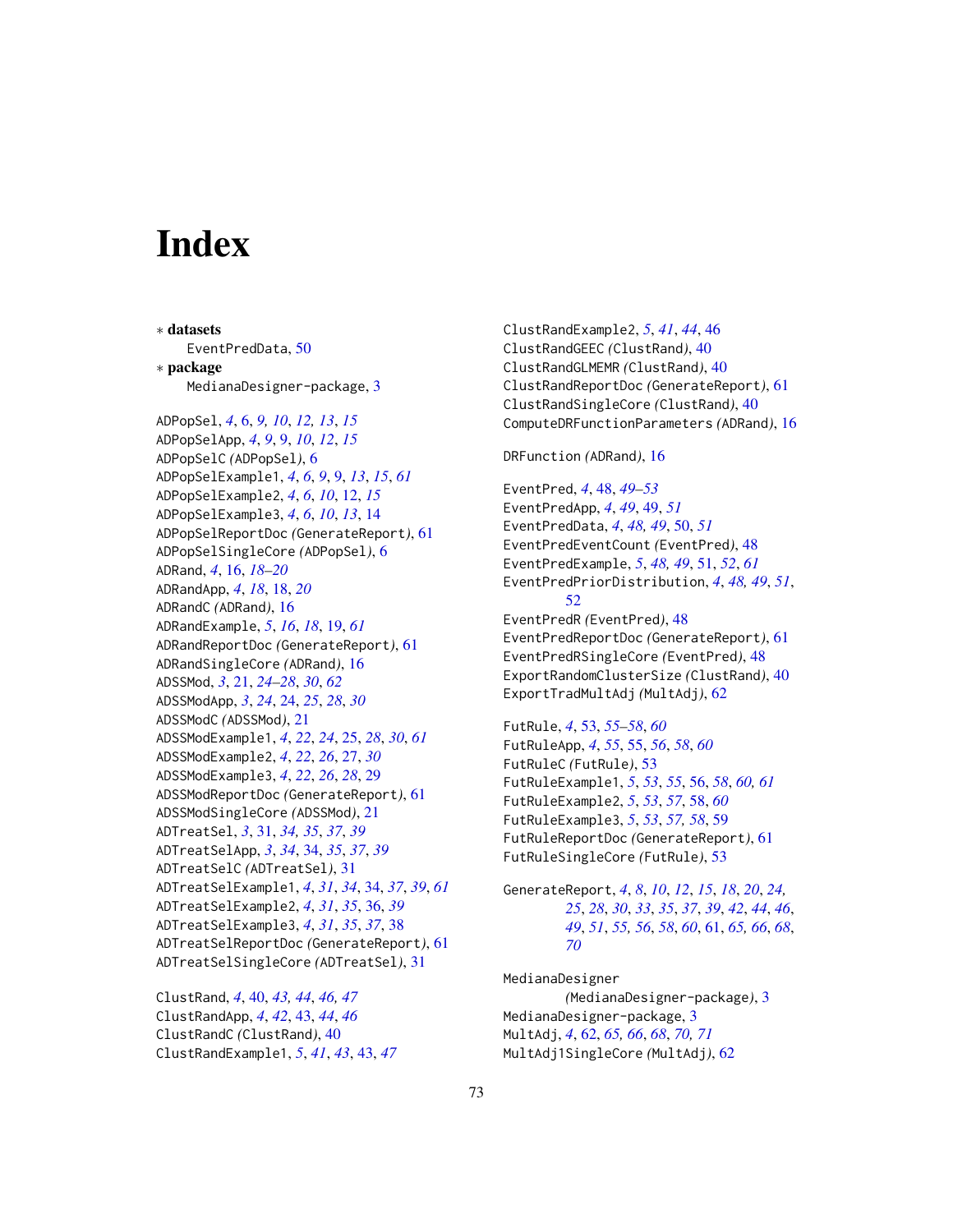# Index

∗ **datasets**

EventPredData, 50

∗ **package**

MedianaDesigner-package, 3

ADPopSel, *4*, 6, *9, 10*, *12, 13*, *15*
ADPopSelApp, *4*, *9*, 9, *10*, *12*, *15*
ADPopSelC *(ADPopSel)*, 6
ADPopSelExample1, *4*, *6*, *9*, 9, *13*, *15*, *61*
ADPopSelExample2, *4*, *6*, *10*, 12, *15*
ADPopSelExample3, *4*, *6*, *10*, *13*, 14
ADPopSelReportDoc *(GenerateReport)*, 61
ADPopSelSingleCore *(ADPopSel)*, 6
ADRand, *4*, 16, *18–20*
ADRandApp, *4*, *18*, 18, *20*
ADRandC *(ADRand)*, 16
ADRandExample, *5*, *16*, *18*, 19, *61*
ADRandReportDoc *(GenerateReport)*, 61
ADRandSingleCore *(ADRand)*, 16
ADSSMod, *3*, 21, *24–28*, *30*, *62*
ADSSModApp, *3*, *24*, 24, *25*, *28*, *30*
ADSSModC *(ADSSMod)*, 21
ADSSModExample1, *4*, *22*, *24*, 25, *28*, *30*, *61*
ADSSModExample2, *4*, *22*, *26*, 27, *30*
ADSSModExample3, *4*, *22*, *26*, *28*, 29
ADSSModReportDoc *(GenerateReport)*, 61
ADSSModSingleCore *(ADSSMod)*, 21
ADTreatSel, *3*, 31, *34, 35*, *37*, *39*
ADTreatSelApp, *3*, *34*, 34, *35*, *37*, *39*
ADTreatSelC *(ADTreatSel)*, 31
ADTreatSelExample1, *4*, *31*, *34*, 34, *37*, *39*, *61*
ADTreatSelExample2, *4*, *31*, *35*, 36, *39*
ADTreatSelExample3, *4*, *31*, *35*, *37*, 38
ADTreatSelReportDoc *(GenerateReport)*, 61
ADTreatSelSingleCore *(ADTreatSel)*, 31

ClustRand, *4*, 40, *43, 44*, *46, 47*
ClustRandApp, *4*, *42*, 43, *44*, *46*
ClustRandC *(ClustRand)*, 40
ClustRandExample1, *5*, *41*, *43*, 43, *47*
ClustRandExample2, *5*, *41*, *44*, 46
ClustRandGEEC *(ClustRand)*, 40
ClustRandGLMEMR *(ClustRand)*, 40
ClustRandReportDoc *(GenerateReport)*, 61
ClustRandSingleCore *(ClustRand)*, 40
ComputeDRFunctionParameters *(ADRand)*, 16

DRFunction *(ADRand)*, 16

EventPred, *4*, 48, *49–53*
EventPredApp, *4*, *49*, 49, *51*
EventPredData, *4*, *48, 49*, 50, *51*
EventPredEventCount *(EventPred)*, 48
EventPredExample, *5*, *48, 49*, 51, *52*, *61*
EventPredPriorDistribution, *4*, *48, 49*, *51*, *52*
EventPredR *(EventPred)*, 48
EventPredReportDoc *(GenerateReport)*, 61
EventPredRSingleCore *(EventPred)*, 48
ExportRandomClusterSize *(ClustRand)*, 40
ExportTradMultAdj *(MultAdj)*, 62

FutRule, *4*, 53, *55–58*, *60*
FutRuleApp, *4*, *55*, 55, *56*, *58*, *60*
FutRuleC *(FutRule)*, 53
FutRuleExample1, *5*, *53*, *55*, 56, *58*, *60, 61*
FutRuleExample2, *5*, *53*, *57*, 58, *60*
FutRuleExample3, *5*, *53*, *57, 58*, 59
FutRuleReportDoc *(GenerateReport)*, 61
FutRuleSingleCore *(FutRule)*, 53

GenerateReport, *4*, *8*, *10*, *12*, *15*, *18*, *20*, *24, 25*, *28*, *30*, *33*, *35*, *37*, *39*, *42*, *44*, *46*, *49*, *51*, *55, 56*, *58*, *60*, 61, *65, 66*, *68*, *70*

MedianaDesigner *(MedianaDesigner-package)*, 3
MedianaDesigner-package, 3
MultAdj, *4*, 62, *65, 66*, *68*, *70, 71*
MultAdj1SingleCore *(MultAdj)*, 62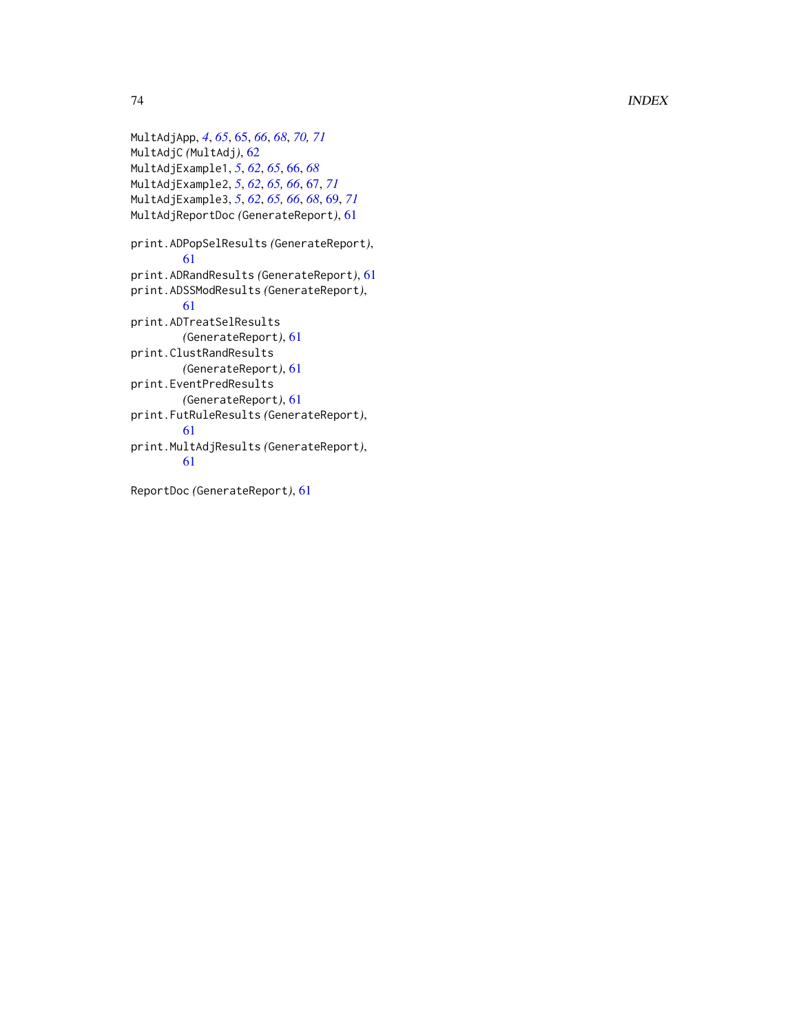MultAdjApp, *4*, *65*, 65, *66*, *68*, *70, 71*
MultAdjC *(*MultAdj*)*, 62
MultAdjExample1, *5*, *62*, *65*, 66, *68*
MultAdjExample2, *5*, *62*, *65, 66*, 67, *71*
MultAdjExample3, *5*, *62*, *65, 66*, *68*, 69, *71*
MultAdjReportDoc *(*GenerateReport*)*, 61

print.ADPopSelResults *(*GenerateReport*)*, 61
print.ADRandResults *(*GenerateReport*)*, 61
print.ADSSModResults *(*GenerateReport*)*, 61
print.ADTreatSelResults *(*GenerateReport*)*, 61
print.ClustRandResults *(*GenerateReport*)*, 61
print.EventPredResults *(*GenerateReport*)*, 61
print.FutRuleResults *(*GenerateReport*)*, 61
print.MultAdjResults *(*GenerateReport*)*, 61

ReportDoc *(*GenerateReport*)*, 61